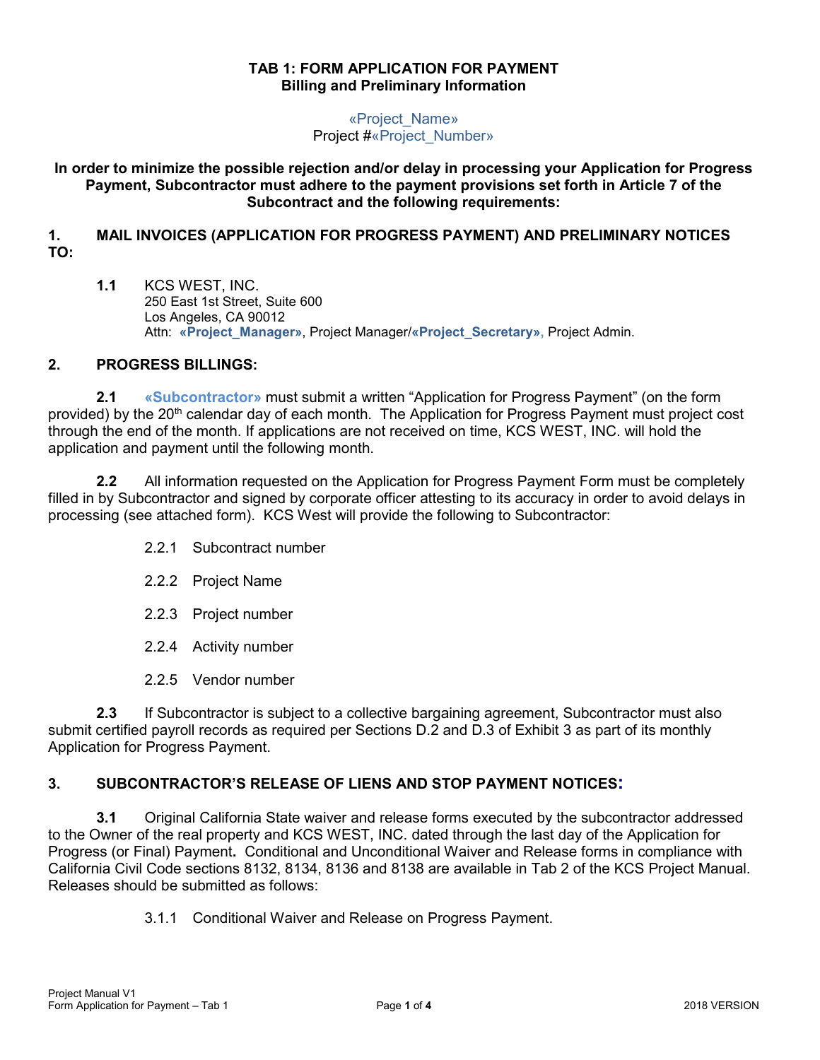# TAB 1: FORM APPLICATION FOR PAYMENT
## Billing and Preliminary Information

«Project_Name»
Project #«Project_Number»

**In order to minimize the possible rejection and/or delay in processing your Application for Progress Payment, Subcontractor must adhere to the payment provisions set forth in Article 7 of the Subcontract and the following requirements:**

### 1. MAIL INVOICES (APPLICATION FOR PROGRESS PAYMENT) AND PRELIMINARY NOTICES TO:

**1.1** KCS WEST, INC.
250 East 1st Street, Suite 600
Los Angeles, CA 90012
Attn: **«Project_Manager»**, Project Manager/**«Project_Secretary»**, Project Admin.

### 2. PROGRESS BILLINGS:

**2.1** **«Subcontractor»** must submit a written "Application for Progress Payment" (on the form provided) by the 20th calendar day of each month. The Application for Progress Payment must project cost through the end of the month. If applications are not received on time, KCS WEST, INC. will hold the application and payment until the following month.

**2.2** All information requested on the Application for Progress Payment Form must be completely filled in by Subcontractor and signed by corporate officer attesting to its accuracy in order to avoid delays in processing (see attached form). KCS West will provide the following to Subcontractor:

2.2.1 Subcontract number

2.2.2 Project Name

2.2.3 Project number

2.2.4 Activity number

2.2.5 Vendor number

**2.3** If Subcontractor is subject to a collective bargaining agreement, Subcontractor must also submit certified payroll records as required per Sections D.2 and D.3 of Exhibit 3 as part of its monthly Application for Progress Payment.

### 3. SUBCONTRACTOR'S RELEASE OF LIENS AND STOP PAYMENT NOTICES:

**3.1** Original California State waiver and release forms executed by the subcontractor addressed to the Owner of the real property and KCS WEST, INC. dated through the last day of the Application for Progress (or Final) Payment**.** Conditional and Unconditional Waiver and Release forms in compliance with California Civil Code sections 8132, 8134, 8136 and 8138 are available in Tab 2 of the KCS Project Manual. Releases should be submitted as follows:

3.1.1 Conditional Waiver and Release on Progress Payment.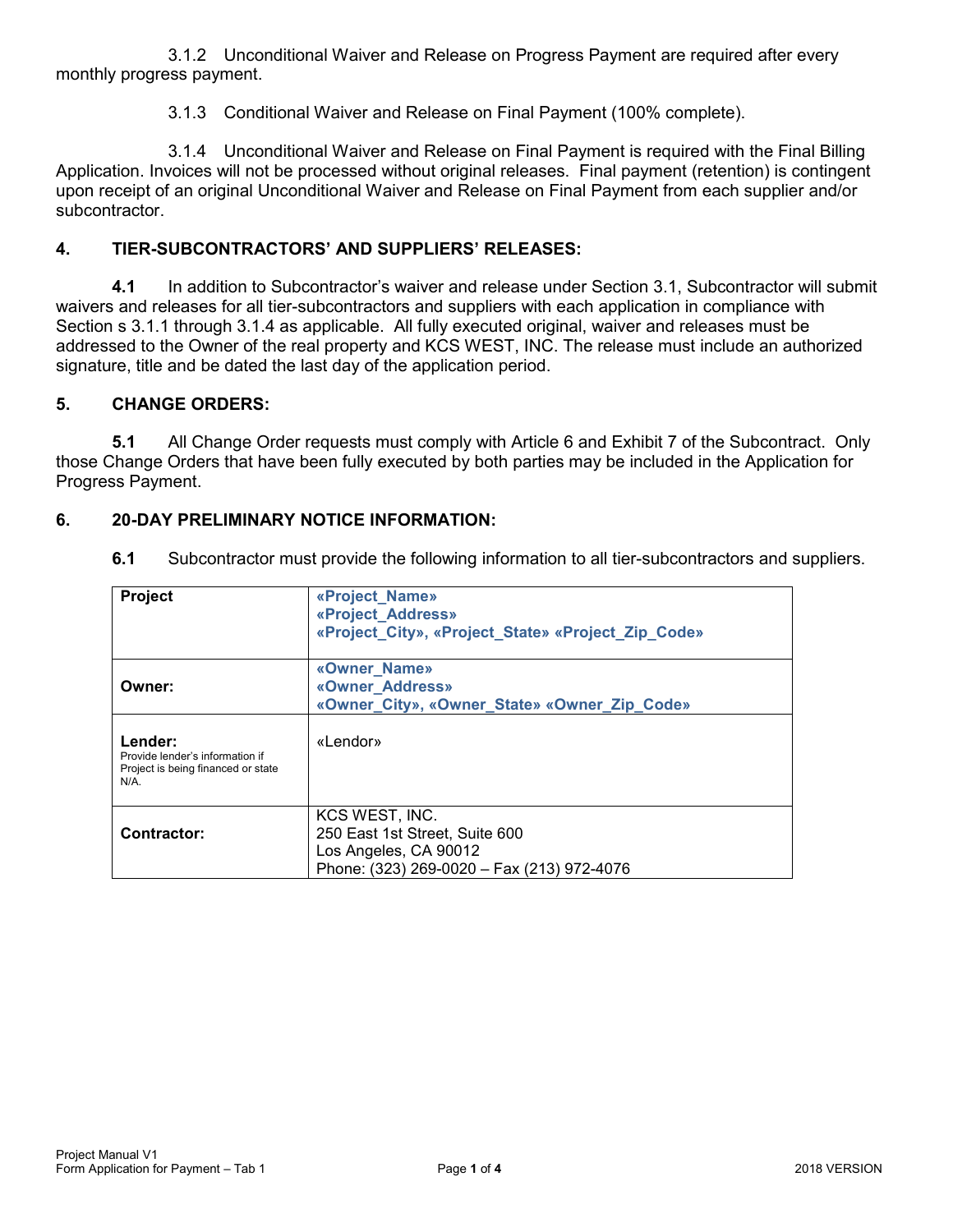3.1.2 Unconditional Waiver and Release on Progress Payment are required after every monthly progress payment.

3.1.3 Conditional Waiver and Release on Final Payment (100% complete).

3.1.4 Unconditional Waiver and Release on Final Payment is required with the Final Billing Application. Invoices will not be processed without original releases. Final payment (retention) is contingent upon receipt of an original Unconditional Waiver and Release on Final Payment from each supplier and/or subcontractor.

## 4. TIER-SUBCONTRACTORS' AND SUPPLIERS' RELEASES:

**4.1** In addition to Subcontractor's waiver and release under Section 3.1, Subcontractor will submit waivers and releases for all tier-subcontractors and suppliers with each application in compliance with Section s 3.1.1 through 3.1.4 as applicable. All fully executed original, waiver and releases must be addressed to the Owner of the real property and KCS WEST, INC. The release must include an authorized signature, title and be dated the last day of the application period.

## 5. CHANGE ORDERS:

**5.1** All Change Order requests must comply with Article 6 and Exhibit 7 of the Subcontract. Only those Change Orders that have been fully executed by both parties may be included in the Application for Progress Payment.

## 6. 20-DAY PRELIMINARY NOTICE INFORMATION:

**6.1** Subcontractor must provide the following information to all tier-subcontractors and suppliers.

| | |
|---|---|
| **Project** | **«Project_Name»**<br>**«Project_Address»**<br>**«Project_City», «Project_State» «Project_Zip_Code»** |
| **Owner:** | **«Owner_Name»**<br>**«Owner_Address»**<br>**«Owner_City», «Owner_State» «Owner_Zip_Code»** |
| **Lender:**<br>Provide lender's information if Project is being financed or state N/A. | «Lendor» |
| **Contractor:** | KCS WEST, INC.<br>250 East 1st Street, Suite 600<br>Los Angeles, CA 90012<br>Phone: (323) 269-0020 – Fax (213) 972-4076 |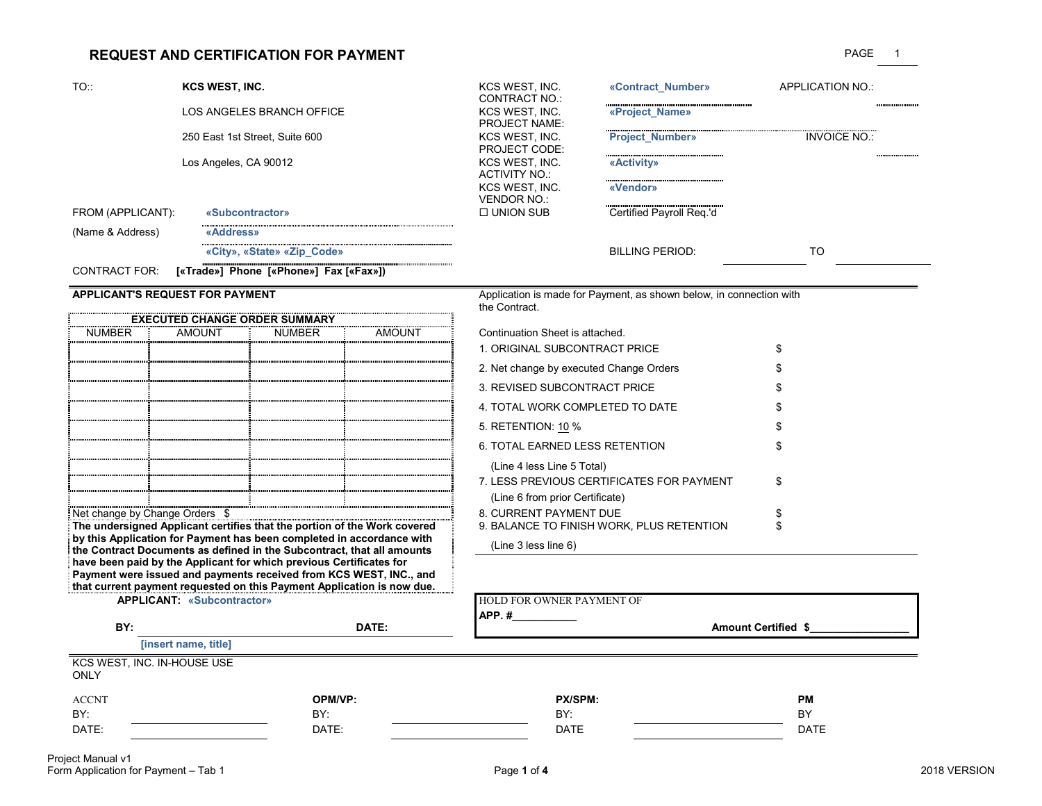# REQUEST AND CERTIFICATION FOR PAYMENT

PAGE 1

| | | | | | |
|---|---|---|---|---|---|
| TO:: | **KCS WEST, INC.** | KCS WEST, INC. CONTRACT NO.: | **«Contract_Number»** | APPLICATION NO.: | |
| | LOS ANGELES BRANCH OFFICE | KCS WEST, INC. PROJECT NAME: | **«Project_Name»** | | |
| | 250 East 1st Street, Suite 600 | KCS WEST, INC. PROJECT CODE: | **Project_Number»** | INVOICE NO.: | |
| | Los Angeles, CA 90012 | KCS WEST, INC. ACTIVITY NO.: | **«Activity»** | | |
| | | KCS WEST, INC. VENDOR NO.: | **«Vendor»** | | |

FROM (APPLICANT): **«Subcontractor»**

(Name & Address) **«Address»**

**«City», «State» «Zip_Code»**

☐ UNION SUB — Certified Payroll Req.'d

BILLING PERIOD: ____________ TO ____________

CONTRACT FOR: **[«Trade»] Phone [«Phone»] Fax [«Fax»])**

**APPLICANT'S REQUEST FOR PAYMENT**

| **EXECUTED CHANGE ORDER SUMMARY** | | | |
|---|---|---|---|
| NUMBER | AMOUNT | NUMBER | AMOUNT |
| | | | |
| | | | |
| | | | |
| | | | |
| | | | |
| | | | |
| | | | |
| | | | |

Net change by Change Orders $

**The undersigned Applicant certifies that the portion of the Work covered by this Application for Payment has been completed in accordance with the Contract Documents as defined in the Subcontract, that all amounts have been paid by the Applicant for which previous Certificates for Payment were issued and payments received from KCS WEST, INC., and that current payment requested on this Payment Application is now due.**

**APPLICANT: «Subcontractor»**

**BY:** ____________________ **DATE:**

**[insert name, title]**

Application is made for Payment, as shown below, in connection with the Contract.

Continuation Sheet is attached.

1. ORIGINAL SUBCONTRACT PRICE $
2. Net change by executed Change Orders $
3. REVISED SUBCONTRACT PRICE $
4. TOTAL WORK COMPLETED TO DATE $
5. RETENTION: 10 % $
6. TOTAL EARNED LESS RETENTION $
   (Line 4 less Line 5 Total)
7. LESS PREVIOUS CERTIFICATES FOR PAYMENT $
   (Line 6 from prior Certificate)
8. CURRENT PAYMENT DUE $
9. BALANCE TO FINISH WORK, PLUS RETENTION $
   (Line 3 less line 6)

HOLD FOR OWNER PAYMENT OF

**APP. #**___________ **Amount Certified $**_________________

KCS WEST, INC. IN-HOUSE USE ONLY

| ACCNT | | **OPM/VP:** | | **PX/SPM:** | | **PM** |
|---|---|---|---|---|---|---|
| BY: | | BY: | | BY: | | BY |
| DATE: | | DATE: | | DATE | | DATE |

Project Manual v1
Form Application for Payment – Tab 1

2018 VERSION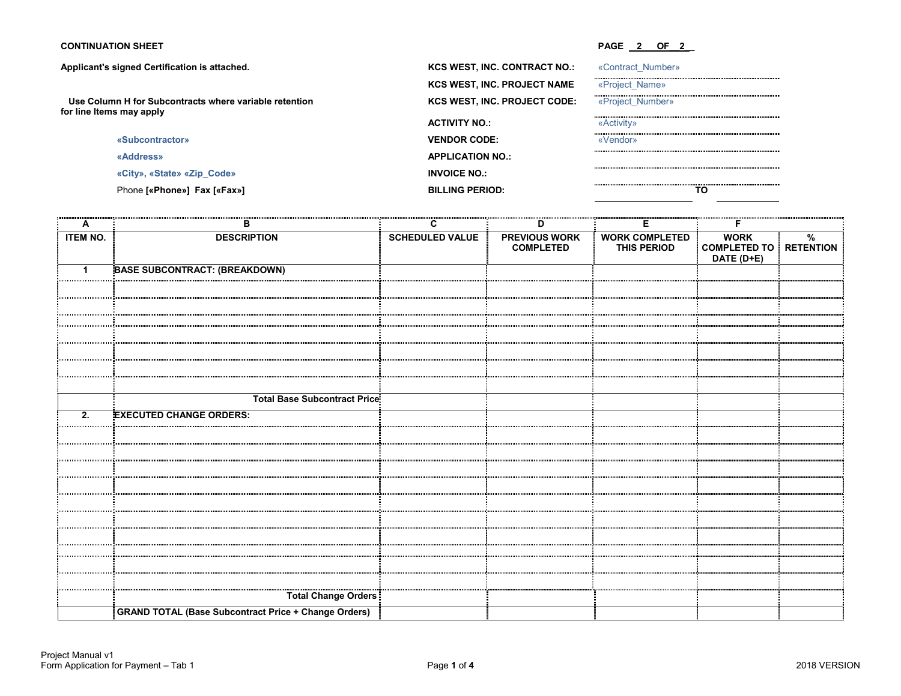**CONTINUATION SHEET**

PAGE 2 OF 2

**Applicant's signed Certification is attached.**

**Use Column H for Subcontracts where variable retention for line Items may apply**

**«Subcontractor»**
**«Address»**
**«City», «State» «Zip_Code»**
Phone **[«Phone»] Fax [«Fax»]**

| | |
|---|---|
| **KCS WEST, INC. CONTRACT NO.:** | «Contract_Number» |
| **KCS WEST, INC. PROJECT NAME** | «Project_Name» |
| **KCS WEST, INC. PROJECT CODE:** | «Project_Number» |
| **ACTIVITY NO.:** | «Activity» |
| **VENDOR CODE:** | «Vendor» |
| **APPLICATION NO.:** | |
| **INVOICE NO.:** | |
| **BILLING PERIOD:** | ________ TO ________ |

| A | B | C | D | E | F | |
|---|---|---|---|---|---|---|
| **ITEM NO.** | **DESCRIPTION** | **SCHEDULED VALUE** | **PREVIOUS WORK COMPLETED** | **WORK COMPLETED THIS PERIOD** | **WORK COMPLETED TO DATE (D+E)** | **% RETENTION** |
| 1 | **BASE SUBCONTRACT: (BREAKDOWN)** | | | | | |
| | | | | | | |
| | | | | | | |
| | | | | | | |
| | | | | | | |
| | | | | | | |
| | | | | | | |
| | **Total Base Subcontract Price** | | | | | |
| 2. | **EXECUTED CHANGE ORDERS:** | | | | | |
| | | | | | | |
| | | | | | | |
| | | | | | | |
| | | | | | | |
| | | | | | | |
| | | | | | | |
| | | | | | | |
| | | | | | | |
| | | | | | | |
| | | | | | | |
| | **Total Change Orders** | | | | | |
| | **GRAND TOTAL (Base Subcontract Price + Change Orders)** | | | | | |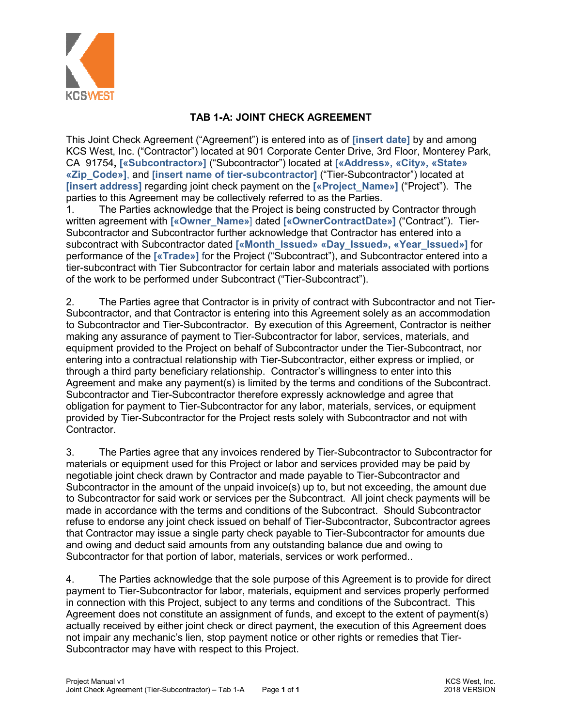## TAB 1-A: JOINT CHECK AGREEMENT

This Joint Check Agreement ("Agreement") is entered into as of **[insert date]** by and among KCS West, Inc. ("Contractor") located at 901 Corporate Center Drive, 3rd Floor, Monterey Park, CA 91754, **[«Subcontractor»]** ("Subcontractor") located at **[«Address», «City», «State» «Zip_Code»]**, and **[insert name of tier-subcontractor]** ("Tier-Subcontractor") located at **[insert address]** regarding joint check payment on the **[«Project_Name»]** ("Project"). The parties to this Agreement may be collectively referred to as the Parties.

1. The Parties acknowledge that the Project is being constructed by Contractor through written agreement with **[«Owner_Name»]** dated **[«OwnerContractDate»]** ("Contract"). Tier-Subcontractor and Subcontractor further acknowledge that Contractor has entered into a subcontract with Subcontractor dated **[«Month_Issued» «Day_Issued», «Year_Issued»]** for performance of the **[«Trade»]** for the Project ("Subcontract"), and Subcontractor entered into a tier-subcontract with Tier Subcontractor for certain labor and materials associated with portions of the work to be performed under Subcontract ("Tier-Subcontract").

2. The Parties agree that Contractor is in privity of contract with Subcontractor and not Tier-Subcontractor, and that Contractor is entering into this Agreement solely as an accommodation to Subcontractor and Tier-Subcontractor. By execution of this Agreement, Contractor is neither making any assurance of payment to Tier-Subcontractor for labor, services, materials, and equipment provided to the Project on behalf of Subcontractor under the Tier-Subcontract, nor entering into a contractual relationship with Tier-Subcontractor, either express or implied, or through a third party beneficiary relationship. Contractor's willingness to enter into this Agreement and make any payment(s) is limited by the terms and conditions of the Subcontract. Subcontractor and Tier-Subcontractor therefore expressly acknowledge and agree that obligation for payment to Tier-Subcontractor for any labor, materials, services, or equipment provided by Tier-Subcontractor for the Project rests solely with Subcontractor and not with Contractor.

3. The Parties agree that any invoices rendered by Tier-Subcontractor to Subcontractor for materials or equipment used for this Project or labor and services provided may be paid by negotiable joint check drawn by Contractor and made payable to Tier-Subcontractor and Subcontractor in the amount of the unpaid invoice(s) up to, but not exceeding, the amount due to Subcontractor for said work or services per the Subcontract. All joint check payments will be made in accordance with the terms and conditions of the Subcontract. Should Subcontractor refuse to endorse any joint check issued on behalf of Tier-Subcontractor, Subcontractor agrees that Contractor may issue a single party check payable to Tier-Subcontractor for amounts due and owing and deduct said amounts from any outstanding balance due and owing to Subcontractor for that portion of labor, materials, services or work performed..

4. The Parties acknowledge that the sole purpose of this Agreement is to provide for direct payment to Tier-Subcontractor for labor, materials, equipment and services properly performed in connection with this Project, subject to any terms and conditions of the Subcontract. This Agreement does not constitute an assignment of funds, and except to the extent of payment(s) actually received by either joint check or direct payment, the execution of this Agreement does not impair any mechanic's lien, stop payment notice or other rights or remedies that Tier-Subcontractor may have with respect to this Project.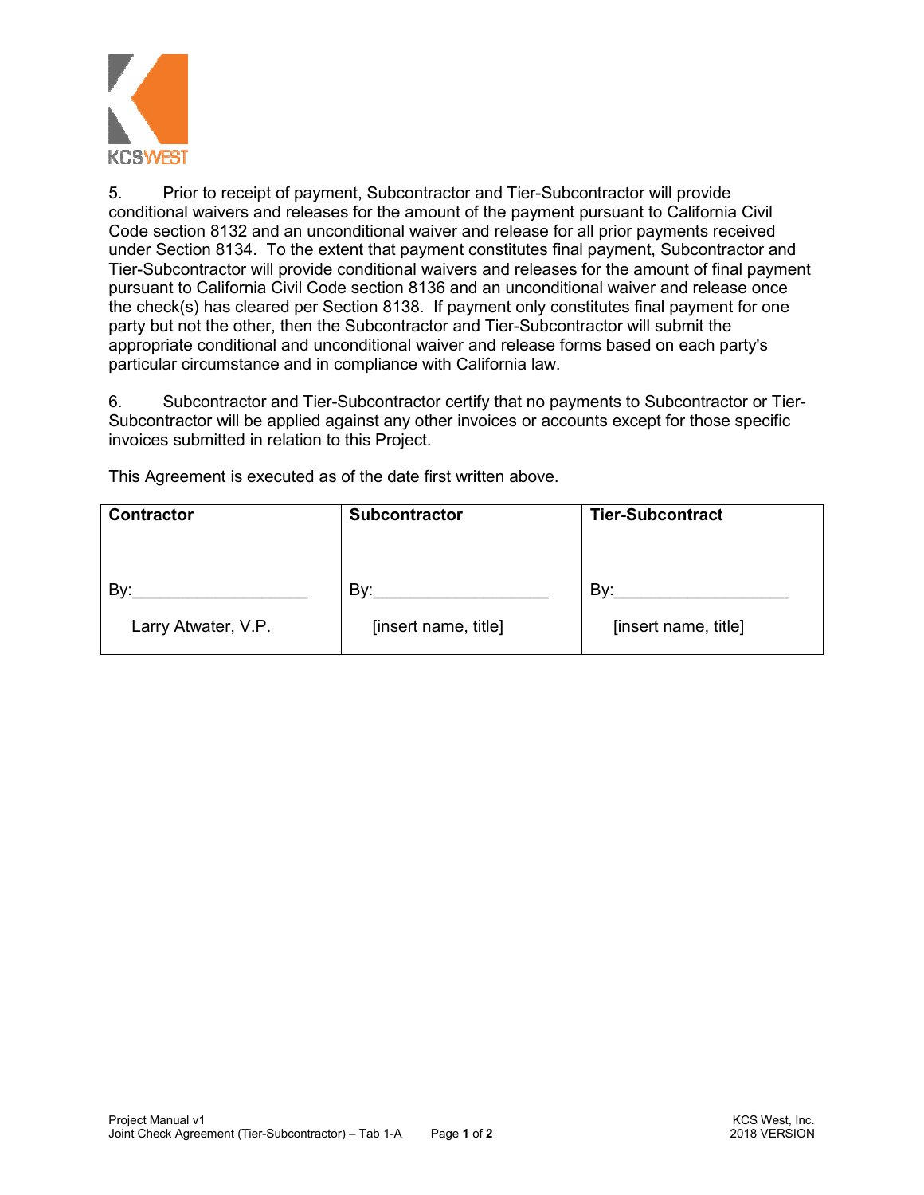5. Prior to receipt of payment, Subcontractor and Tier-Subcontractor will provide conditional waivers and releases for the amount of the payment pursuant to California Civil Code section 8132 and an unconditional waiver and release for all prior payments received under Section 8134. To the extent that payment constitutes final payment, Subcontractor and Tier-Subcontractor will provide conditional waivers and releases for the amount of final payment pursuant to California Civil Code section 8136 and an unconditional waiver and release once the check(s) has cleared per Section 8138. If payment only constitutes final payment for one party but not the other, then the Subcontractor and Tier-Subcontractor will submit the appropriate conditional and unconditional waiver and release forms based on each party's particular circumstance and in compliance with California law.

6. Subcontractor and Tier-Subcontractor certify that no payments to Subcontractor or Tier-Subcontractor will be applied against any other invoices or accounts except for those specific invoices submitted in relation to this Project.

This Agreement is executed as of the date first written above.

| **Contractor** | **Subcontractor** | **Tier-Subcontract** |
|---|---|---|
| By:___________________ | By:___________________ | By:___________________ |
| Larry Atwater, V.P. | [insert name, title] | [insert name, title] |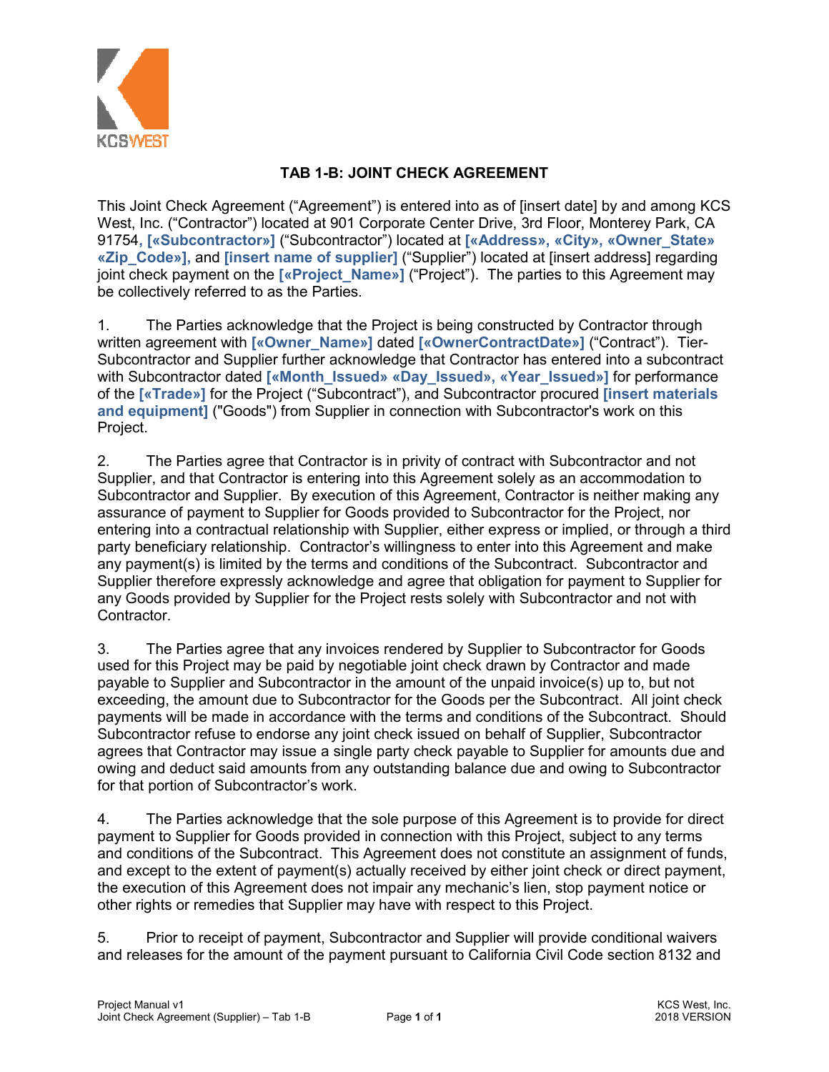# TAB 1-B: JOINT CHECK AGREEMENT

This Joint Check Agreement ("Agreement") is entered into as of [insert date] by and among KCS West, Inc. ("Contractor") located at 901 Corporate Center Drive, 3rd Floor, Monterey Park, CA 91754, **[«Subcontractor»]** ("Subcontractor") located at **[«Address», «City», «Owner_State» «Zip_Code»]**, and **[insert name of supplier]** ("Supplier") located at [insert address] regarding joint check payment on the **[«Project_Name»]** ("Project"). The parties to this Agreement may be collectively referred to as the Parties.

1. The Parties acknowledge that the Project is being constructed by Contractor through written agreement with **[«Owner_Name»]** dated **[«OwnerContractDate»]** ("Contract"). Tier-Subcontractor and Supplier further acknowledge that Contractor has entered into a subcontract with Subcontractor dated **[«Month_Issued» «Day_Issued», «Year_Issued»]** for performance of the **[«Trade»]** for the Project ("Subcontract"), and Subcontractor procured **[insert materials and equipment]** ("Goods") from Supplier in connection with Subcontractor's work on this Project.

2. The Parties agree that Contractor is in privity of contract with Subcontractor and not Supplier, and that Contractor is entering into this Agreement solely as an accommodation to Subcontractor and Supplier. By execution of this Agreement, Contractor is neither making any assurance of payment to Supplier for Goods provided to Subcontractor for the Project, nor entering into a contractual relationship with Supplier, either express or implied, or through a third party beneficiary relationship. Contractor's willingness to enter into this Agreement and make any payment(s) is limited by the terms and conditions of the Subcontract. Subcontractor and Supplier therefore expressly acknowledge and agree that obligation for payment to Supplier for any Goods provided by Supplier for the Project rests solely with Subcontractor and not with Contractor.

3. The Parties agree that any invoices rendered by Supplier to Subcontractor for Goods used for this Project may be paid by negotiable joint check drawn by Contractor and made payable to Supplier and Subcontractor in the amount of the unpaid invoice(s) up to, but not exceeding, the amount due to Subcontractor for the Goods per the Subcontract. All joint check payments will be made in accordance with the terms and conditions of the Subcontract. Should Subcontractor refuse to endorse any joint check issued on behalf of Supplier, Subcontractor agrees that Contractor may issue a single party check payable to Supplier for amounts due and owing and deduct said amounts from any outstanding balance due and owing to Subcontractor for that portion of Subcontractor's work.

4. The Parties acknowledge that the sole purpose of this Agreement is to provide for direct payment to Supplier for Goods provided in connection with this Project, subject to any terms and conditions of the Subcontract. This Agreement does not constitute an assignment of funds, and except to the extent of payment(s) actually received by either joint check or direct payment, the execution of this Agreement does not impair any mechanic's lien, stop payment notice or other rights or remedies that Supplier may have with respect to this Project.

5. Prior to receipt of payment, Subcontractor and Supplier will provide conditional waivers and releases for the amount of the payment pursuant to California Civil Code section 8132 and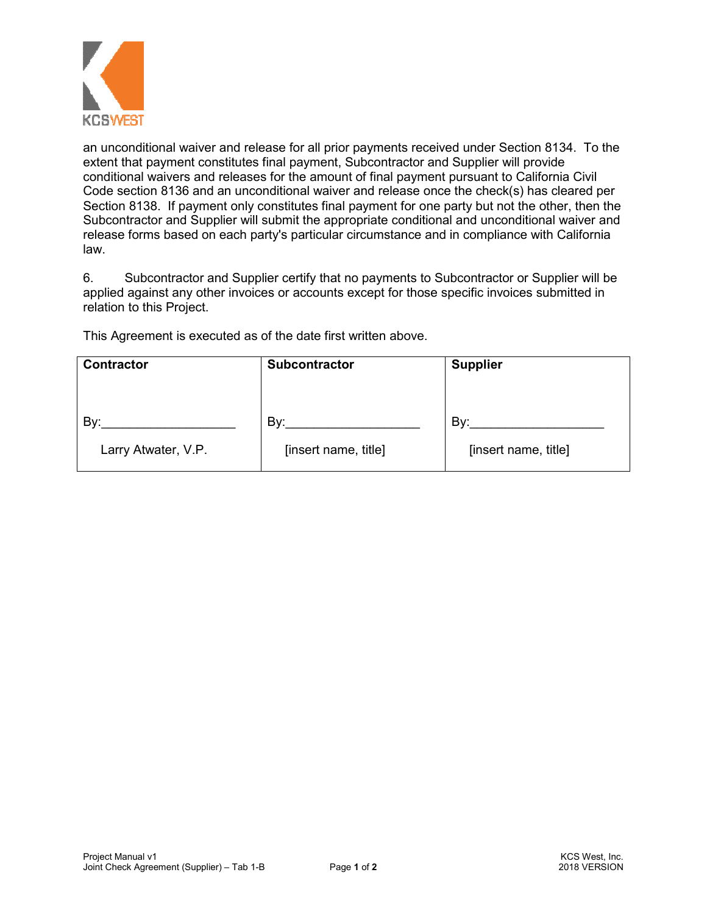an unconditional waiver and release for all prior payments received under Section 8134. To the extent that payment constitutes final payment, Subcontractor and Supplier will provide conditional waivers and releases for the amount of final payment pursuant to California Civil Code section 8136 and an unconditional waiver and release once the check(s) has cleared per Section 8138. If payment only constitutes final payment for one party but not the other, then the Subcontractor and Supplier will submit the appropriate conditional and unconditional waiver and release forms based on each party's particular circumstance and in compliance with California law.

6. Subcontractor and Supplier certify that no payments to Subcontractor or Supplier will be applied against any other invoices or accounts except for those specific invoices submitted in relation to this Project.

This Agreement is executed as of the date first written above.

| **Contractor** | **Subcontractor** | **Supplier** |
| --- | --- | --- |
| By:___________________ | By:___________________ | By:___________________ |
| Larry Atwater, V.P. | [insert name, title] | [insert name, title] |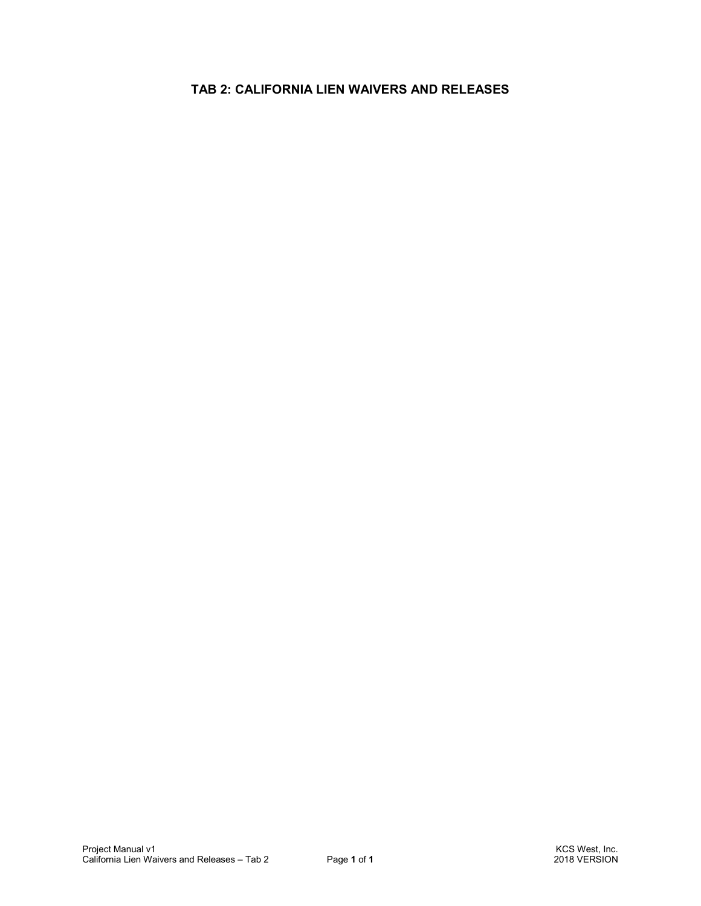# TAB 2: CALIFORNIA LIEN WAIVERS AND RELEASES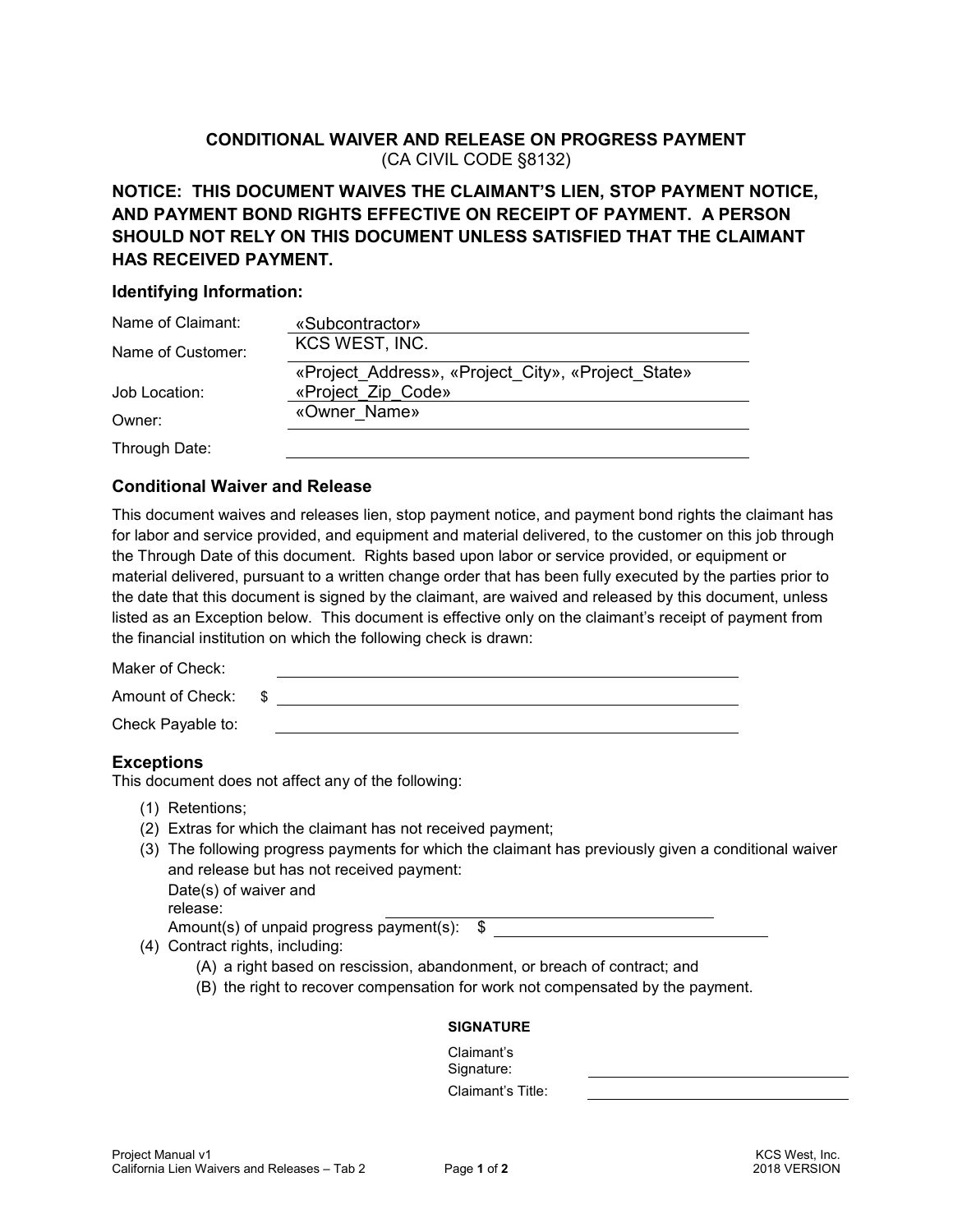# CONDITIONAL WAIVER AND RELEASE ON PROGRESS PAYMENT

(CA CIVIL CODE §8132)

**NOTICE: THIS DOCUMENT WAIVES THE CLAIMANT'S LIEN, STOP PAYMENT NOTICE, AND PAYMENT BOND RIGHTS EFFECTIVE ON RECEIPT OF PAYMENT. A PERSON SHOULD NOT RELY ON THIS DOCUMENT UNLESS SATISFIED THAT THE CLAIMANT HAS RECEIVED PAYMENT.**

## Identifying Information:

Name of Claimant: «Subcontractor»

Name of Customer: KCS WEST, INC.

Job Location: «Project_Address», «Project_City», «Project_State» «Project_Zip_Code»

Owner: «Owner_Name»

Through Date: ______________________

## Conditional Waiver and Release

This document waives and releases lien, stop payment notice, and payment bond rights the claimant has for labor and service provided, and equipment and material delivered, to the customer on this job through the Through Date of this document. Rights based upon labor or service provided, or equipment or material delivered, pursuant to a written change order that has been fully executed by the parties prior to the date that this document is signed by the claimant, are waived and released by this document, unless listed as an Exception below. This document is effective only on the claimant's receipt of payment from the financial institution on which the following check is drawn:

Maker of Check: ______________________

Amount of Check: $ ______________________

Check Payable to: ______________________

## Exceptions

This document does not affect any of the following:

(1) Retentions;

(2) Extras for which the claimant has not received payment;

(3) The following progress payments for which the claimant has previously given a conditional waiver and release but has not received payment:

Date(s) of waiver and release: ______________________

Amount(s) of unpaid progress payment(s): $ ______________________

(4) Contract rights, including:

(A) a right based on rescission, abandonment, or breach of contract; and

(B) the right to recover compensation for work not compensated by the payment.

**SIGNATURE**

Claimant's Signature: ______________________

Claimant's Title: ______________________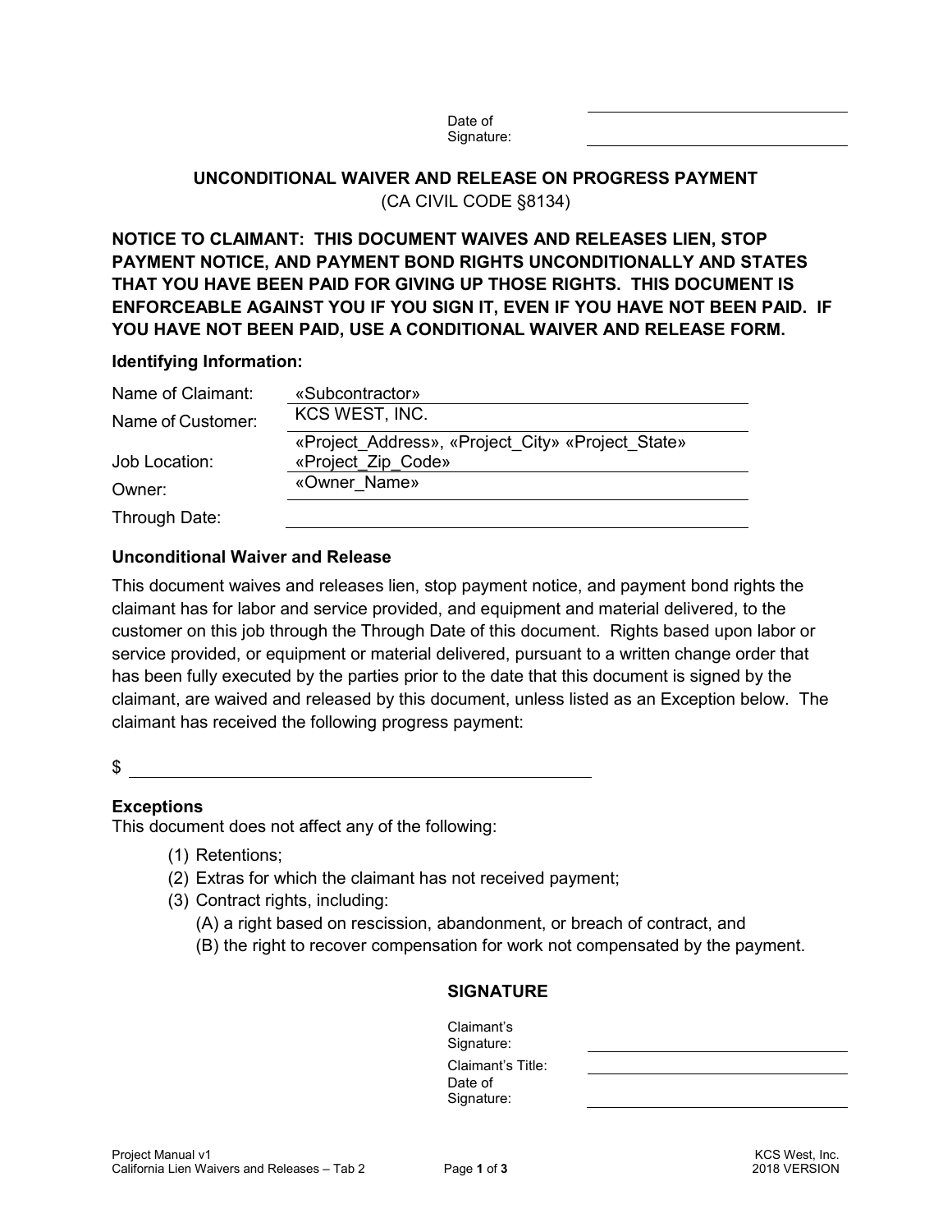Date of Signature: ____________________

# UNCONDITIONAL WAIVER AND RELEASE ON PROGRESS PAYMENT

(CA CIVIL CODE §8134)

**NOTICE TO CLAIMANT: THIS DOCUMENT WAIVES AND RELEASES LIEN, STOP PAYMENT NOTICE, AND PAYMENT BOND RIGHTS UNCONDITIONALLY AND STATES THAT YOU HAVE BEEN PAID FOR GIVING UP THOSE RIGHTS. THIS DOCUMENT IS ENFORCEABLE AGAINST YOU IF YOU SIGN IT, EVEN IF YOU HAVE NOT BEEN PAID. IF YOU HAVE NOT BEEN PAID, USE A CONDITIONAL WAIVER AND RELEASE FORM.**

**Identifying Information:**

| | |
|---|---|
| Name of Claimant: | «Subcontractor» |
| Name of Customer: | KCS WEST, INC. |
| Job Location: | «Project_Address», «Project_City» «Project_State» «Project_Zip_Code» |
| Owner: | «Owner_Name» |
| Through Date: | |

### Unconditional Waiver and Release

This document waives and releases lien, stop payment notice, and payment bond rights the claimant has for labor and service provided, and equipment and material delivered, to the customer on this job through the Through Date of this document. Rights based upon labor or service provided, or equipment or material delivered, pursuant to a written change order that has been fully executed by the parties prior to the date that this document is signed by the claimant, are waived and released by this document, unless listed as an Exception below. The claimant has received the following progress payment:

$ ____________________

### Exceptions

This document does not affect any of the following:

(1) Retentions;
(2) Extras for which the claimant has not received payment;
(3) Contract rights, including:
  (A) a right based on rescission, abandonment, or breach of contract, and
  (B) the right to recover compensation for work not compensated by the payment.

### SIGNATURE

Claimant's Signature: ____________________

Claimant's Title: ____________________

Date of Signature: ____________________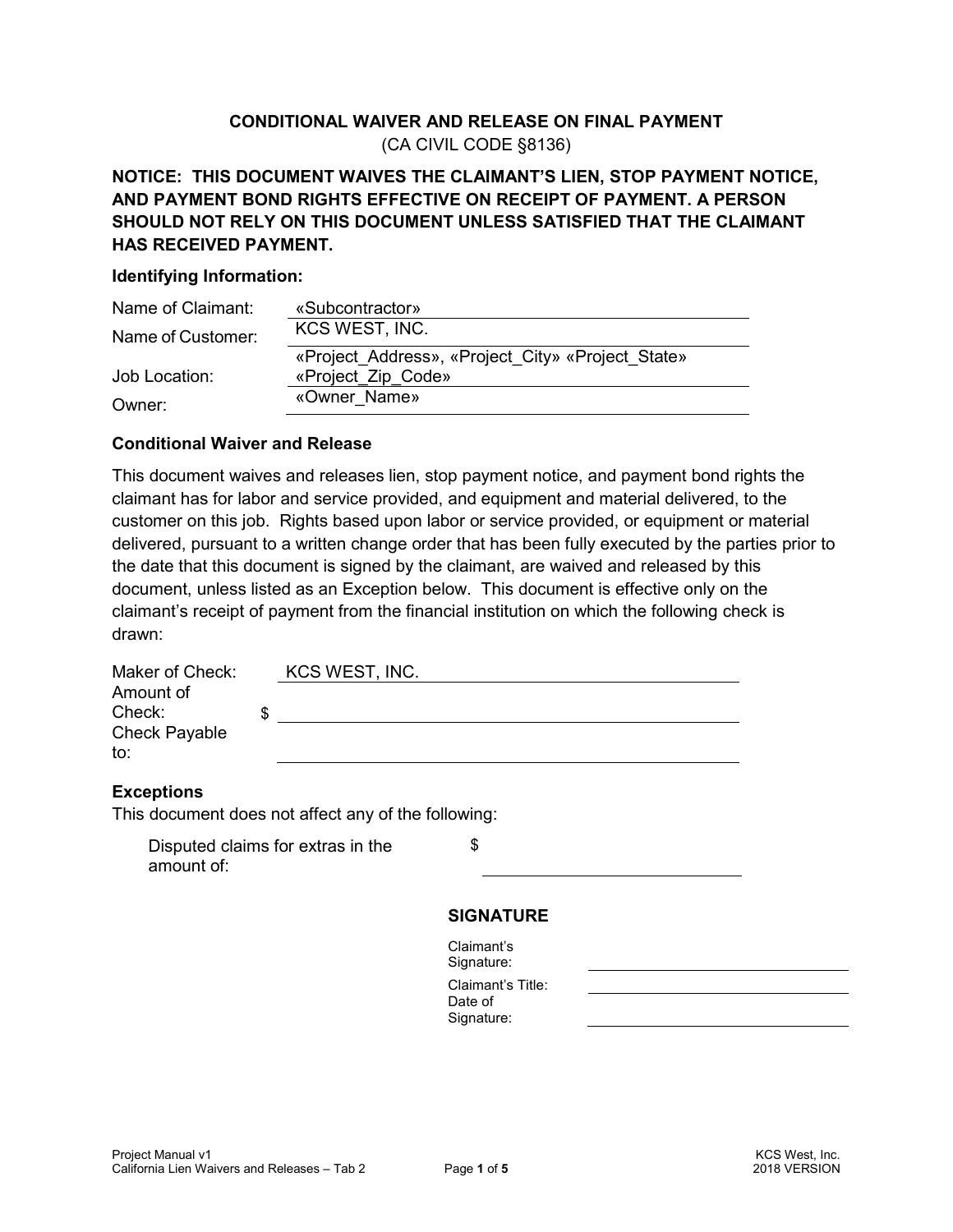# CONDITIONAL WAIVER AND RELEASE ON FINAL PAYMENT

(CA CIVIL CODE §8136)

**NOTICE: THIS DOCUMENT WAIVES THE CLAIMANT'S LIEN, STOP PAYMENT NOTICE, AND PAYMENT BOND RIGHTS EFFECTIVE ON RECEIPT OF PAYMENT. A PERSON SHOULD NOT RELY ON THIS DOCUMENT UNLESS SATISFIED THAT THE CLAIMANT HAS RECEIVED PAYMENT.**

### Identifying Information:

| | |
|---|---|
| Name of Claimant: | «Subcontractor» |
| Name of Customer: | KCS WEST, INC. |
| Job Location: | «Project_Address», «Project_City» «Project_State» «Project_Zip_Code» |
| Owner: | «Owner_Name» |

### Conditional Waiver and Release

This document waives and releases lien, stop payment notice, and payment bond rights the claimant has for labor and service provided, and equipment and material delivered, to the customer on this job. Rights based upon labor or service provided, or equipment or material delivered, pursuant to a written change order that has been fully executed by the parties prior to the date that this document is signed by the claimant, are waived and released by this document, unless listed as an Exception below. This document is effective only on the claimant's receipt of payment from the financial institution on which the following check is drawn:

| | |
|---|---|
| Maker of Check: | KCS WEST, INC. |
| Amount of Check: | $ |
| Check Payable to: | |

### Exceptions

This document does not affect any of the following:

Disputed claims for extras in the amount of: $ ____________________

### SIGNATURE

| | |
|---|---|
| Claimant's Signature: | |
| Claimant's Title: | |
| Date of Signature: | |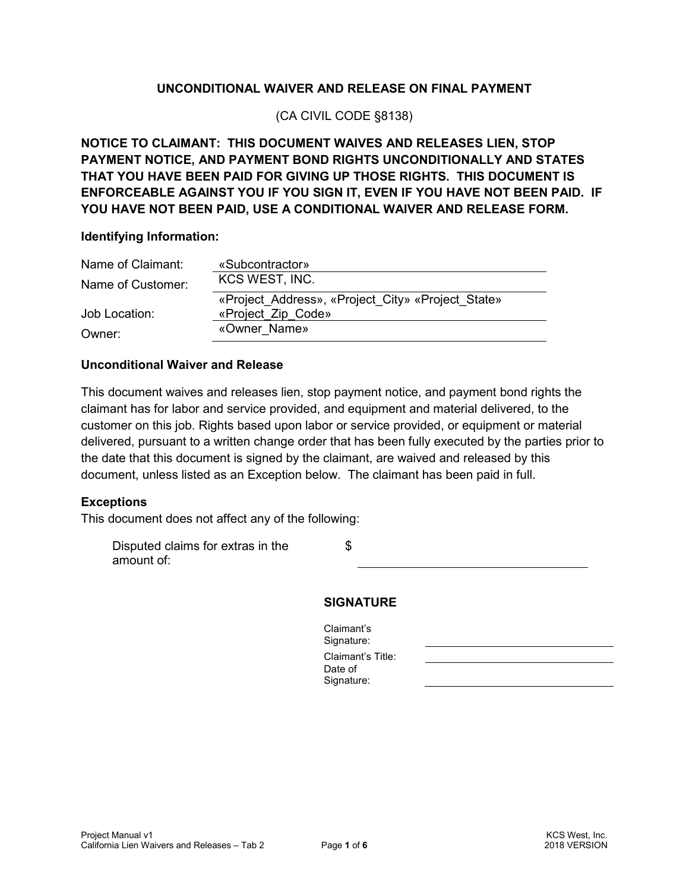# UNCONDITIONAL WAIVER AND RELEASE ON FINAL PAYMENT

(CA CIVIL CODE §8138)

**NOTICE TO CLAIMANT: THIS DOCUMENT WAIVES AND RELEASES LIEN, STOP PAYMENT NOTICE, AND PAYMENT BOND RIGHTS UNCONDITIONALLY AND STATES THAT YOU HAVE BEEN PAID FOR GIVING UP THOSE RIGHTS. THIS DOCUMENT IS ENFORCEABLE AGAINST YOU IF YOU SIGN IT, EVEN IF YOU HAVE NOT BEEN PAID. IF YOU HAVE NOT BEEN PAID, USE A CONDITIONAL WAIVER AND RELEASE FORM.**

### Identifying Information:

| | |
|---|---|
| Name of Claimant: | «Subcontractor» |
| Name of Customer: | KCS WEST, INC. |
| Job Location: | «Project_Address», «Project_City» «Project_State» «Project_Zip_Code» |
| Owner: | «Owner_Name» |

### Unconditional Waiver and Release

This document waives and releases lien, stop payment notice, and payment bond rights the claimant has for labor and service provided, and equipment and material delivered, to the customer on this job. Rights based upon labor or service provided, or equipment or material delivered, pursuant to a written change order that has been fully executed by the parties prior to the date that this document is signed by the claimant, are waived and released by this document, unless listed as an Exception below. The claimant has been paid in full.

### Exceptions

This document does not affect any of the following:

Disputed claims for extras in the amount of: $ ______________________

### SIGNATURE

Claimant's Signature: ______________________

Claimant's Title: ______________________

Date of Signature: ______________________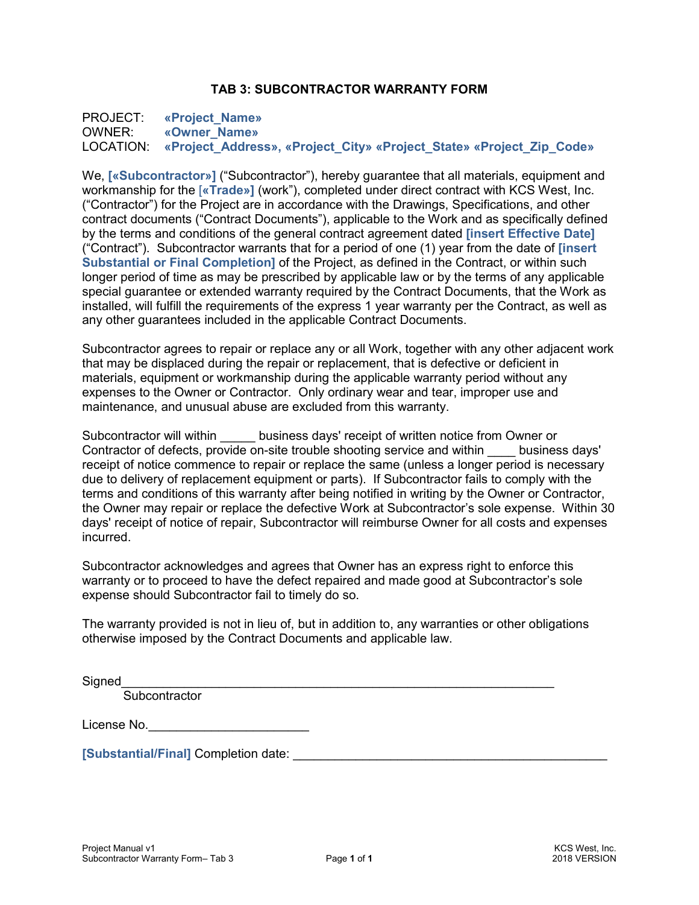# TAB 3: SUBCONTRACTOR WARRANTY FORM

PROJECT: **«Project_Name»**
OWNER: **«Owner_Name»**
LOCATION: **«Project_Address», «Project_City» «Project_State» «Project_Zip_Code»**

We, **[«Subcontractor»]** ("Subcontractor"), hereby guarantee that all materials, equipment and workmanship for the **[«Trade»]** (work"), completed under direct contract with KCS West, Inc. ("Contractor") for the Project are in accordance with the Drawings, Specifications, and other contract documents ("Contract Documents"), applicable to the Work and as specifically defined by the terms and conditions of the general contract agreement dated **[insert Effective Date]** ("Contract"). Subcontractor warrants that for a period of one (1) year from the date of **[insert Substantial or Final Completion]** of the Project, as defined in the Contract, or within such longer period of time as may be prescribed by applicable law or by the terms of any applicable special guarantee or extended warranty required by the Contract Documents, that the Work as installed, will fulfill the requirements of the express 1 year warranty per the Contract, as well as any other guarantees included in the applicable Contract Documents.

Subcontractor agrees to repair or replace any or all Work, together with any other adjacent work that may be displaced during the repair or replacement, that is defective or deficient in materials, equipment or workmanship during the applicable warranty period without any expenses to the Owner or Contractor. Only ordinary wear and tear, improper use and maintenance, and unusual abuse are excluded from this warranty.

Subcontractor will within _____ business days' receipt of written notice from Owner or Contractor of defects, provide on-site trouble shooting service and within ____ business days' receipt of notice commence to repair or replace the same (unless a longer period is necessary due to delivery of replacement equipment or parts). If Subcontractor fails to comply with the terms and conditions of this warranty after being notified in writing by the Owner or Contractor, the Owner may repair or replace the defective Work at Subcontractor's sole expense. Within 30 days' receipt of notice of repair, Subcontractor will reimburse Owner for all costs and expenses incurred.

Subcontractor acknowledges and agrees that Owner has an express right to enforce this warranty or to proceed to have the defect repaired and made good at Subcontractor's sole expense should Subcontractor fail to timely do so.

The warranty provided is not in lieu of, but in addition to, any warranties or other obligations otherwise imposed by the Contract Documents and applicable law.

Signed_______________________________________________________________
Subcontractor

License No.______________________

**[Substantial/Final]** Completion date: _____________________________________________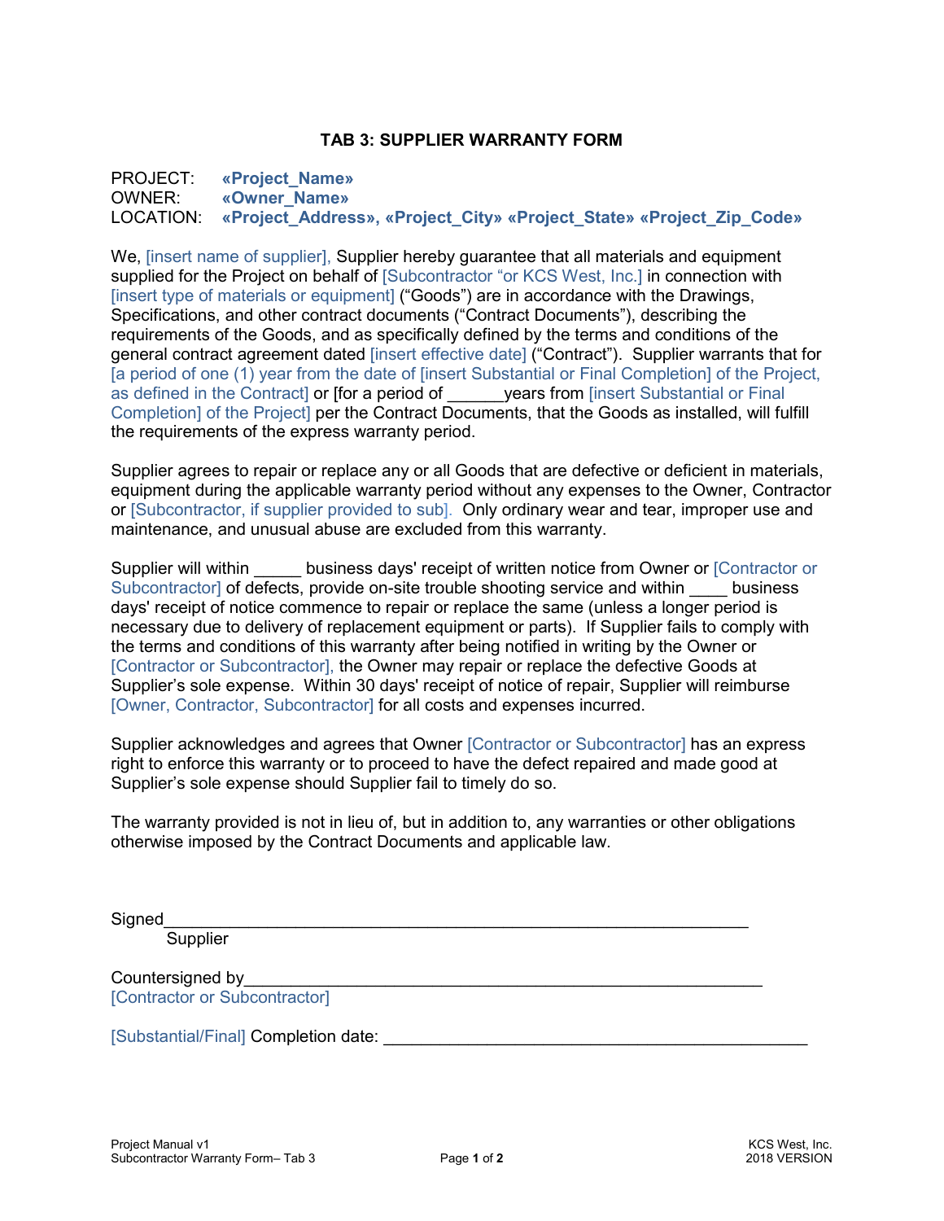## TAB 3: SUPPLIER WARRANTY FORM

PROJECT: **«Project_Name»**
OWNER: **«Owner_Name»**
LOCATION: **«Project_Address», «Project_City» «Project_State» «Project_Zip_Code»**

We, [insert name of supplier], Supplier hereby guarantee that all materials and equipment supplied for the Project on behalf of [Subcontractor "or KCS West, Inc.] in connection with [insert type of materials or equipment] ("Goods") are in accordance with the Drawings, Specifications, and other contract documents ("Contract Documents"), describing the requirements of the Goods, and as specifically defined by the terms and conditions of the general contract agreement dated [insert effective date] ("Contract"). Supplier warrants that for [a period of one (1) year from the date of [insert Substantial or Final Completion] of the Project, as defined in the Contract] or [for a period of ______years from [insert Substantial or Final Completion] of the Project] per the Contract Documents, that the Goods as installed, will fulfill the requirements of the express warranty period.

Supplier agrees to repair or replace any or all Goods that are defective or deficient in materials, equipment during the applicable warranty period without any expenses to the Owner, Contractor or [Subcontractor, if supplier provided to sub]. Only ordinary wear and tear, improper use and maintenance, and unusual abuse are excluded from this warranty.

Supplier will within _____ business days' receipt of written notice from Owner or [Contractor or Subcontractor] of defects, provide on-site trouble shooting service and within ____ business days' receipt of notice commence to repair or replace the same (unless a longer period is necessary due to delivery of replacement equipment or parts). If Supplier fails to comply with the terms and conditions of this warranty after being notified in writing by the Owner or [Contractor or Subcontractor], the Owner may repair or replace the defective Goods at Supplier's sole expense. Within 30 days' receipt of notice of repair, Supplier will reimburse [Owner, Contractor, Subcontractor] for all costs and expenses incurred.

Supplier acknowledges and agrees that Owner [Contractor or Subcontractor] has an express right to enforce this warranty or to proceed to have the defect repaired and made good at Supplier's sole expense should Supplier fail to timely do so.

The warranty provided is not in lieu of, but in addition to, any warranties or other obligations otherwise imposed by the Contract Documents and applicable law.

Signed_____________________________________________________________
Supplier

Countersigned by____________________________________________________
[Contractor or Subcontractor]

[Substantial/Final] Completion date: ________________________________________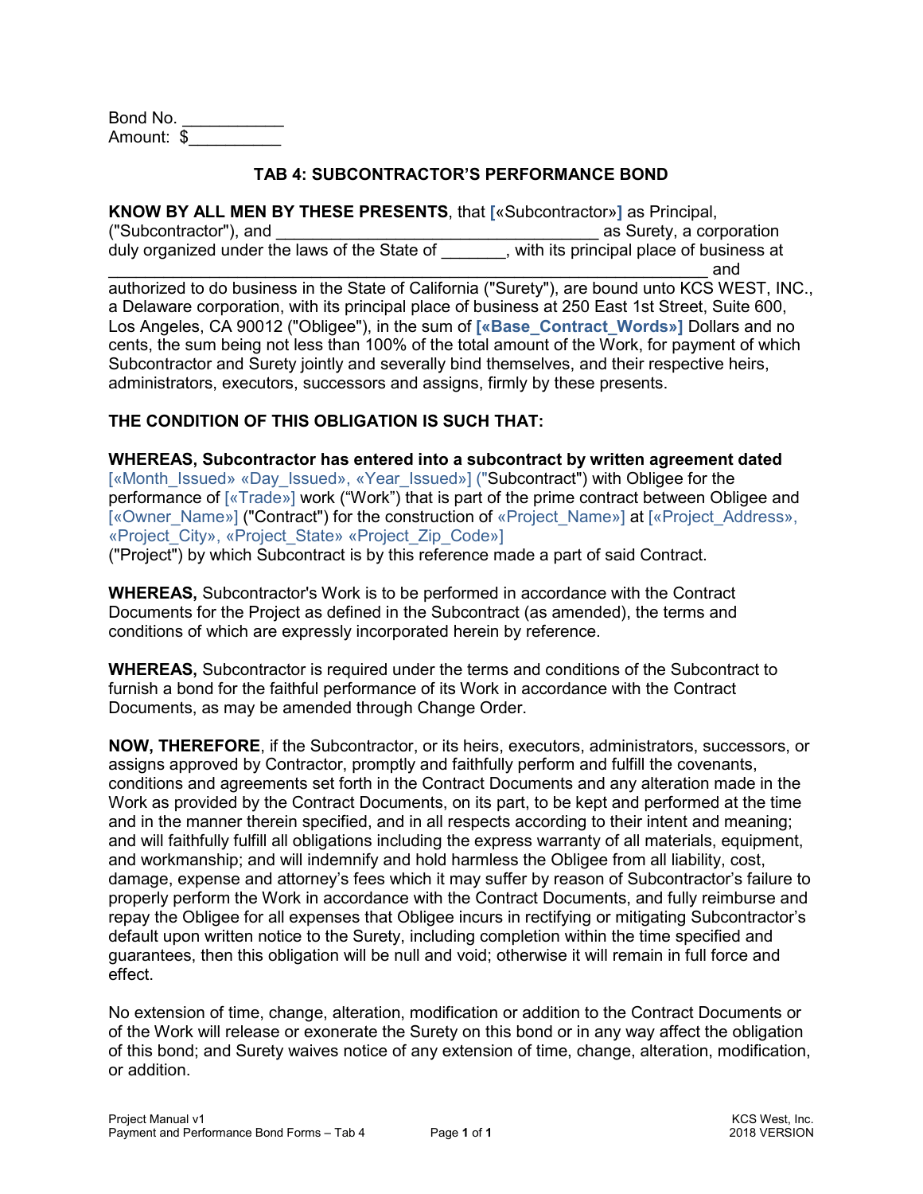Bond No. ___________
Amount: $__________

## TAB 4: SUBCONTRACTOR'S PERFORMANCE BOND

**KNOW BY ALL MEN BY THESE PRESENTS**, that [«Subcontractor»] as Principal, ("Subcontractor"), and ____________________________________ as Surety, a corporation duly organized under the laws of the State of _______, with its principal place of business at ________________________________________________________________ and authorized to do business in the State of California ("Surety"), are bound unto KCS WEST, INC., a Delaware corporation, with its principal place of business at 250 East 1st Street, Suite 600, Los Angeles, CA 90012 ("Obligee"), in the sum of **[«Base_Contract_Words»]** Dollars and no cents, the sum being not less than 100% of the total amount of the Work, for payment of which Subcontractor and Surety jointly and severally bind themselves, and their respective heirs, administrators, executors, successors and assigns, firmly by these presents.

**THE CONDITION OF THIS OBLIGATION IS SUCH THAT:**

**WHEREAS, Subcontractor has entered into a subcontract by written agreement dated** [«Month_Issued» «Day_Issued», «Year_Issued»] ("Subcontract") with Obligee for the performance of [«Trade»] work ("Work") that is part of the prime contract between Obligee and [«Owner_Name»] ("Contract") for the construction of «Project_Name»] at [«Project_Address», «Project_City», «Project_State» «Project_Zip_Code»] ("Project") by which Subcontract is by this reference made a part of said Contract.

**WHEREAS,** Subcontractor's Work is to be performed in accordance with the Contract Documents for the Project as defined in the Subcontract (as amended), the terms and conditions of which are expressly incorporated herein by reference.

**WHEREAS,** Subcontractor is required under the terms and conditions of the Subcontract to furnish a bond for the faithful performance of its Work in accordance with the Contract Documents, as may be amended through Change Order.

**NOW, THEREFORE**, if the Subcontractor, or its heirs, executors, administrators, successors, or assigns approved by Contractor, promptly and faithfully perform and fulfill the covenants, conditions and agreements set forth in the Contract Documents and any alteration made in the Work as provided by the Contract Documents, on its part, to be kept and performed at the time and in the manner therein specified, and in all respects according to their intent and meaning; and will faithfully fulfill all obligations including the express warranty of all materials, equipment, and workmanship; and will indemnify and hold harmless the Obligee from all liability, cost, damage, expense and attorney's fees which it may suffer by reason of Subcontractor's failure to properly perform the Work in accordance with the Contract Documents, and fully reimburse and repay the Obligee for all expenses that Obligee incurs in rectifying or mitigating Subcontractor's default upon written notice to the Surety, including completion within the time specified and guarantees, then this obligation will be null and void; otherwise it will remain in full force and effect.

No extension of time, change, alteration, modification or addition to the Contract Documents or of the Work will release or exonerate the Surety on this bond or in any way affect the obligation of this bond; and Surety waives notice of any extension of time, change, alteration, modification, or addition.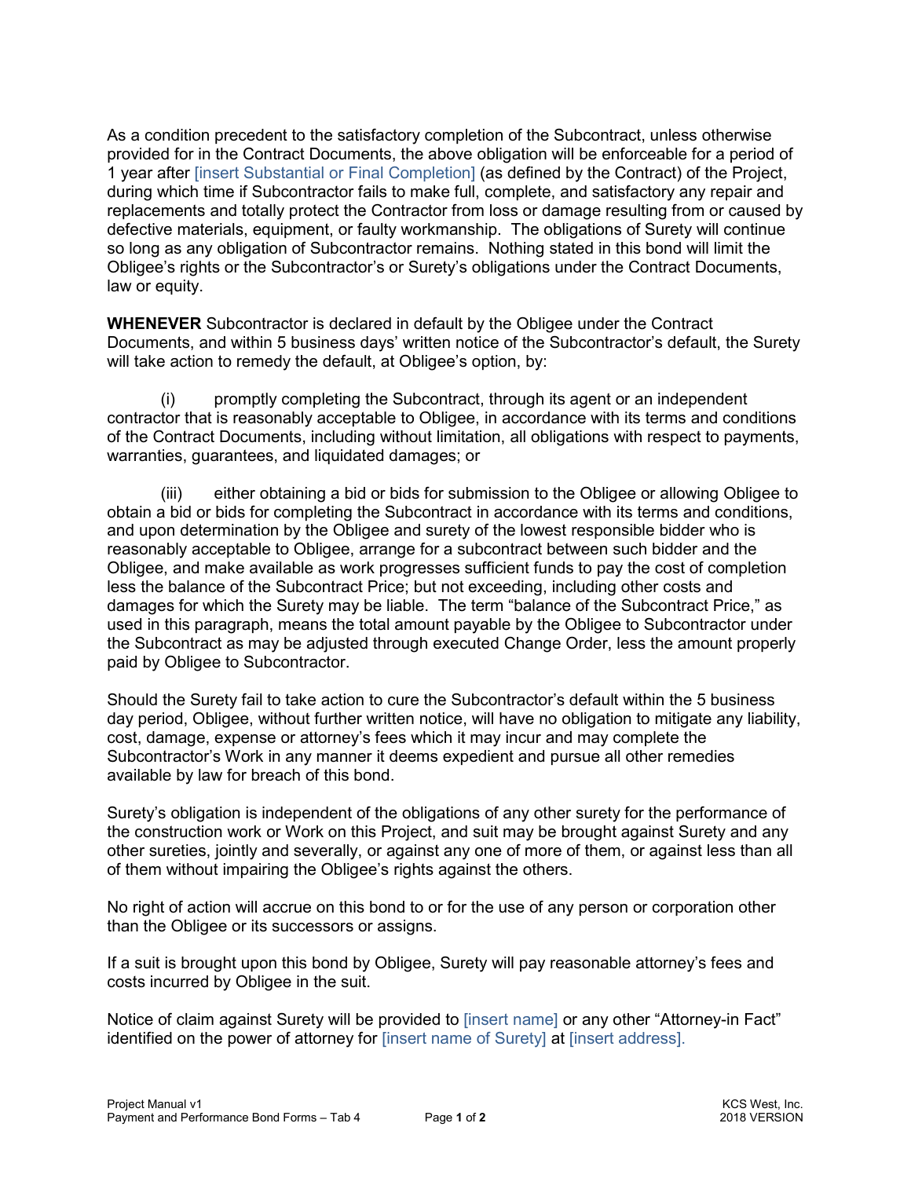As a condition precedent to the satisfactory completion of the Subcontract, unless otherwise provided for in the Contract Documents, the above obligation will be enforceable for a period of 1 year after [insert Substantial or Final Completion] (as defined by the Contract) of the Project, during which time if Subcontractor fails to make full, complete, and satisfactory any repair and replacements and totally protect the Contractor from loss or damage resulting from or caused by defective materials, equipment, or faulty workmanship. The obligations of Surety will continue so long as any obligation of Subcontractor remains. Nothing stated in this bond will limit the Obligee's rights or the Subcontractor's or Surety's obligations under the Contract Documents, law or equity.

**WHENEVER** Subcontractor is declared in default by the Obligee under the Contract Documents, and within 5 business days' written notice of the Subcontractor's default, the Surety will take action to remedy the default, at Obligee's option, by:

(i) promptly completing the Subcontract, through its agent or an independent contractor that is reasonably acceptable to Obligee, in accordance with its terms and conditions of the Contract Documents, including without limitation, all obligations with respect to payments, warranties, guarantees, and liquidated damages; or

(iii) either obtaining a bid or bids for submission to the Obligee or allowing Obligee to obtain a bid or bids for completing the Subcontract in accordance with its terms and conditions, and upon determination by the Obligee and surety of the lowest responsible bidder who is reasonably acceptable to Obligee, arrange for a subcontract between such bidder and the Obligee, and make available as work progresses sufficient funds to pay the cost of completion less the balance of the Subcontract Price; but not exceeding, including other costs and damages for which the Surety may be liable. The term "balance of the Subcontract Price," as used in this paragraph, means the total amount payable by the Obligee to Subcontractor under the Subcontract as may be adjusted through executed Change Order, less the amount properly paid by Obligee to Subcontractor.

Should the Surety fail to take action to cure the Subcontractor's default within the 5 business day period, Obligee, without further written notice, will have no obligation to mitigate any liability, cost, damage, expense or attorney's fees which it may incur and may complete the Subcontractor's Work in any manner it deems expedient and pursue all other remedies available by law for breach of this bond.

Surety's obligation is independent of the obligations of any other surety for the performance of the construction work or Work on this Project, and suit may be brought against Surety and any other sureties, jointly and severally, or against any one of more of them, or against less than all of them without impairing the Obligee's rights against the others.

No right of action will accrue on this bond to or for the use of any person or corporation other than the Obligee or its successors or assigns.

If a suit is brought upon this bond by Obligee, Surety will pay reasonable attorney's fees and costs incurred by Obligee in the suit.

Notice of claim against Surety will be provided to [insert name] or any other "Attorney-in Fact" identified on the power of attorney for [insert name of Surety] at [insert address].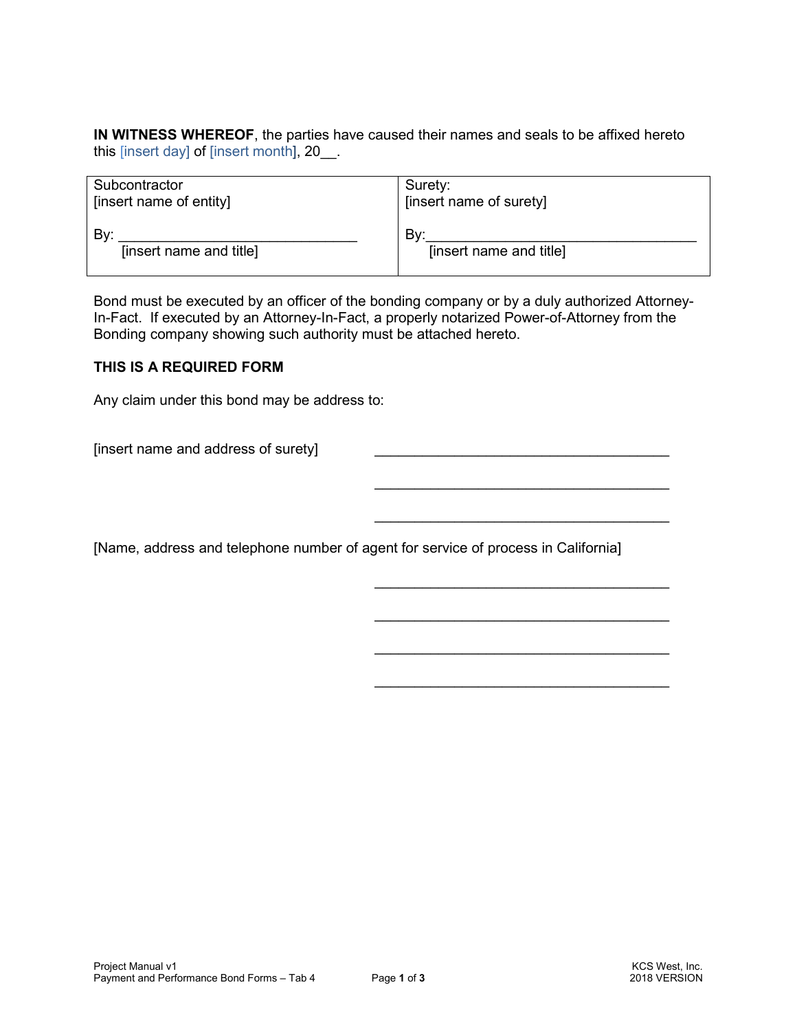**IN WITNESS WHEREOF**, the parties have caused their names and seals to be affixed hereto this [insert day] of [insert month], 20__.

| Subcontractor<br>[insert name of entity]<br><br>By: ______________________________<br>[insert name and title] | Surety:<br>[insert name of surety]<br><br>By:__________________________________<br>[insert name and title] |
|---|---|

Bond must be executed by an officer of the bonding company or by a duly authorized Attorney-In-Fact. If executed by an Attorney-In-Fact, a properly notarized Power-of-Attorney from the Bonding company showing such authority must be attached hereto.

**THIS IS A REQUIRED FORM**

Any claim under this bond may be address to:

[insert name and address of surety] _____________________________________

_____________________________________

_____________________________________

[Name, address and telephone number of agent for service of process in California]

_____________________________________

_____________________________________

_____________________________________

_____________________________________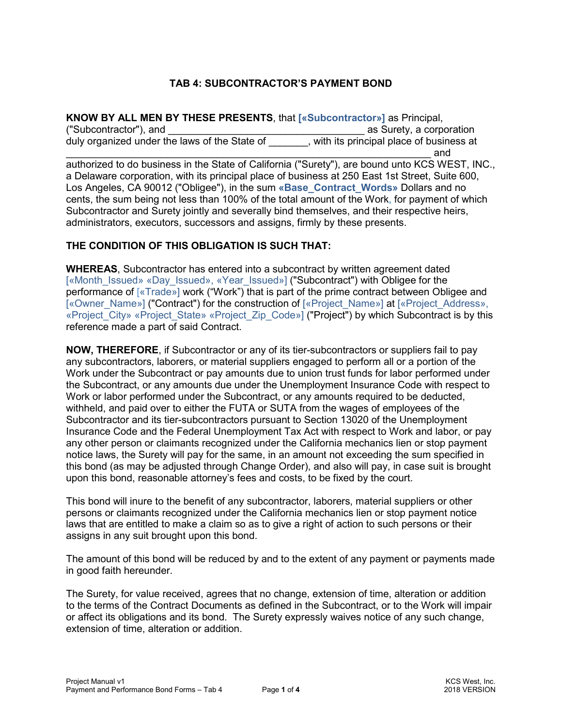# TAB 4: SUBCONTRACTOR'S PAYMENT BOND

**KNOW BY ALL MEN BY THESE PRESENTS**, that **[«Subcontractor»]** as Principal, ("Subcontractor"), and ___________________________________ as Surety, a corporation duly organized under the laws of the State of _______, with its principal place of business at _________________________________________________________________ and authorized to do business in the State of California ("Surety"), are bound unto KCS WEST, INC., a Delaware corporation, with its principal place of business at 250 East 1st Street, Suite 600, Los Angeles, CA 90012 ("Obligee"), in the sum **«Base_Contract_Words»** Dollars and no cents, the sum being not less than 100% of the total amount of the Work, for payment of which Subcontractor and Surety jointly and severally bind themselves, and their respective heirs, administrators, executors, successors and assigns, firmly by these presents.

**THE CONDITION OF THIS OBLIGATION IS SUCH THAT:**

**WHEREAS**, Subcontractor has entered into a subcontract by written agreement dated [«Month_Issued» «Day_Issued», «Year_Issued»] ("Subcontract") with Obligee for the performance of [«Trade»] work ("Work") that is part of the prime contract between Obligee and [«Owner_Name»] ("Contract") for the construction of [«Project_Name»] at [«Project_Address», «Project_City» «Project_State» «Project_Zip_Code»] ("Project") by which Subcontract is by this reference made a part of said Contract.

**NOW, THEREFORE**, if Subcontractor or any of its tier-subcontractors or suppliers fail to pay any subcontractors, laborers, or material suppliers engaged to perform all or a portion of the Work under the Subcontract or pay amounts due to union trust funds for labor performed under the Subcontract, or any amounts due under the Unemployment Insurance Code with respect to Work or labor performed under the Subcontract, or any amounts required to be deducted, withheld, and paid over to either the FUTA or SUTA from the wages of employees of the Subcontractor and its tier-subcontractors pursuant to Section 13020 of the Unemployment Insurance Code and the Federal Unemployment Tax Act with respect to Work and labor, or pay any other person or claimants recognized under the California mechanics lien or stop payment notice laws, the Surety will pay for the same, in an amount not exceeding the sum specified in this bond (as may be adjusted through Change Order), and also will pay, in case suit is brought upon this bond, reasonable attorney's fees and costs, to be fixed by the court.

This bond will inure to the benefit of any subcontractor, laborers, material suppliers or other persons or claimants recognized under the California mechanics lien or stop payment notice laws that are entitled to make a claim so as to give a right of action to such persons or their assigns in any suit brought upon this bond.

The amount of this bond will be reduced by and to the extent of any payment or payments made in good faith hereunder.

The Surety, for value received, agrees that no change, extension of time, alteration or addition to the terms of the Contract Documents as defined in the Subcontract, or to the Work will impair or affect its obligations and its bond. The Surety expressly waives notice of any such change, extension of time, alteration or addition.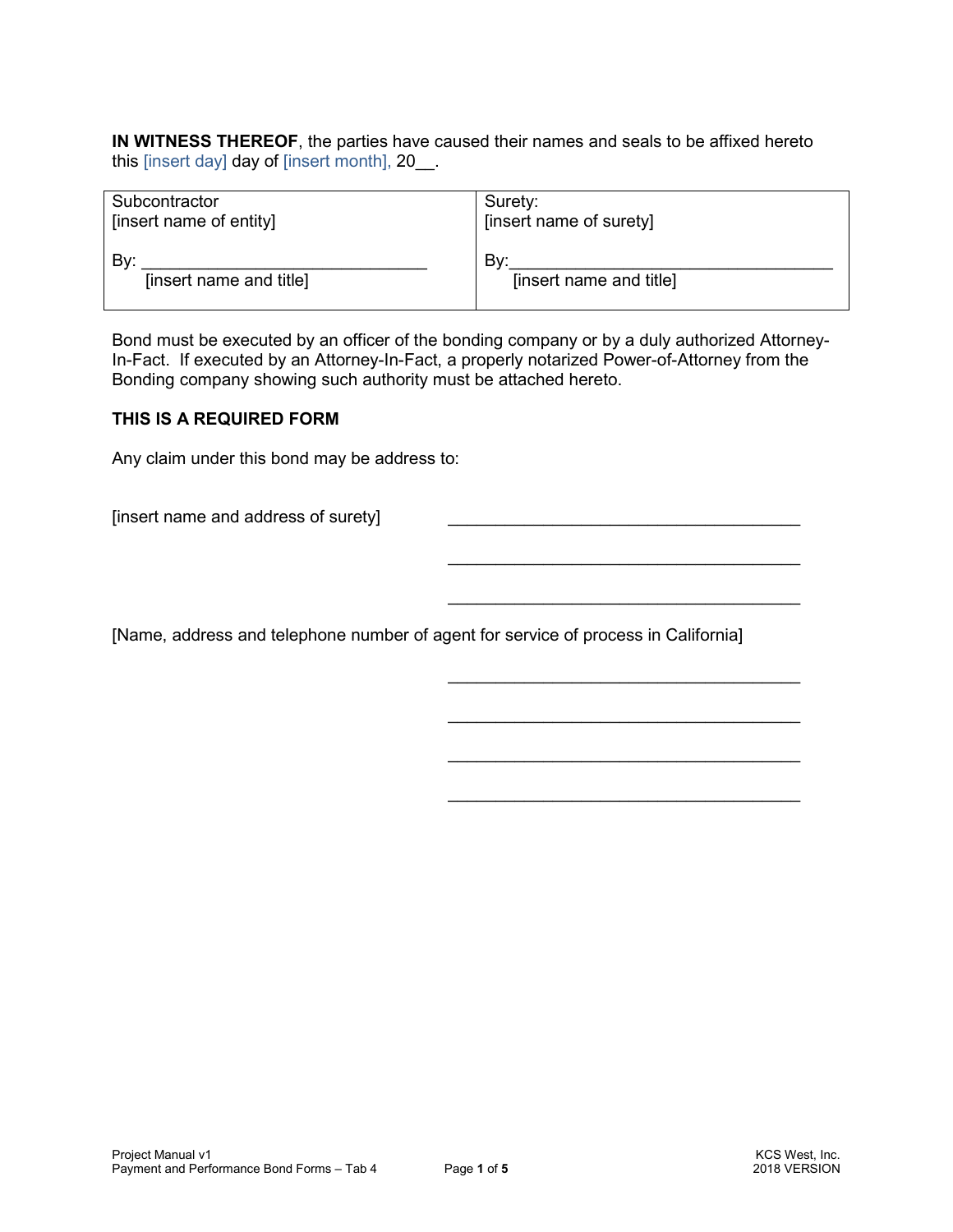**IN WITNESS THEREOF**, the parties have caused their names and seals to be affixed hereto this [insert day] day of [insert month], 20__.

| Subcontractor<br>[insert name of entity]<br><br>By: ______________________________<br>[insert name and title] | Surety:<br>[insert name of surety]<br><br>By: ______________________________<br>[insert name and title] |
|---|---|

Bond must be executed by an officer of the bonding company or by a duly authorized Attorney-In-Fact. If executed by an Attorney-In-Fact, a properly notarized Power-of-Attorney from the Bonding company showing such authority must be attached hereto.

**THIS IS A REQUIRED FORM**

Any claim under this bond may be address to:

[insert name and address of surety] ______________________________________

______________________________________

______________________________________

[Name, address and telephone number of agent for service of process in California]

______________________________________

______________________________________

______________________________________

______________________________________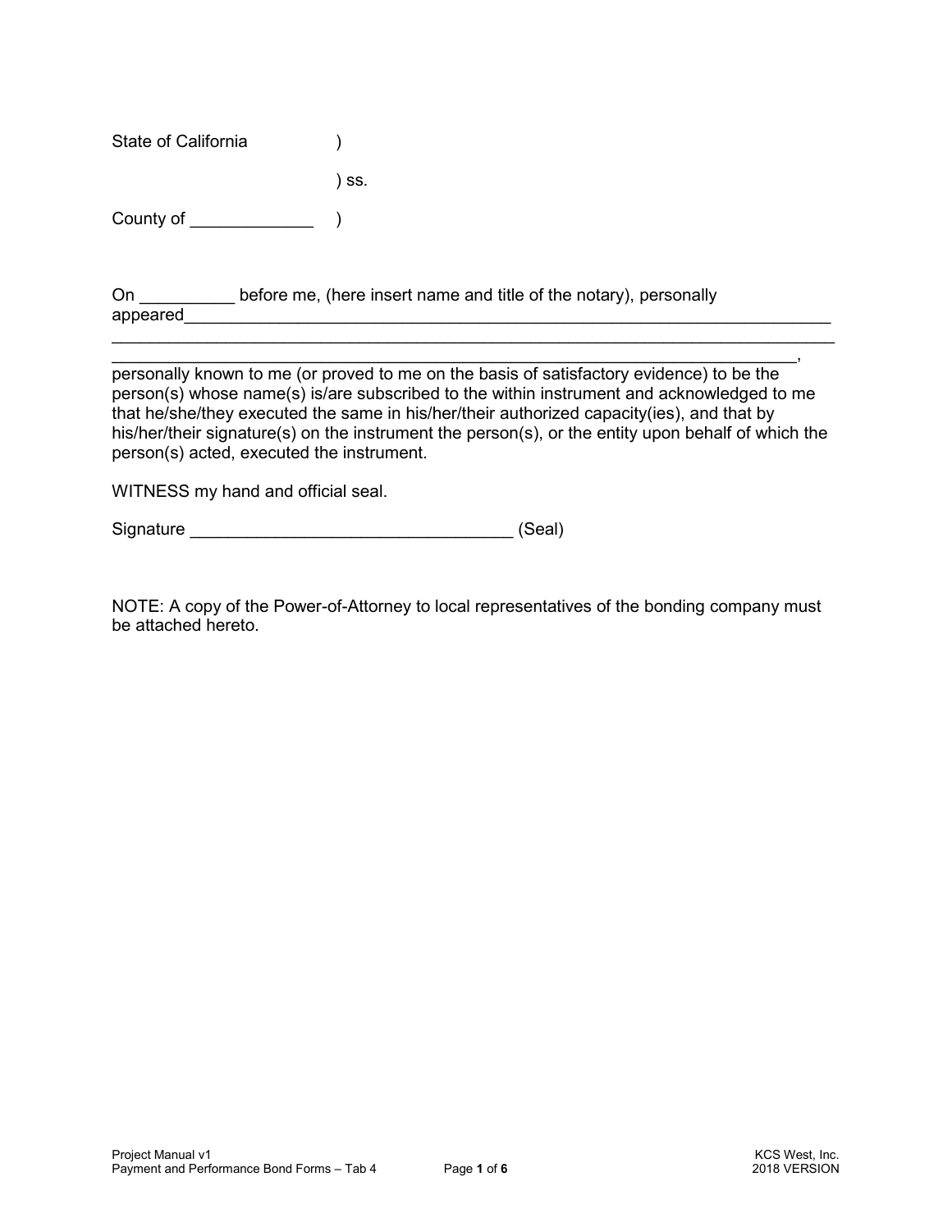State of California )

) ss.

County of _____________ )

On __________ before me, (here insert name and title of the notary), personally appeared_______________________________________________________________________
_______________________________________________________________________________
____________________________________________________________________________, personally known to me (or proved to me on the basis of satisfactory evidence) to be the person(s) whose name(s) is/are subscribed to the within instrument and acknowledged to me that he/she/they executed the same in his/her/their authorized capacity(ies), and that by his/her/their signature(s) on the instrument the person(s), or the entity upon behalf of which the person(s) acted, executed the instrument.

WITNESS my hand and official seal.

Signature _________________________________ (Seal)

NOTE: A copy of the Power-of-Attorney to local representatives of the bonding company must be attached hereto.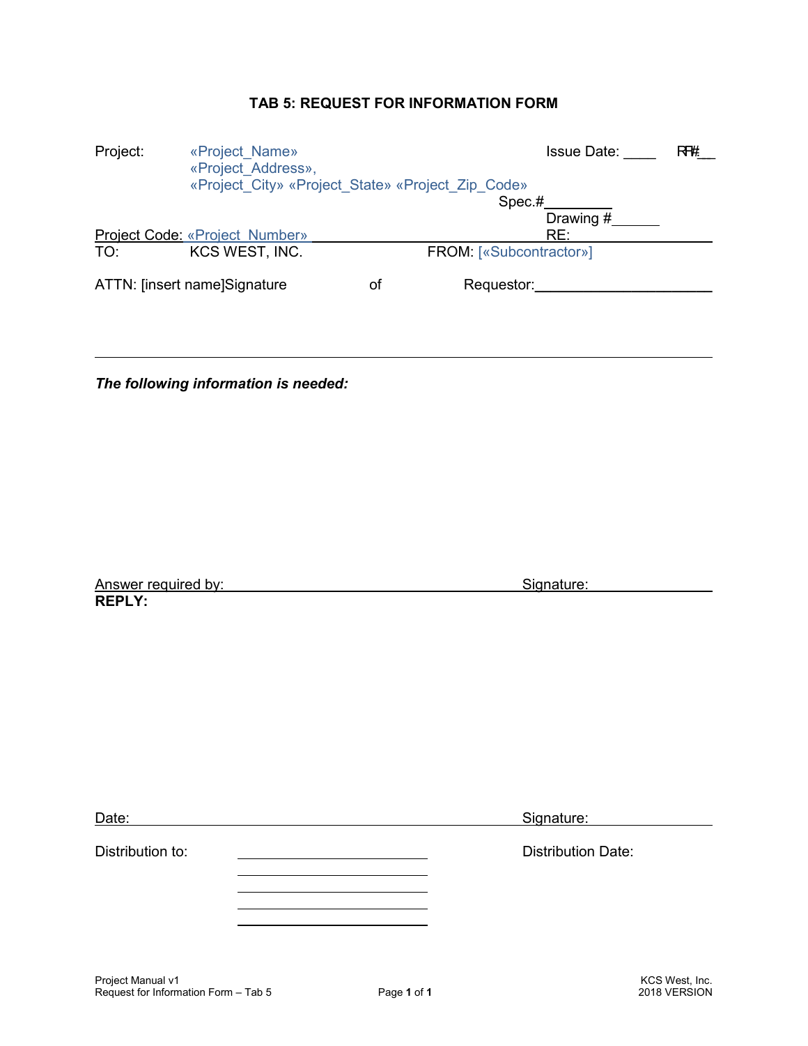# TAB 5: REQUEST FOR INFORMATION FORM

Project: «Project_Name»
«Project_Address»,
«Project_City» «Project_State» «Project_Zip_Code»

Issue Date: ____ RFI#:__

Spec.#________

Drawing #______

Project Code: «Project_Number»

RE:

TO: KCS WEST, INC.

FROM: [«Subcontractor»]

ATTN: [insert name]Signature of Requestor:______________________

---

***The following information is needed:***

Answer required by: Signature:

**REPLY:**

Date: Signature:

Distribution to: ______________________

______________________

______________________

______________________

______________________

Distribution Date: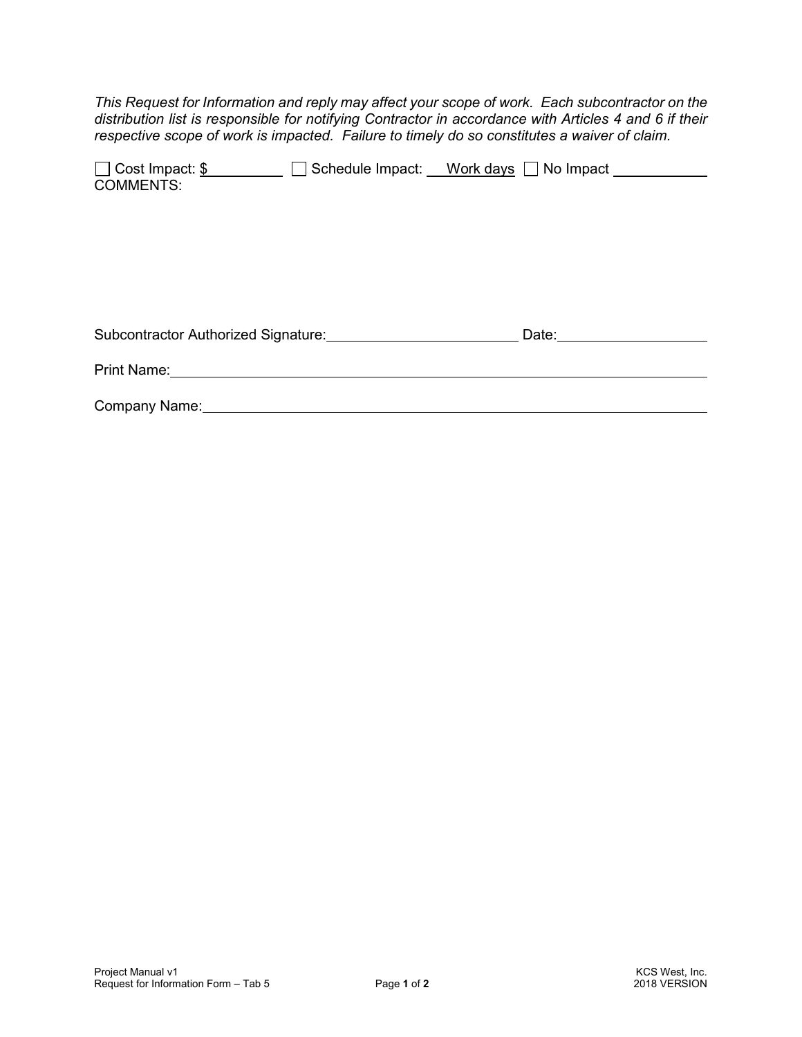*This Request for Information and reply may affect your scope of work. Each subcontractor on the distribution list is responsible for notifying Contractor in accordance with Articles 4 and 6 if their respective scope of work is impacted. Failure to timely do so constitutes a waiver of claim.*

☐ Cost Impact: $__________ ☐ Schedule Impact: ___Work days ☐ No Impact ____________

COMMENTS:

Subcontractor Authorized Signature:________________________ Date:__________________

Print Name:____________________________________________________________________

Company Name:_________________________________________________________________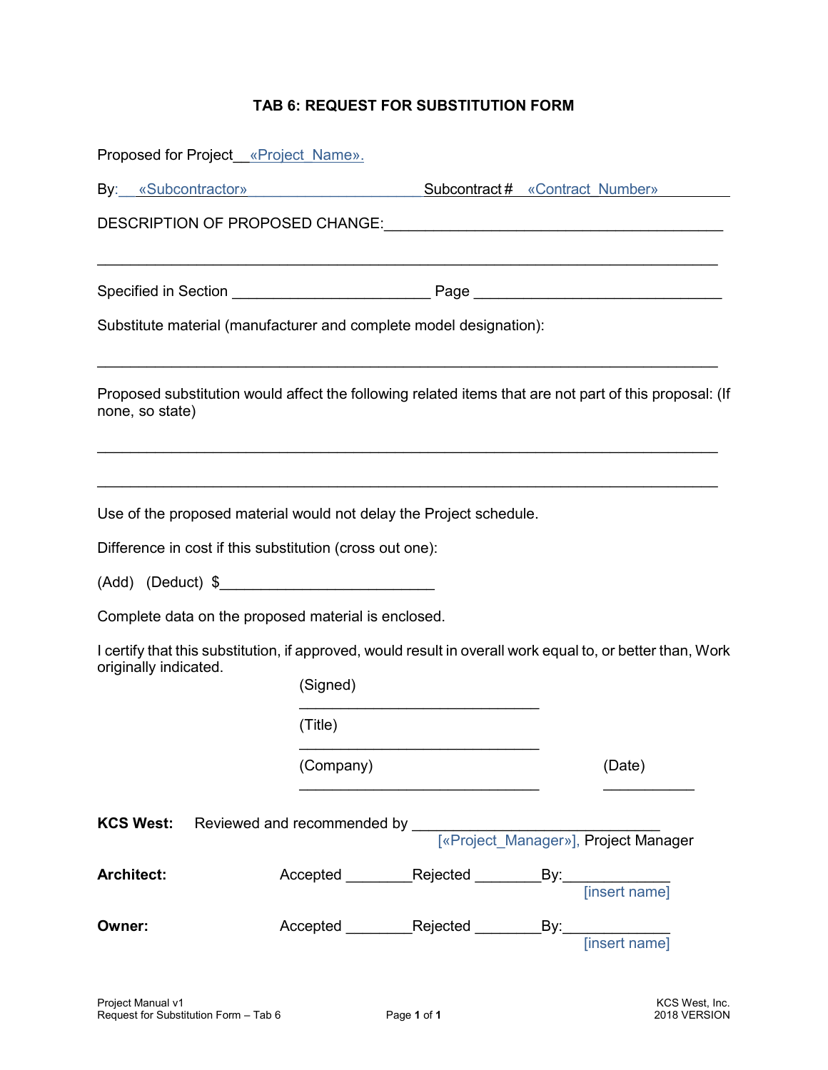# TAB 6: REQUEST FOR SUBSTITUTION FORM

Proposed for Project__«Project_Name».

By:__«Subcontractor»______________________ Subcontract # «Contract_Number»________

DESCRIPTION OF PROPOSED CHANGE:_________________________________________

_____________________________________________________________________________

Specified in Section ________________________ Page _______________________________

Substitute material (manufacturer and complete model designation):

_____________________________________________________________________________

Proposed substitution would affect the following related items that are not part of this proposal: (If none, so state)

_____________________________________________________________________________

_____________________________________________________________________________

Use of the proposed material would not delay the Project schedule.

Difference in cost if this substitution (cross out one):

(Add) (Deduct) $__________________________

Complete data on the proposed material is enclosed.

I certify that this substitution, if approved, would result in overall work equal to, or better than, Work originally indicated.

(Signed)

______________________________

(Title)

______________________________

(Company) (Date)

______________________________ ___________

**KCS West:** Reviewed and recommended by ______________________________

[«Project_Manager»], Project Manager

**Architect:** Accepted ________Rejected ________By:_____________

[insert name]

**Owner:** Accepted ________Rejected ________By:_____________

[insert name]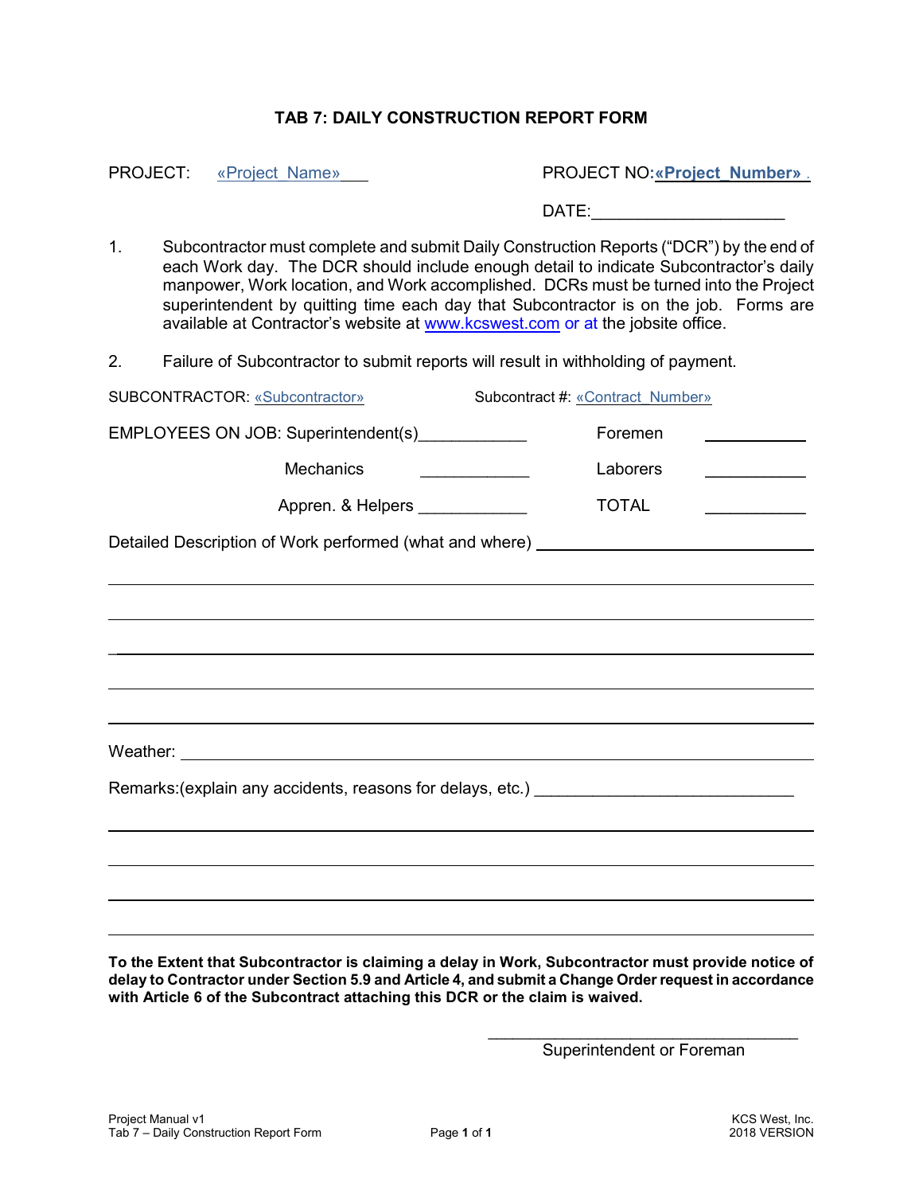# TAB 7: DAILY CONSTRUCTION REPORT FORM

PROJECT: «Project_Name»___ PROJECT NO:**«Project_Number»**

DATE:____________________

1. Subcontractor must complete and submit Daily Construction Reports ("DCR") by the end of each Work day. The DCR should include enough detail to indicate Subcontractor's daily manpower, Work location, and Work accomplished. DCRs must be turned into the Project superintendent by quitting time each day that Subcontractor is on the job. Forms are available at Contractor's website at www.kcswest.com or at the jobsite office.

2. Failure of Subcontractor to submit reports will result in withholding of payment.

SUBCONTRACTOR: «Subcontractor» Subcontract #: «Contract_Number»

EMPLOYEES ON JOB: Superintendent(s)____________ Foremen ___________

Mechanics ____________ Laborers ___________

Appren. & Helpers ____________ TOTAL ___________

Detailed Description of Work performed (what and where) ________________________________

________________________________________________________________________

________________________________________________________________________

________________________________________________________________________

________________________________________________________________________

________________________________________________________________________

Weather: ________________________________________________________________

Remarks:(explain any accidents, reasons for delays, etc.) ____________________________

________________________________________________________________________

________________________________________________________________________

________________________________________________________________________

________________________________________________________________________

**To the Extent that Subcontractor is claiming a delay in Work, Subcontractor must provide notice of delay to Contractor under Section 5.9 and Article 4, and submit a Change Order request in accordance with Article 6 of the Subcontract attaching this DCR or the claim is waived.**

________________________________

Superintendent or Foreman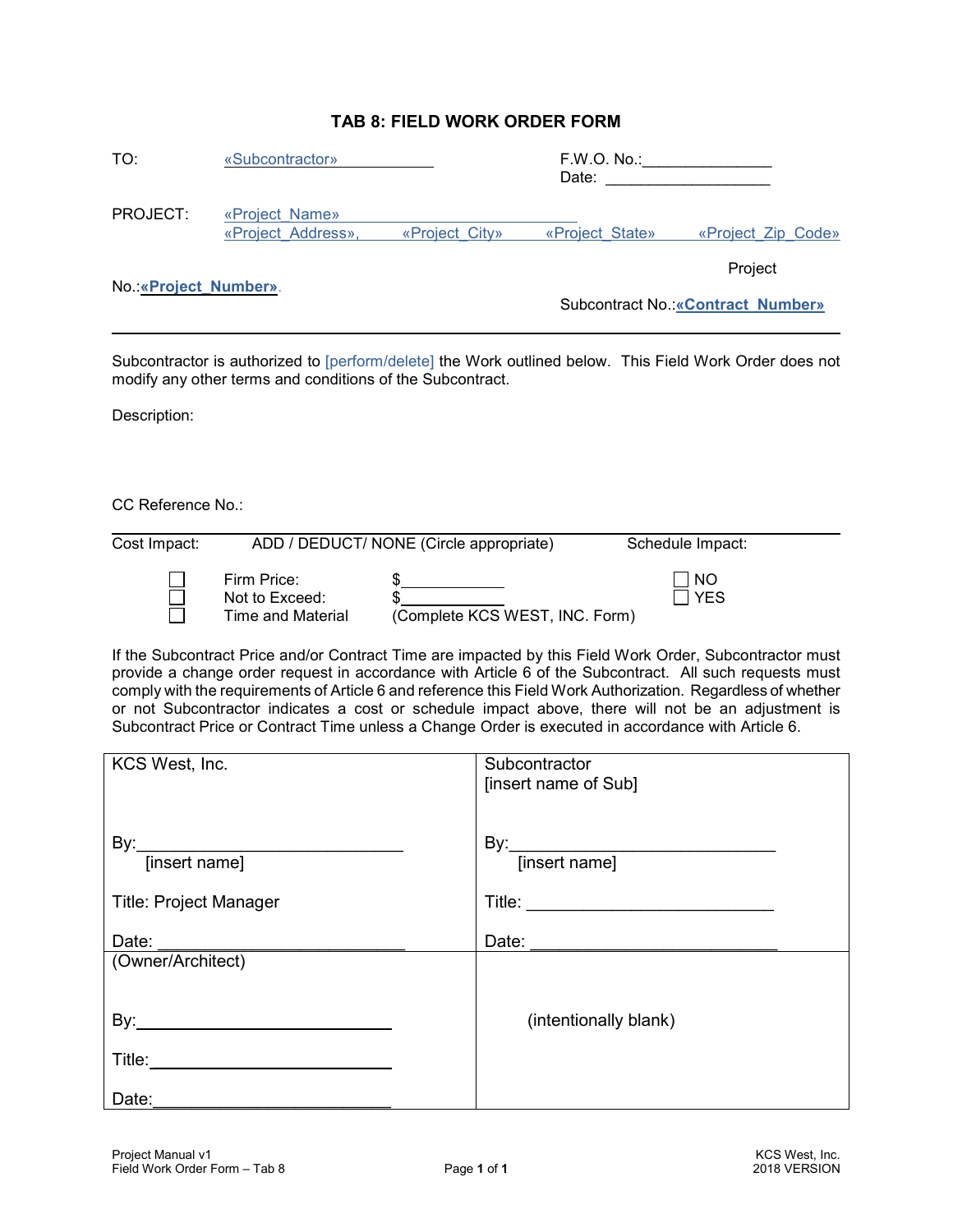# TAB 8: FIELD WORK ORDER FORM

TO: «Subcontractor»

F.W.O. No.:_______________
Date: ____________________

PROJECT: «Project_Name»
«Project_Address», «Project_City» «Project_State» «Project_Zip_Code»

Project No.:**«Project_Number»**.

Subcontract No.:**«Contract_Number»**

---

Subcontractor is authorized to [perform/delete] the Work outlined below. This Field Work Order does not modify any other terms and conditions of the Subcontract.

Description:

CC Reference No.:

---

Cost Impact: ADD / DEDUCT/ NONE (Circle appropriate)

Schedule Impact:

- ☐ Firm Price: $____________
- ☐ Not to Exceed: $____________
- ☐ Time and Material (Complete KCS WEST, INC. Form)

- ☐ NO
- ☐ YES

If the Subcontract Price and/or Contract Time are impacted by this Field Work Order, Subcontractor must provide a change order request in accordance with Article 6 of the Subcontract. All such requests must comply with the requirements of Article 6 and reference this Field Work Authorization. Regardless of whether or not Subcontractor indicates a cost or schedule impact above, there will not be an adjustment is Subcontract Price or Contract Time unless a Change Order is executed in accordance with Article 6.

| KCS West, Inc. | Subcontractor [insert name of Sub] |
|---|---|
| By:____________________________ [insert name] | By:____________________________ [insert name] |
| Title: Project Manager | Title: __________________________ |
| Date: ___________________________ | Date: ___________________________ |
| (Owner/Architect) | (intentionally blank) |
| By:__________________________ | |
| Title:_________________________ | |
| Date:_________________________ | |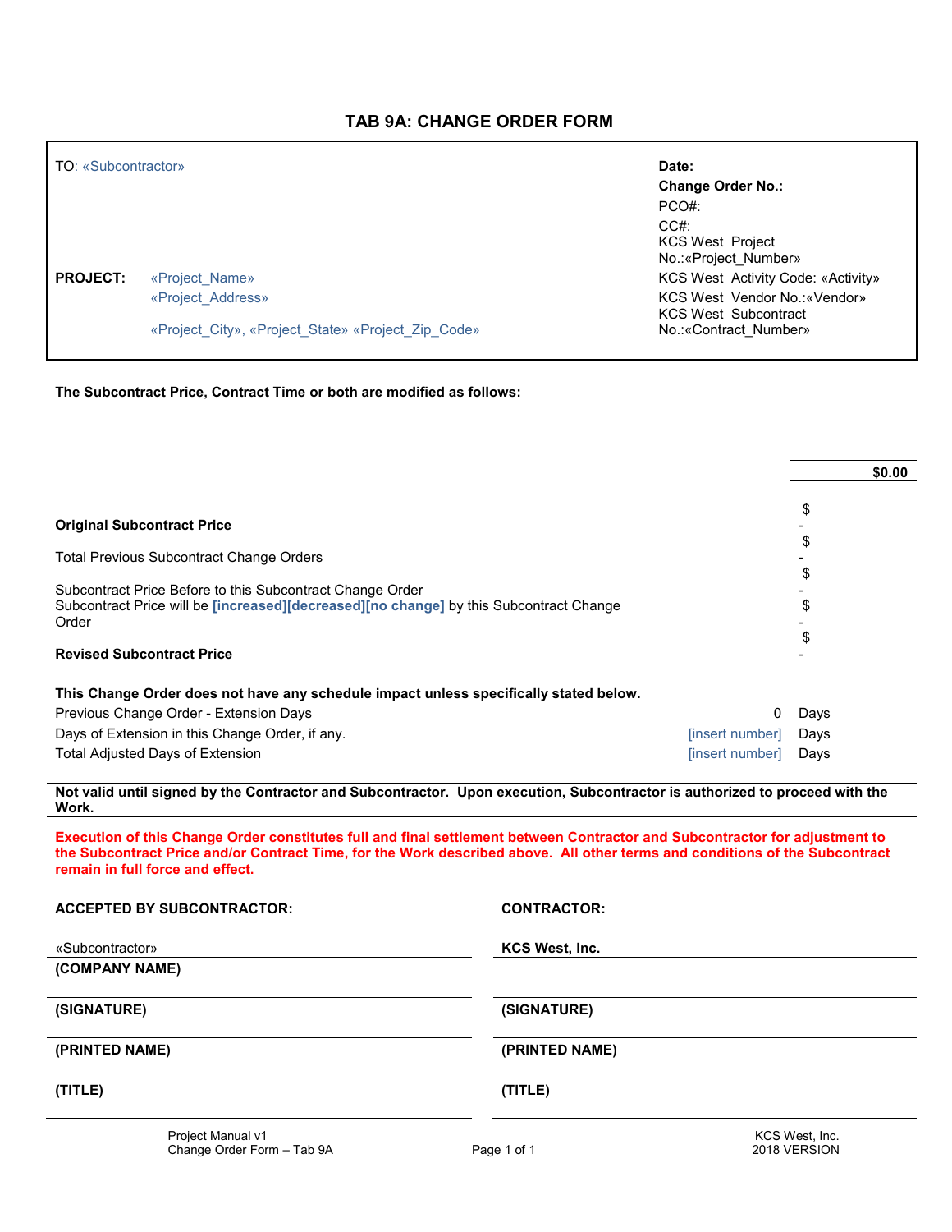# TAB 9A: CHANGE ORDER FORM

| TO: «Subcontractor» | **Date:** |
| --- | --- |
| | **Change Order No.:** |
| | PCO#: |
| | CC#: |
| | KCS West Project No.:«Project_Number» |
| **PROJECT:** «Project_Name» | KCS West Activity Code: «Activity» |
| «Project_Address» | KCS West Vendor No.:«Vendor» |
| «Project_City», «Project_State» «Project_Zip_Code» | KCS West Subcontract No.:«Contract_Number» |

**The Subcontract Price, Contract Time or both are modified as follows:**

| | |
| --- | --- |
| | **$0.00** |
| **Original Subcontract Price** | $ - |
| Total Previous Subcontract Change Orders | $ - |
| Subcontract Price Before to this Subcontract Change Order | $ - |
| Subcontract Price will be **[increased][decreased][no change]** by this Subcontract Change Order | $ - |
| **Revised Subcontract Price** | $ - |

**This Change Order does not have any schedule impact unless specifically stated below.**

| | | |
| --- | --- | --- |
| Previous Change Order - Extension Days | 0 | Days |
| Days of Extension in this Change Order, if any. | [insert number] | Days |
| Total Adjusted Days of Extension | [insert number] | Days |

**Not valid until signed by the Contractor and Subcontractor. Upon execution, Subcontractor is authorized to proceed with the Work.**

**Execution of this Change Order constitutes full and final settlement between Contractor and Subcontractor for adjustment to the Subcontract Price and/or Contract Time, for the Work described above. All other terms and conditions of the Subcontract remain in full force and effect.**

| **ACCEPTED BY SUBCONTRACTOR:** | **CONTRACTOR:** |
| --- | --- |
| «Subcontractor» | **KCS West, Inc.** |
| **(COMPANY NAME)** | |
| **(SIGNATURE)** | **(SIGNATURE)** |
| **(PRINTED NAME)** | **(PRINTED NAME)** |
| **(TITLE)** | **(TITLE)** |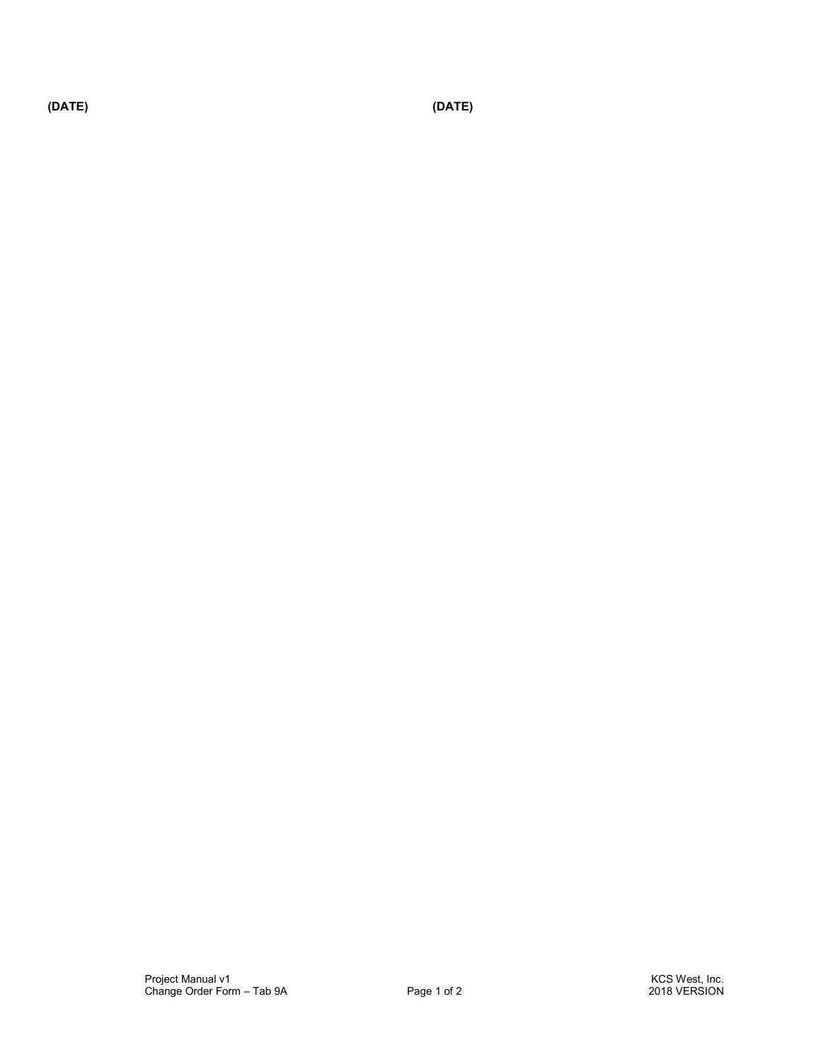**(DATE)** **(DATE)**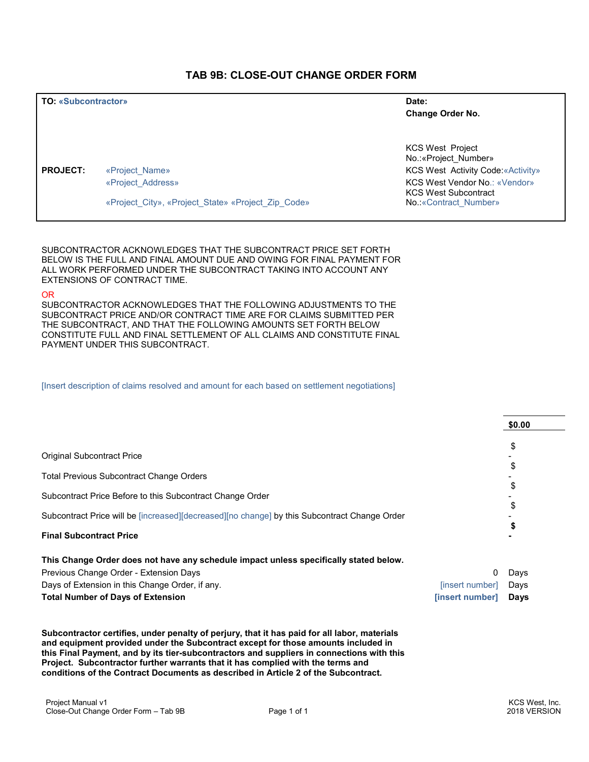# TAB 9B: CLOSE-OUT CHANGE ORDER FORM

| | |
|---|---|
| **TO: «Subcontractor»** | **Date:** |
| | **Change Order No.** |
| | KCS West Project No.:«Project_Number» |
| **PROJECT:** «Project_Name» | KCS West Activity Code:«Activity» |
| «Project_Address» | KCS West Vendor No.: «Vendor» |
| «Project_City», «Project_State» «Project_Zip_Code» | KCS West Subcontract No.:«Contract_Number» |

SUBCONTRACTOR ACKNOWLEDGES THAT THE SUBCONTRACT PRICE SET FORTH BELOW IS THE FULL AND FINAL AMOUNT DUE AND OWING FOR FINAL PAYMENT FOR ALL WORK PERFORMED UNDER THE SUBCONTRACT TAKING INTO ACCOUNT ANY EXTENSIONS OF CONTRACT TIME.

OR

SUBCONTRACTOR ACKNOWLEDGES THAT THE FOLLOWING ADJUSTMENTS TO THE SUBCONTRACT PRICE AND/OR CONTRACT TIME ARE FOR CLAIMS SUBMITTED PER THE SUBCONTRACT, AND THAT THE FOLLOWING AMOUNTS SET FORTH BELOW CONSTITUTE FULL AND FINAL SETTLEMENT OF ALL CLAIMS AND CONSTITUTE FINAL PAYMENT UNDER THIS SUBCONTRACT.

[Insert description of claims resolved and amount for each based on settlement negotiations]

| | |
|---|---|
| | **$0.00** |
| Original Subcontract Price | $ - |
| Total Previous Subcontract Change Orders | $ - |
| Subcontract Price Before to this Subcontract Change Order | $ - |
| Subcontract Price will be [increased][decreased][no change] by this Subcontract Change Order | $ - |
| **Final Subcontract Price** | **$ -** |

**This Change Order does not have any schedule impact unless specifically stated below.**

| | | |
|---|---|---|
| Previous Change Order - Extension Days | 0 | Days |
| Days of Extension in this Change Order, if any. | [insert number] | Days |
| **Total Number of Days of Extension** | **[insert number]** | **Days** |

**Subcontractor certifies, under penalty of perjury, that it has paid for all labor, materials and equipment provided under the Subcontract except for those amounts included in this Final Payment, and by its tier-subcontractors and suppliers in connections with this Project. Subcontractor further warrants that it has complied with the terms and conditions of the Contract Documents as described in Article 2 of the Subcontract.**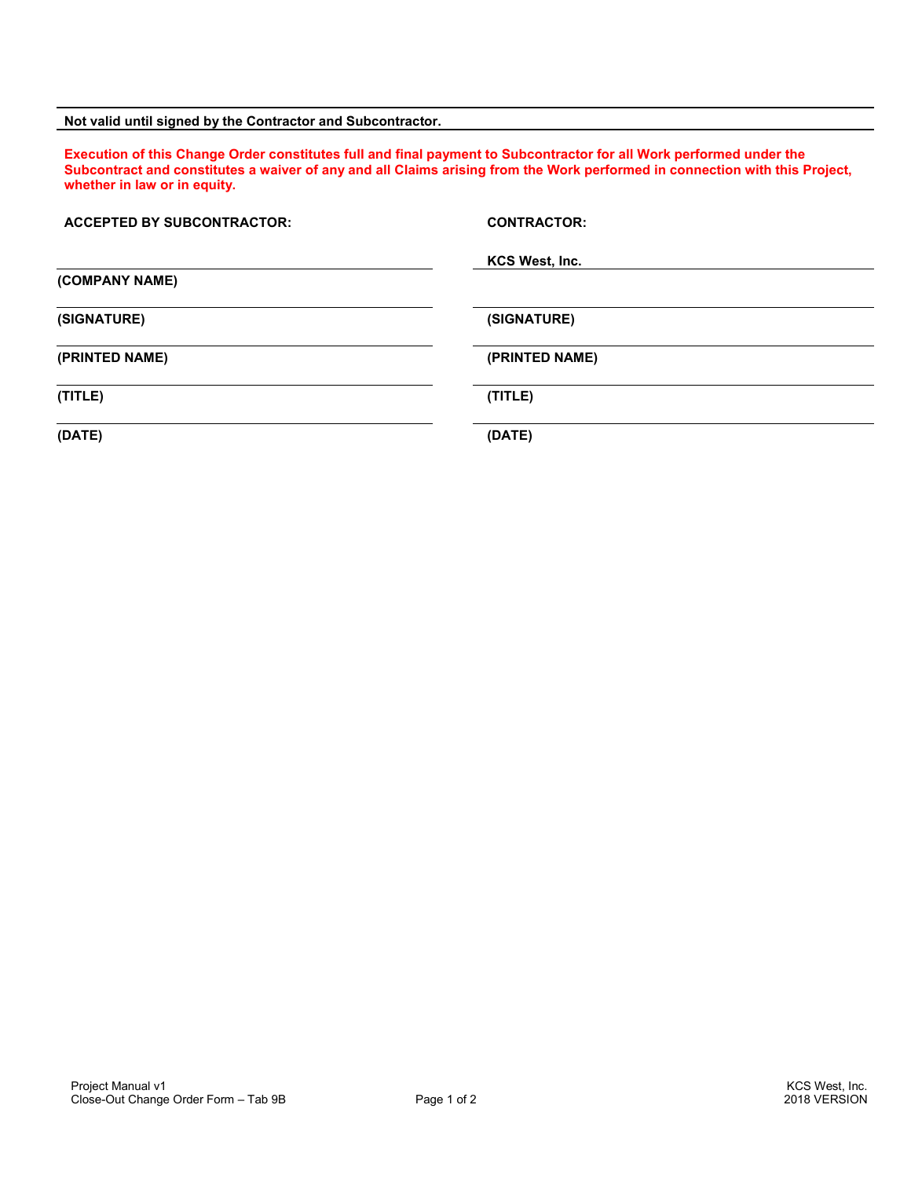**Not valid until signed by the Contractor and Subcontractor.**

**Execution of this Change Order constitutes full and final payment to Subcontractor for all Work performed under the Subcontract and constitutes a waiver of any and all Claims arising from the Work performed in connection with this Project, whether in law or in equity.**

| **ACCEPTED BY SUBCONTRACTOR:** | **CONTRACTOR:** |
| --- | --- |
| | **KCS West, Inc.** |
| **(COMPANY NAME)** | |
| **(SIGNATURE)** | **(SIGNATURE)** |
| **(PRINTED NAME)** | **(PRINTED NAME)** |
| **(TITLE)** | **(TITLE)** |
| **(DATE)** | **(DATE)** |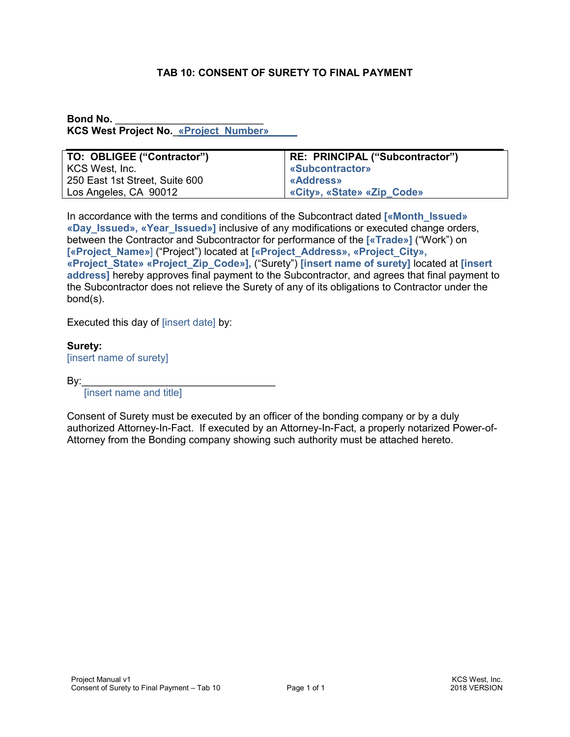# TAB 10: CONSENT OF SURETY TO FINAL PAYMENT

**Bond No.** ___________________________
**KCS West Project No.** _«Project_Number»_____

| **TO: OBLIGEE ("Contractor")** | **RE: PRINCIPAL ("Subcontractor")** |
|---|---|
| KCS West, Inc. | **«Subcontractor»** |
| 250 East 1st Street, Suite 600 | **«Address»** |
| Los Angeles, CA 90012 | **«City», «State» «Zip_Code»** |

In accordance with the terms and conditions of the Subcontract dated **[«Month_Issued» «Day_Issued», «Year_Issued»]** inclusive of any modifications or executed change orders, between the Contractor and Subcontractor for performance of the **[«Trade»]** ("Work") on **[«Project_Name»]** ("Project") located at **[«Project_Address», «Project_City», «Project_State» «Project_Zip_Code»],** ("Surety") **[insert name of surety]** located at **[insert address]** hereby approves final payment to the Subcontractor, and agrees that final payment to the Subcontractor does not relieve the Surety of any of its obligations to Contractor under the bond(s).

Executed this day of [insert date] by:

**Surety:**
[insert name of surety]

By:_________________________________
[insert name and title]

Consent of Surety must be executed by an officer of the bonding company or by a duly authorized Attorney-In-Fact. If executed by an Attorney-In-Fact, a properly notarized Power-of-Attorney from the Bonding company showing such authority must be attached hereto.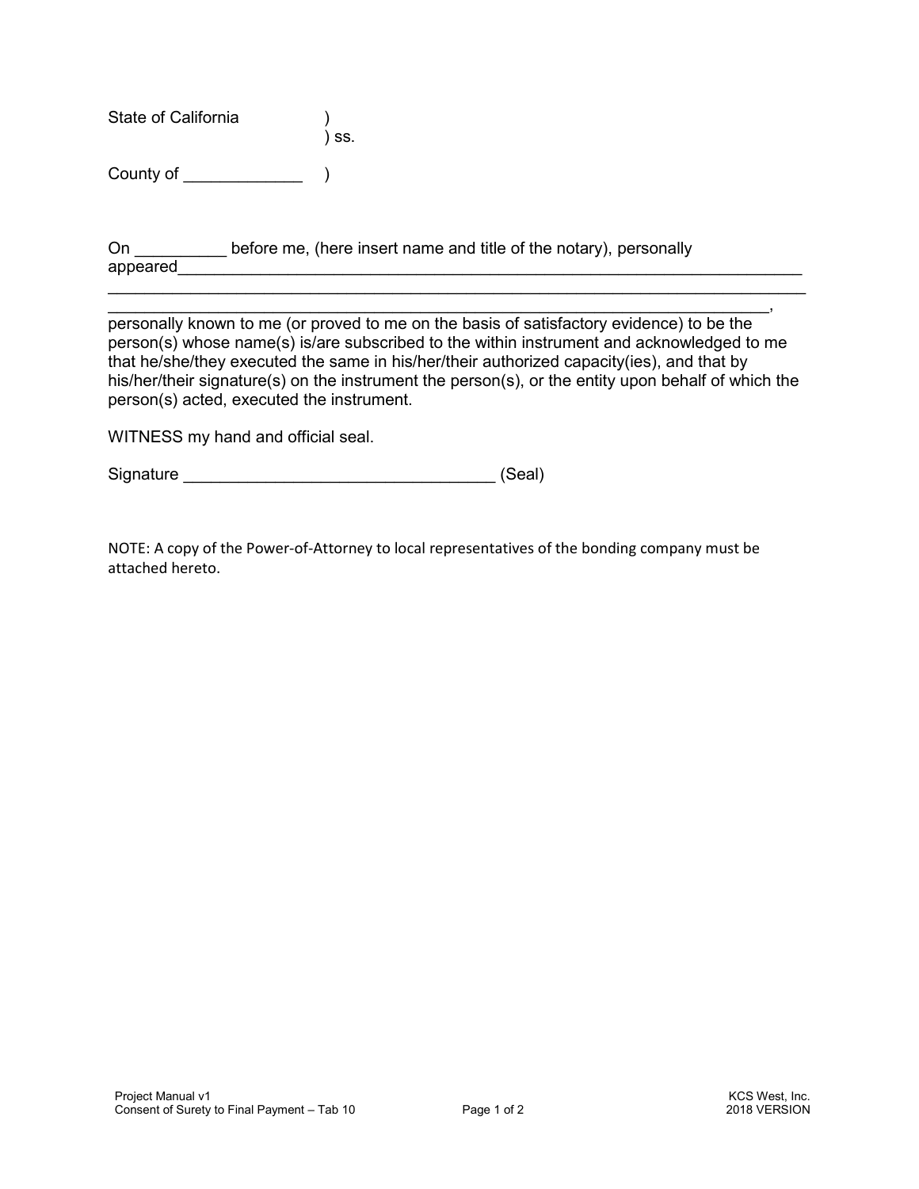State of California )
) ss.

County of _____________ )

On __________ before me, (here insert name and title of the notary), personally appeared_________________________________________________________________________
______________________________________________________________________________
_____________________________________________________________________________,
personally known to me (or proved to me on the basis of satisfactory evidence) to be the person(s) whose name(s) is/are subscribed to the within instrument and acknowledged to me that he/she/they executed the same in his/her/their authorized capacity(ies), and that by his/her/their signature(s) on the instrument the person(s), or the entity upon behalf of which the person(s) acted, executed the instrument.

WITNESS my hand and official seal.

Signature __________________________________ (Seal)

NOTE: A copy of the Power-of-Attorney to local representatives of the bonding company must be attached hereto.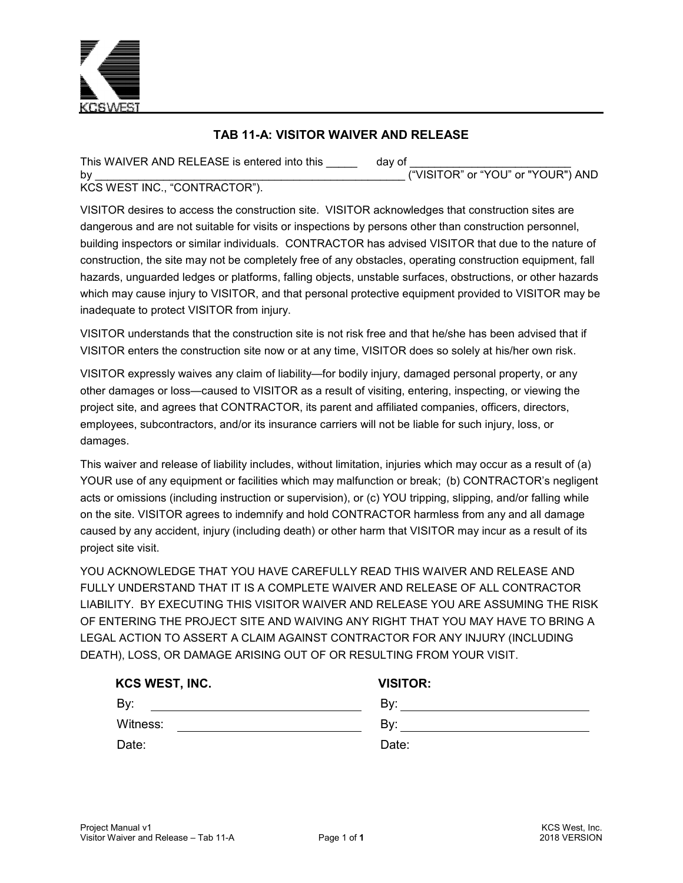KCSWEST

## TAB 11-A: VISITOR WAIVER AND RELEASE

This WAIVER AND RELEASE is entered into this _____ day of __________________________ by ___________________________________________________ ("VISITOR" or "YOU" or "YOUR") AND KCS WEST INC., "CONTRACTOR").

VISITOR desires to access the construction site. VISITOR acknowledges that construction sites are dangerous and are not suitable for visits or inspections by persons other than construction personnel, building inspectors or similar individuals. CONTRACTOR has advised VISITOR that due to the nature of construction, the site may not be completely free of any obstacles, operating construction equipment, fall hazards, unguarded ledges or platforms, falling objects, unstable surfaces, obstructions, or other hazards which may cause injury to VISITOR, and that personal protective equipment provided to VISITOR may be inadequate to protect VISITOR from injury.

VISITOR understands that the construction site is not risk free and that he/she has been advised that if VISITOR enters the construction site now or at any time, VISITOR does so solely at his/her own risk.

VISITOR expressly waives any claim of liability—for bodily injury, damaged personal property, or any other damages or loss—caused to VISITOR as a result of visiting, entering, inspecting, or viewing the project site, and agrees that CONTRACTOR, its parent and affiliated companies, officers, directors, employees, subcontractors, and/or its insurance carriers will not be liable for such injury, loss, or damages.

This waiver and release of liability includes, without limitation, injuries which may occur as a result of (a) YOUR use of any equipment or facilities which may malfunction or break; (b) CONTRACTOR's negligent acts or omissions (including instruction or supervision), or (c) YOU tripping, slipping, and/or falling while on the site. VISITOR agrees to indemnify and hold CONTRACTOR harmless from any and all damage caused by any accident, injury (including death) or other harm that VISITOR may incur as a result of its project site visit.

YOU ACKNOWLEDGE THAT YOU HAVE CAREFULLY READ THIS WAIVER AND RELEASE AND FULLY UNDERSTAND THAT IT IS A COMPLETE WAIVER AND RELEASE OF ALL CONTRACTOR LIABILITY. BY EXECUTING THIS VISITOR WAIVER AND RELEASE YOU ARE ASSUMING THE RISK OF ENTERING THE PROJECT SITE AND WAIVING ANY RIGHT THAT YOU MAY HAVE TO BRING A LEGAL ACTION TO ASSERT A CLAIM AGAINST CONTRACTOR FOR ANY INJURY (INCLUDING DEATH), LOSS, OR DAMAGE ARISING OUT OF OR RESULTING FROM YOUR VISIT.

| **KCS WEST, INC.** | **VISITOR:** |
|---|---|
| By: ______________________ | By: ______________________ |
| Witness: ______________________ | By: ______________________ |
| Date: | Date: |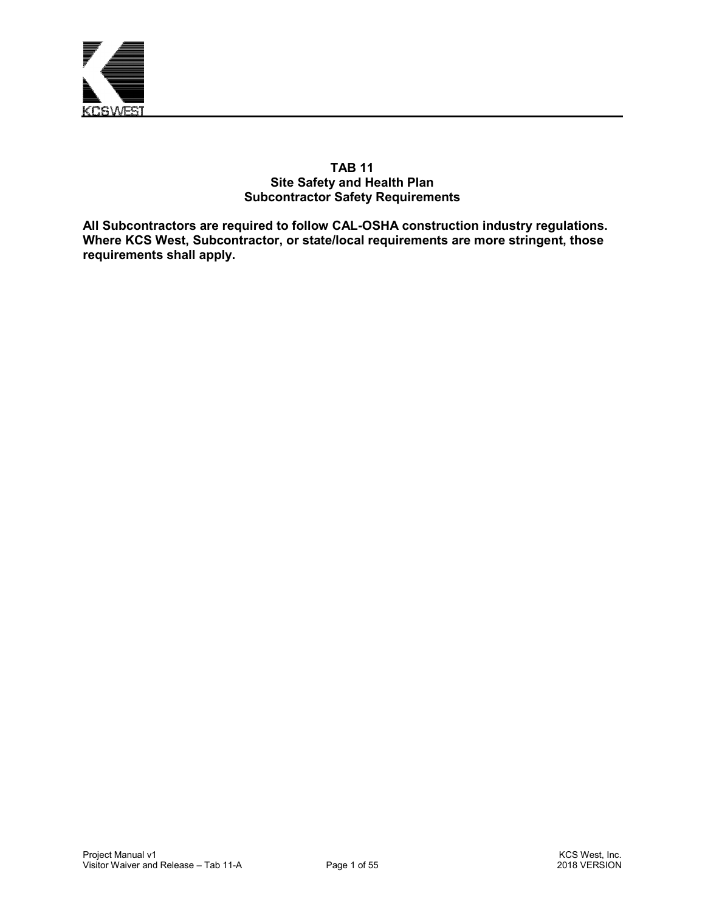# TAB 11
## Site Safety and Health Plan
## Subcontractor Safety Requirements

**All Subcontractors are required to follow CAL-OSHA construction industry regulations. Where KCS West, Subcontractor, or state/local requirements are more stringent, those requirements shall apply.**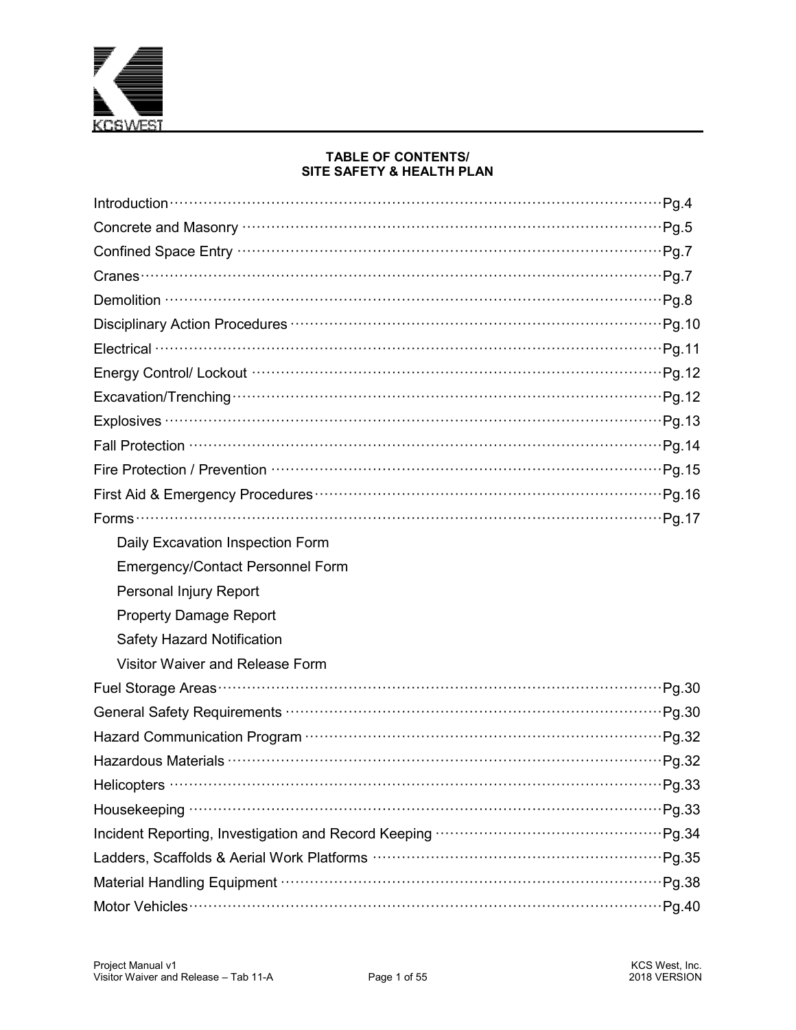# TABLE OF CONTENTS/ SITE SAFETY & HEALTH PLAN

| Section | Page |
|---|---|
| Introduction | Pg.4 |
| Concrete and Masonry | Pg.5 |
| Confined Space Entry | Pg.7 |
| Cranes | Pg.7 |
| Demolition | Pg.8 |
| Disciplinary Action Procedures | Pg.10 |
| Electrical | Pg.11 |
| Energy Control/ Lockout | Pg.12 |
| Excavation/Trenching | Pg.12 |
| Explosives | Pg.13 |
| Fall Protection | Pg.14 |
| Fire Protection / Prevention | Pg.15 |
| First Aid & Emergency Procedures | Pg.16 |
| Forms | Pg.17 |
| Daily Excavation Inspection Form | |
| Emergency/Contact Personnel Form | |
| Personal Injury Report | |
| Property Damage Report | |
| Safety Hazard Notification | |
| Visitor Waiver and Release Form | |
| Fuel Storage Areas | Pg.30 |
| General Safety Requirements | Pg.30 |
| Hazard Communication Program | Pg.32 |
| Hazardous Materials | Pg.32 |
| Helicopters | Pg.33 |
| Housekeeping | Pg.33 |
| Incident Reporting, Investigation and Record Keeping | Pg.34 |
| Ladders, Scaffolds & Aerial Work Platforms | Pg.35 |
| Material Handling Equipment | Pg.38 |
| Motor Vehicles | Pg.40 |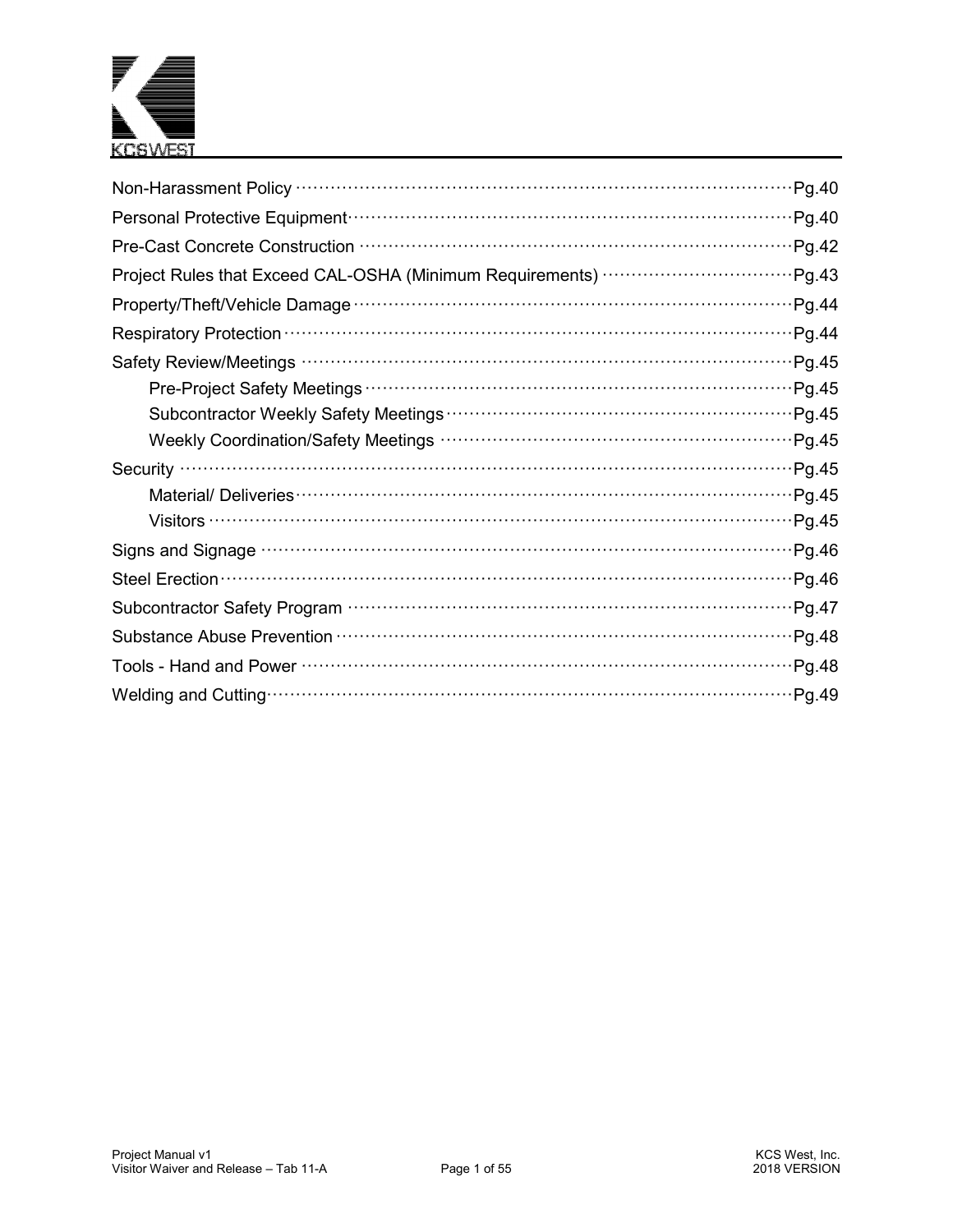Non-Harassment Policy ········· Pg.40

Personal Protective Equipment ········· Pg.40

Pre-Cast Concrete Construction ········· Pg.42

Project Rules that Exceed CAL-OSHA (Minimum Requirements) ········· Pg.43

Property/Theft/Vehicle Damage ········· Pg.44

Respiratory Protection ········· Pg.44

Safety Review/Meetings ········· Pg.45

- Pre-Project Safety Meetings ········· Pg.45
- Subcontractor Weekly Safety Meetings ········· Pg.45
- Weekly Coordination/Safety Meetings ········· Pg.45

Security ········· Pg.45

- Material/ Deliveries ········· Pg.45
- Visitors ········· Pg.45

Signs and Signage ········· Pg.46

Steel Erection ········· Pg.46

Subcontractor Safety Program ········· Pg.47

Substance Abuse Prevention ········· Pg.48

Tools - Hand and Power ········· Pg.48

Welding and Cutting ········· Pg.49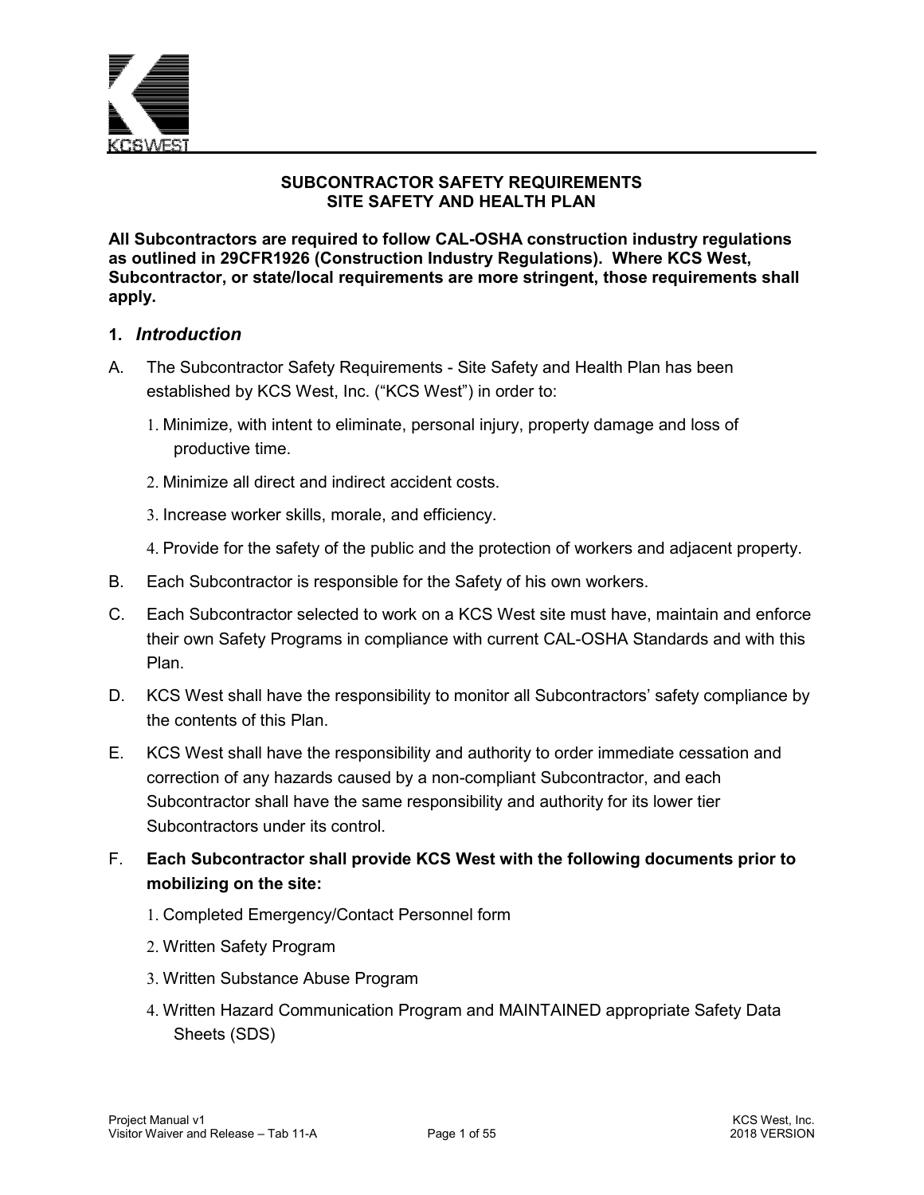**SUBCONTRACTOR SAFETY REQUIREMENTS**
**SITE SAFETY AND HEALTH PLAN**

**All Subcontractors are required to follow CAL-OSHA construction industry regulations as outlined in 29CFR1926 (Construction Industry Regulations). Where KCS West, Subcontractor, or state/local requirements are more stringent, those requirements shall apply.**

## 1. *Introduction*

A. The Subcontractor Safety Requirements - Site Safety and Health Plan has been established by KCS West, Inc. ("KCS West") in order to:

   1. Minimize, with intent to eliminate, personal injury, property damage and loss of productive time.
   2. Minimize all direct and indirect accident costs.
   3. Increase worker skills, morale, and efficiency.
   4. Provide for the safety of the public and the protection of workers and adjacent property.

B. Each Subcontractor is responsible for the Safety of his own workers.

C. Each Subcontractor selected to work on a KCS West site must have, maintain and enforce their own Safety Programs in compliance with current CAL-OSHA Standards and with this Plan.

D. KCS West shall have the responsibility to monitor all Subcontractors' safety compliance by the contents of this Plan.

E. KCS West shall have the responsibility and authority to order immediate cessation and correction of any hazards caused by a non-compliant Subcontractor, and each Subcontractor shall have the same responsibility and authority for its lower tier Subcontractors under its control.

F. **Each Subcontractor shall provide KCS West with the following documents prior to mobilizing on the site:**

   1. Completed Emergency/Contact Personnel form
   2. Written Safety Program
   3. Written Substance Abuse Program
   4. Written Hazard Communication Program and MAINTAINED appropriate Safety Data Sheets (SDS)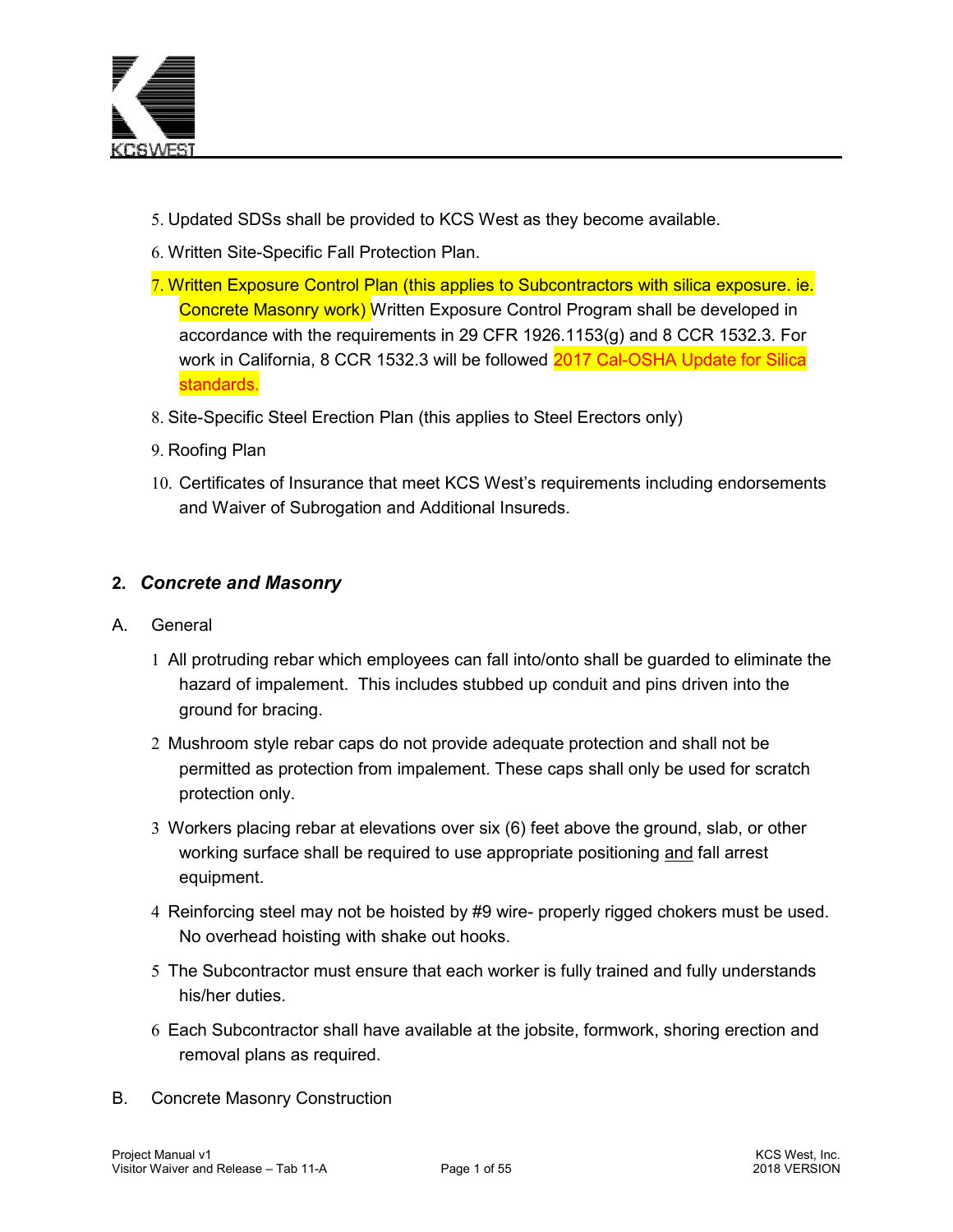5. Updated SDSs shall be provided to KCS West as they become available.
6. Written Site-Specific Fall Protection Plan.
7. Written Exposure Control Plan (this applies to Subcontractors with silica exposure. ie. Concrete Masonry work) Written Exposure Control Program shall be developed in accordance with the requirements in 29 CFR 1926.1153(g) and 8 CCR 1532.3. For work in California, 8 CCR 1532.3 will be followed 2017 Cal-OSHA Update for Silica standards.
8. Site-Specific Steel Erection Plan (this applies to Steel Erectors only)
9. Roofing Plan
10. Certificates of Insurance that meet KCS West's requirements including endorsements and Waiver of Subrogation and Additional Insureds.

## 2. *Concrete and Masonry*

A. General

1. All protruding rebar which employees can fall into/onto shall be guarded to eliminate the hazard of impalement. This includes stubbed up conduit and pins driven into the ground for bracing.
2. Mushroom style rebar caps do not provide adequate protection and shall not be permitted as protection from impalement. These caps shall only be used for scratch protection only.
3. Workers placing rebar at elevations over six (6) feet above the ground, slab, or other working surface shall be required to use appropriate positioning and fall arrest equipment.
4. Reinforcing steel may not be hoisted by #9 wire- properly rigged chokers must be used. No overhead hoisting with shake out hooks.
5. The Subcontractor must ensure that each worker is fully trained and fully understands his/her duties.
6. Each Subcontractor shall have available at the jobsite, formwork, shoring erection and removal plans as required.

B. Concrete Masonry Construction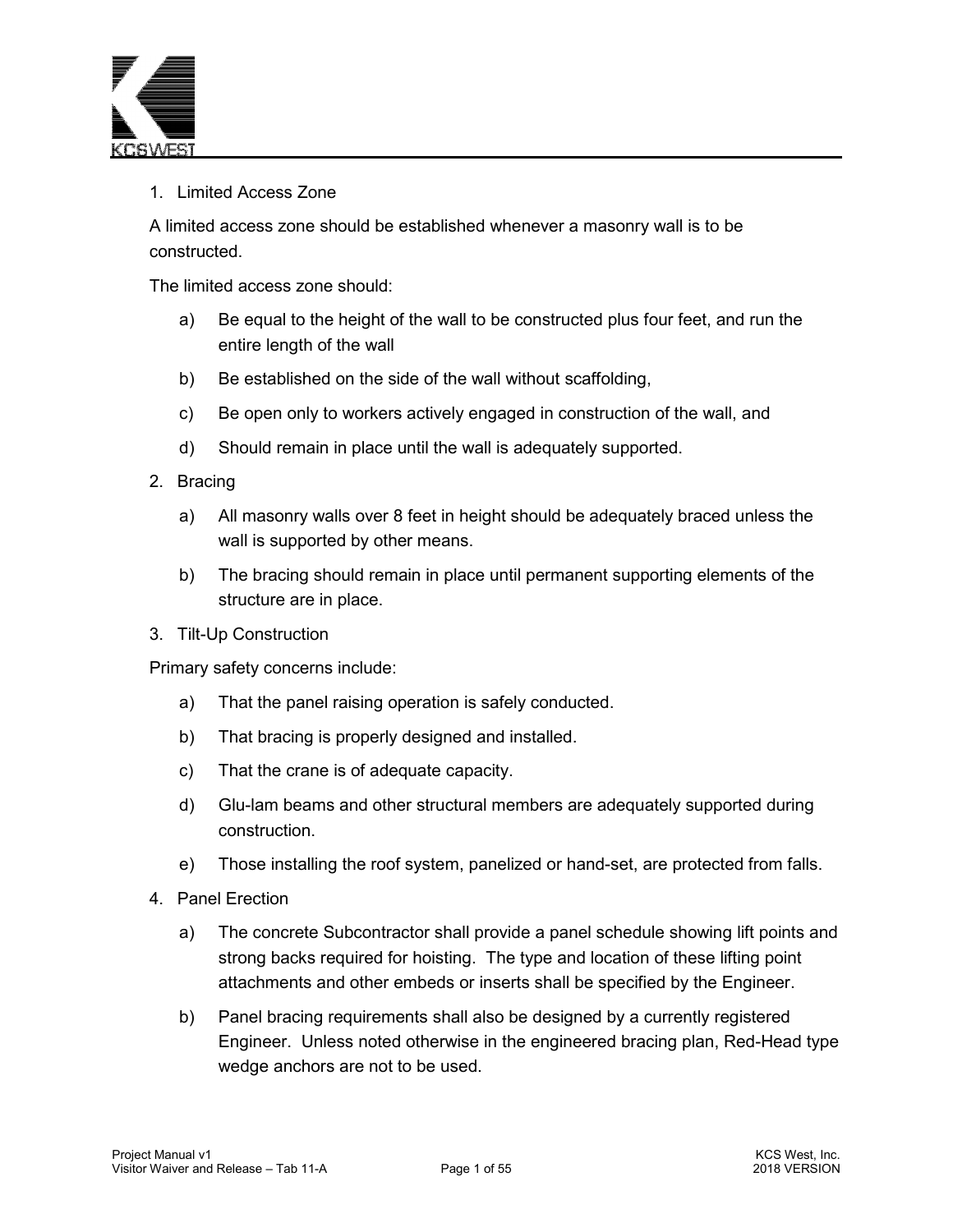1. Limited Access Zone

A limited access zone should be established whenever a masonry wall is to be constructed.

The limited access zone should:

   a) Be equal to the height of the wall to be constructed plus four feet, and run the entire length of the wall

   b) Be established on the side of the wall without scaffolding,

   c) Be open only to workers actively engaged in construction of the wall, and

   d) Should remain in place until the wall is adequately supported.

2. Bracing

   a) All masonry walls over 8 feet in height should be adequately braced unless the wall is supported by other means.

   b) The bracing should remain in place until permanent supporting elements of the structure are in place.

3. Tilt-Up Construction

Primary safety concerns include:

   a) That the panel raising operation is safely conducted.

   b) That bracing is properly designed and installed.

   c) That the crane is of adequate capacity.

   d) Glu-lam beams and other structural members are adequately supported during construction.

   e) Those installing the roof system, panelized or hand-set, are protected from falls.

4. Panel Erection

   a) The concrete Subcontractor shall provide a panel schedule showing lift points and strong backs required for hoisting. The type and location of these lifting point attachments and other embeds or inserts shall be specified by the Engineer.

   b) Panel bracing requirements shall also be designed by a currently registered Engineer. Unless noted otherwise in the engineered bracing plan, Red-Head type wedge anchors are not to be used.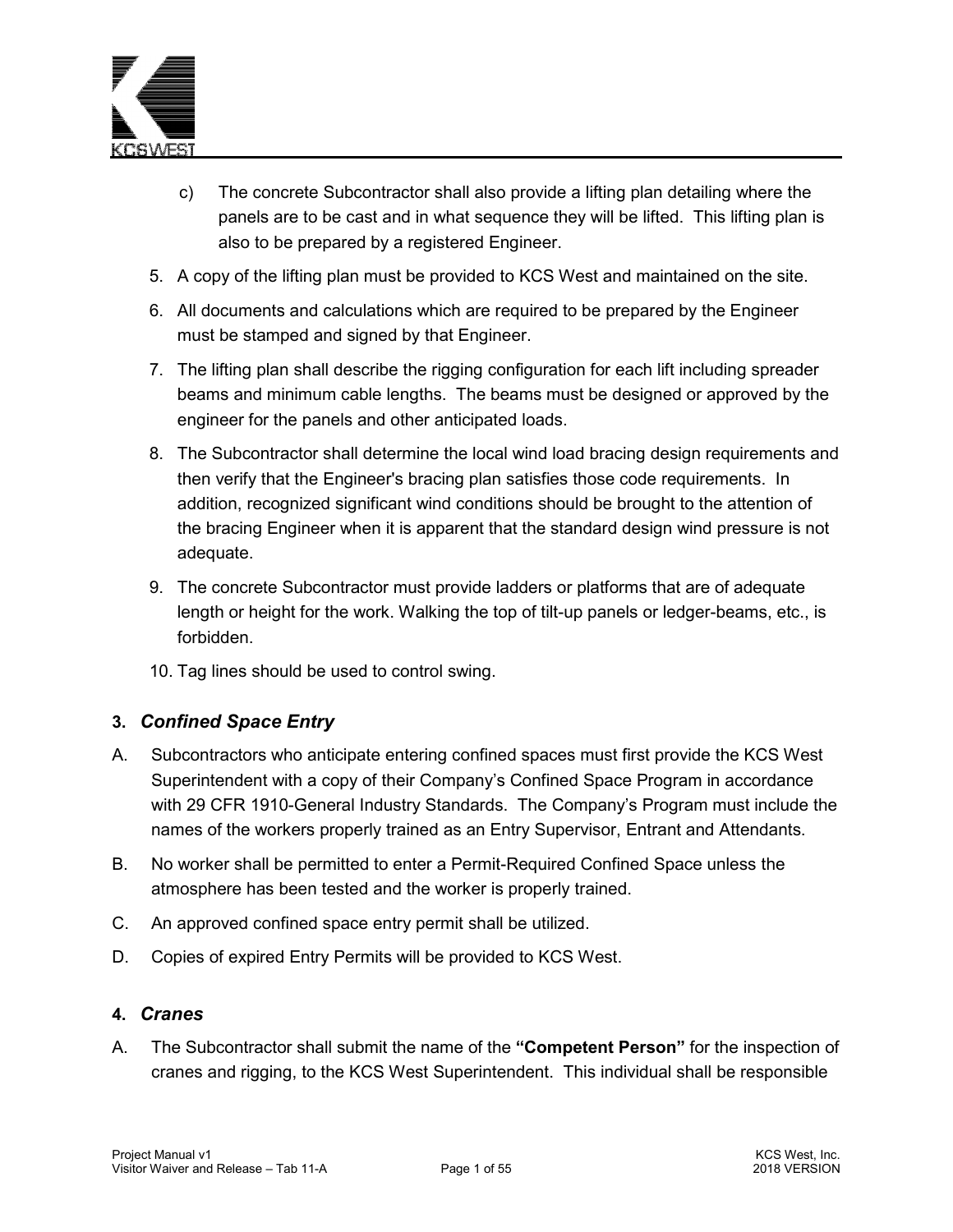c) The concrete Subcontractor shall also provide a lifting plan detailing where the panels are to be cast and in what sequence they will be lifted. This lifting plan is also to be prepared by a registered Engineer.

5. A copy of the lifting plan must be provided to KCS West and maintained on the site.
6. All documents and calculations which are required to be prepared by the Engineer must be stamped and signed by that Engineer.
7. The lifting plan shall describe the rigging configuration for each lift including spreader beams and minimum cable lengths. The beams must be designed or approved by the engineer for the panels and other anticipated loads.
8. The Subcontractor shall determine the local wind load bracing design requirements and then verify that the Engineer's bracing plan satisfies those code requirements. In addition, recognized significant wind conditions should be brought to the attention of the bracing Engineer when it is apparent that the standard design wind pressure is not adequate.
9. The concrete Subcontractor must provide ladders or platforms that are of adequate length or height for the work. Walking the top of tilt-up panels or ledger-beams, etc., is forbidden.
10. Tag lines should be used to control swing.

### 3. *Confined Space Entry*

A. Subcontractors who anticipate entering confined spaces must first provide the KCS West Superintendent with a copy of their Company's Confined Space Program in accordance with 29 CFR 1910-General Industry Standards. The Company's Program must include the names of the workers properly trained as an Entry Supervisor, Entrant and Attendants.

B. No worker shall be permitted to enter a Permit-Required Confined Space unless the atmosphere has been tested and the worker is properly trained.

C. An approved confined space entry permit shall be utilized.

D. Copies of expired Entry Permits will be provided to KCS West.

### 4. *Cranes*

A. The Subcontractor shall submit the name of the **"Competent Person"** for the inspection of cranes and rigging, to the KCS West Superintendent. This individual shall be responsible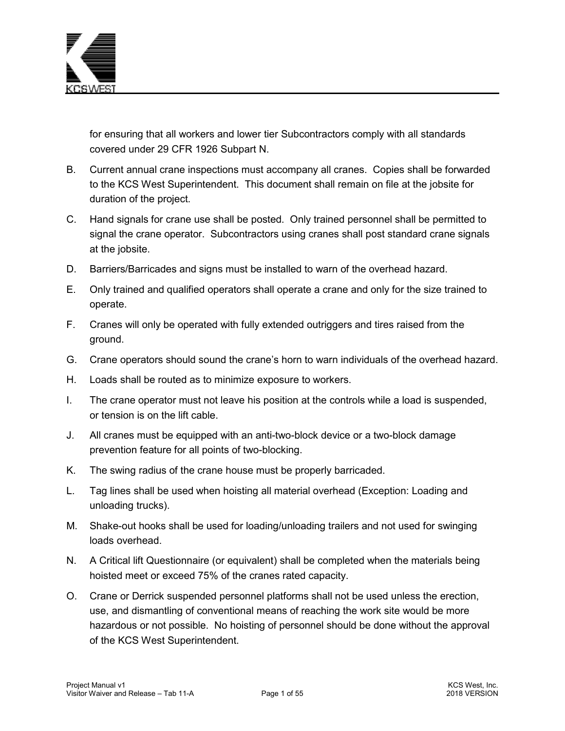for ensuring that all workers and lower tier Subcontractors comply with all standards covered under 29 CFR 1926 Subpart N.

B. Current annual crane inspections must accompany all cranes. Copies shall be forwarded to the KCS West Superintendent. This document shall remain on file at the jobsite for duration of the project.

C. Hand signals for crane use shall be posted. Only trained personnel shall be permitted to signal the crane operator. Subcontractors using cranes shall post standard crane signals at the jobsite.

D. Barriers/Barricades and signs must be installed to warn of the overhead hazard.

E. Only trained and qualified operators shall operate a crane and only for the size trained to operate.

F. Cranes will only be operated with fully extended outriggers and tires raised from the ground.

G. Crane operators should sound the crane's horn to warn individuals of the overhead hazard.

H. Loads shall be routed as to minimize exposure to workers.

I. The crane operator must not leave his position at the controls while a load is suspended, or tension is on the lift cable.

J. All cranes must be equipped with an anti-two-block device or a two-block damage prevention feature for all points of two-blocking.

K. The swing radius of the crane house must be properly barricaded.

L. Tag lines shall be used when hoisting all material overhead (Exception: Loading and unloading trucks).

M. Shake-out hooks shall be used for loading/unloading trailers and not used for swinging loads overhead.

N. A Critical lift Questionnaire (or equivalent) shall be completed when the materials being hoisted meet or exceed 75% of the cranes rated capacity.

O. Crane or Derrick suspended personnel platforms shall not be used unless the erection, use, and dismantling of conventional means of reaching the work site would be more hazardous or not possible. No hoisting of personnel should be done without the approval of the KCS West Superintendent.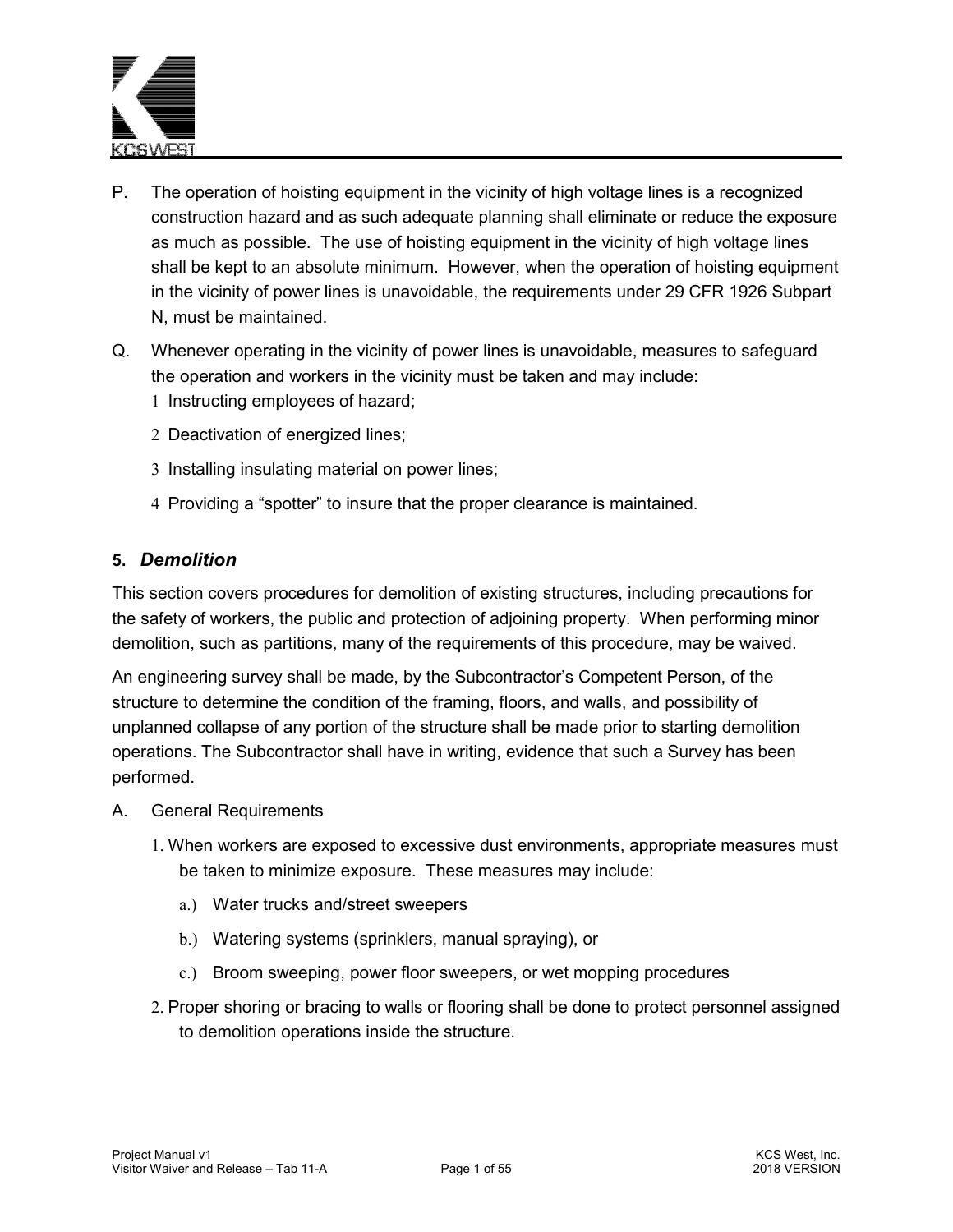P. The operation of hoisting equipment in the vicinity of high voltage lines is a recognized construction hazard and as such adequate planning shall eliminate or reduce the exposure as much as possible. The use of hoisting equipment in the vicinity of high voltage lines shall be kept to an absolute minimum. However, when the operation of hoisting equipment in the vicinity of power lines is unavoidable, the requirements under 29 CFR 1926 Subpart N, must be maintained.

Q. Whenever operating in the vicinity of power lines is unavoidable, measures to safeguard the operation and workers in the vicinity must be taken and may include:

1. Instructing employees of hazard;
2. Deactivation of energized lines;
3. Installing insulating material on power lines;
4. Providing a "spotter" to insure that the proper clearance is maintained.

### 5. *Demolition*

This section covers procedures for demolition of existing structures, including precautions for the safety of workers, the public and protection of adjoining property. When performing minor demolition, such as partitions, many of the requirements of this procedure, may be waived.

An engineering survey shall be made, by the Subcontractor's Competent Person, of the structure to determine the condition of the framing, floors, and walls, and possibility of unplanned collapse of any portion of the structure shall be made prior to starting demolition operations. The Subcontractor shall have in writing, evidence that such a Survey has been performed.

A. General Requirements

1. When workers are exposed to excessive dust environments, appropriate measures must be taken to minimize exposure. These measures may include:
    a.) Water trucks and/street sweepers
    b.) Watering systems (sprinklers, manual spraying), or
    c.) Broom sweeping, power floor sweepers, or wet mopping procedures
2. Proper shoring or bracing to walls or flooring shall be done to protect personnel assigned to demolition operations inside the structure.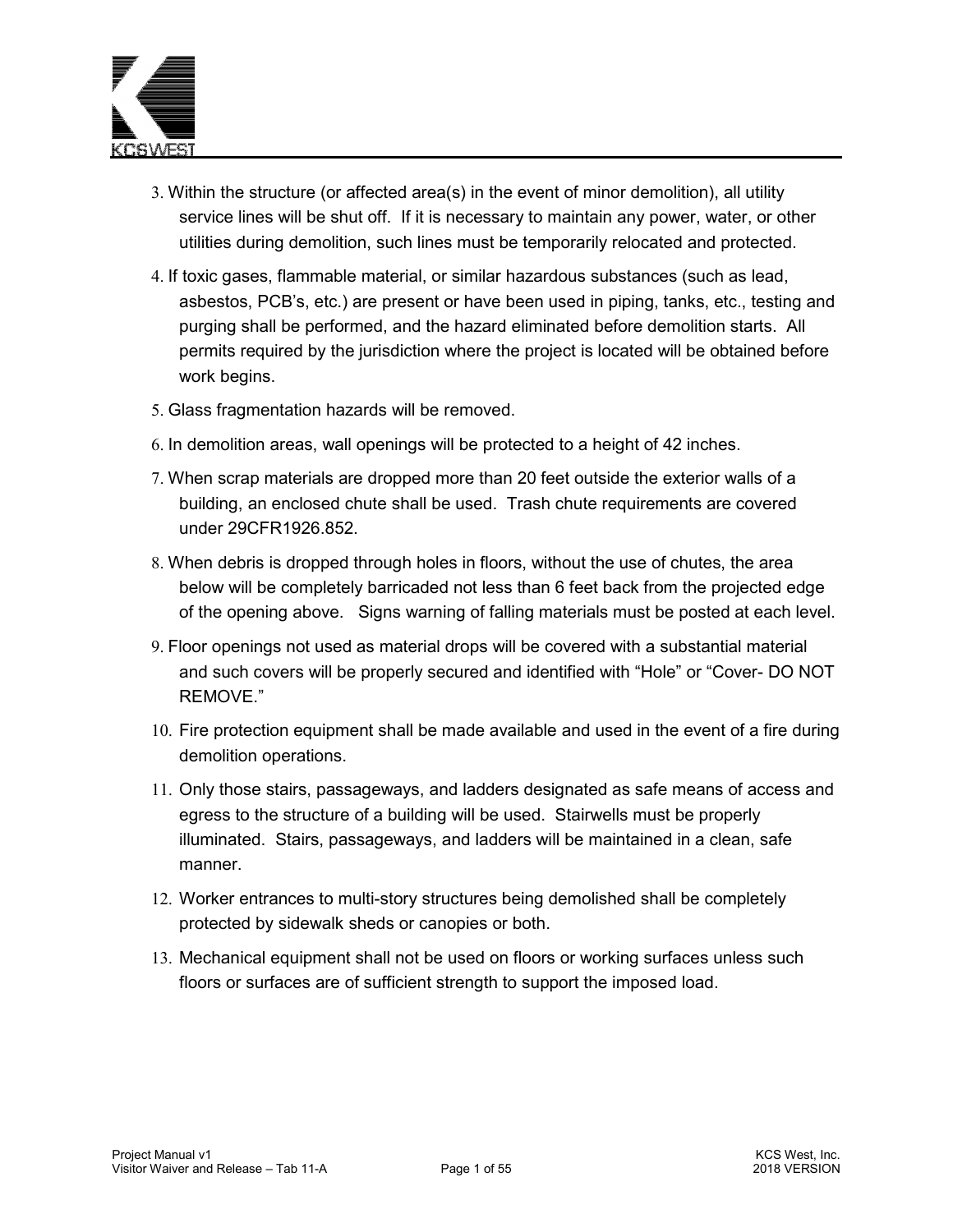3. Within the structure (or affected area(s) in the event of minor demolition), all utility service lines will be shut off. If it is necessary to maintain any power, water, or other utilities during demolition, such lines must be temporarily relocated and protected.
4. If toxic gases, flammable material, or similar hazardous substances (such as lead, asbestos, PCB's, etc.) are present or have been used in piping, tanks, etc., testing and purging shall be performed, and the hazard eliminated before demolition starts. All permits required by the jurisdiction where the project is located will be obtained before work begins.
5. Glass fragmentation hazards will be removed.
6. In demolition areas, wall openings will be protected to a height of 42 inches.
7. When scrap materials are dropped more than 20 feet outside the exterior walls of a building, an enclosed chute shall be used. Trash chute requirements are covered under 29CFR1926.852.
8. When debris is dropped through holes in floors, without the use of chutes, the area below will be completely barricaded not less than 6 feet back from the projected edge of the opening above. Signs warning of falling materials must be posted at each level.
9. Floor openings not used as material drops will be covered with a substantial material and such covers will be properly secured and identified with "Hole" or "Cover- DO NOT REMOVE."
10. Fire protection equipment shall be made available and used in the event of a fire during demolition operations.
11. Only those stairs, passageways, and ladders designated as safe means of access and egress to the structure of a building will be used. Stairwells must be properly illuminated. Stairs, passageways, and ladders will be maintained in a clean, safe manner.
12. Worker entrances to multi-story structures being demolished shall be completely protected by sidewalk sheds or canopies or both.
13. Mechanical equipment shall not be used on floors or working surfaces unless such floors or surfaces are of sufficient strength to support the imposed load.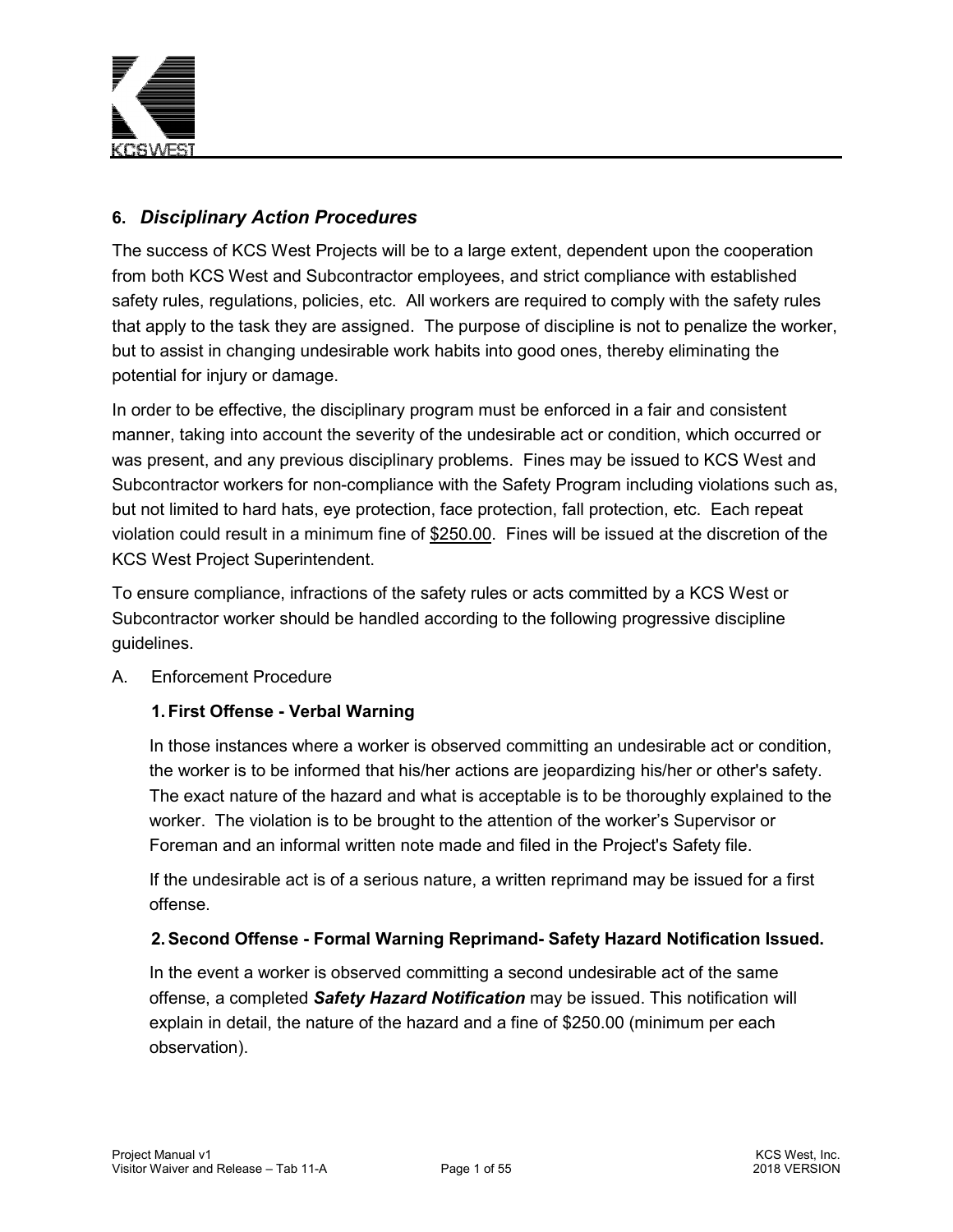## 6. *Disciplinary Action Procedures*

The success of KCS West Projects will be to a large extent, dependent upon the cooperation from both KCS West and Subcontractor employees, and strict compliance with established safety rules, regulations, policies, etc. All workers are required to comply with the safety rules that apply to the task they are assigned. The purpose of discipline is not to penalize the worker, but to assist in changing undesirable work habits into good ones, thereby eliminating the potential for injury or damage.

In order to be effective, the disciplinary program must be enforced in a fair and consistent manner, taking into account the severity of the undesirable act or condition, which occurred or was present, and any previous disciplinary problems. Fines may be issued to KCS West and Subcontractor workers for non-compliance with the Safety Program including violations such as, but not limited to hard hats, eye protection, face protection, fall protection, etc. Each repeat violation could result in a minimum fine of $250.00. Fines will be issued at the discretion of the KCS West Project Superintendent.

To ensure compliance, infractions of the safety rules or acts committed by a KCS West or Subcontractor worker should be handled according to the following progressive discipline guidelines.

A. Enforcement Procedure

### 1. First Offense - Verbal Warning

In those instances where a worker is observed committing an undesirable act or condition, the worker is to be informed that his/her actions are jeopardizing his/her or other's safety. The exact nature of the hazard and what is acceptable is to be thoroughly explained to the worker. The violation is to be brought to the attention of the worker's Supervisor or Foreman and an informal written note made and filed in the Project's Safety file.

If the undesirable act is of a serious nature, a written reprimand may be issued for a first offense.

### 2. Second Offense - Formal Warning Reprimand- Safety Hazard Notification Issued.

In the event a worker is observed committing a second undesirable act of the same offense, a completed ***Safety Hazard Notification*** may be issued. This notification will explain in detail, the nature of the hazard and a fine of $250.00 (minimum per each observation).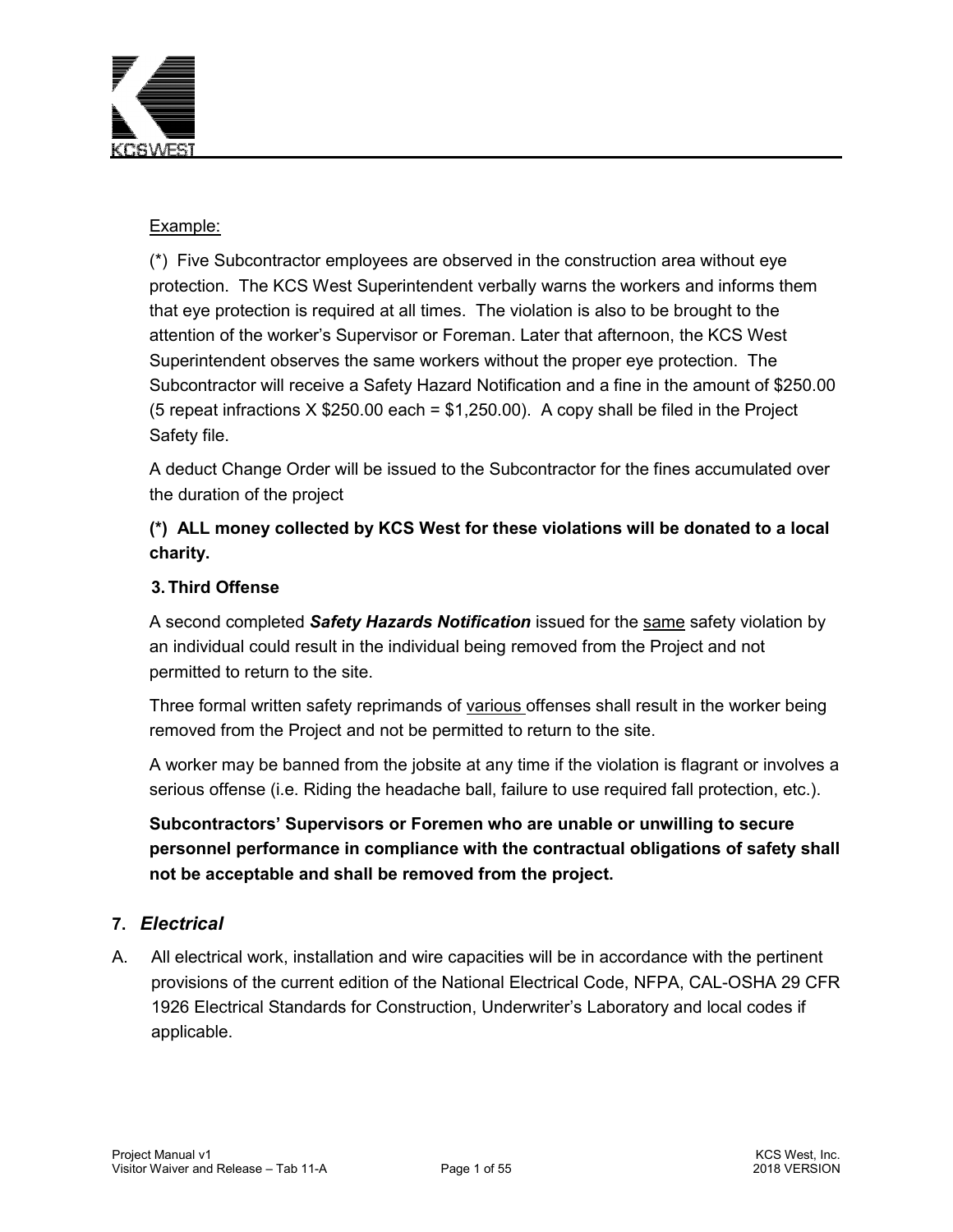Example:

(*) Five Subcontractor employees are observed in the construction area without eye protection. The KCS West Superintendent verbally warns the workers and informs them that eye protection is required at all times. The violation is also to be brought to the attention of the worker's Supervisor or Foreman. Later that afternoon, the KCS West Superintendent observes the same workers without the proper eye protection. The Subcontractor will receive a Safety Hazard Notification and a fine in the amount of $250.00 (5 repeat infractions X $250.00 each = $1,250.00). A copy shall be filed in the Project Safety file.

A deduct Change Order will be issued to the Subcontractor for the fines accumulated over the duration of the project

**(*) ALL money collected by KCS West for these violations will be donated to a local charity.**

**3. Third Offense**

A second completed ***Safety Hazards Notification*** issued for the same safety violation by an individual could result in the individual being removed from the Project and not permitted to return to the site.

Three formal written safety reprimands of various offenses shall result in the worker being removed from the Project and not be permitted to return to the site.

A worker may be banned from the jobsite at any time if the violation is flagrant or involves a serious offense (i.e. Riding the headache ball, failure to use required fall protection, etc.).

**Subcontractors' Supervisors or Foremen who are unable or unwilling to secure personnel performance in compliance with the contractual obligations of safety shall not be acceptable and shall be removed from the project.**

## 7. *Electrical*

A. All electrical work, installation and wire capacities will be in accordance with the pertinent provisions of the current edition of the National Electrical Code, NFPA, CAL-OSHA 29 CFR 1926 Electrical Standards for Construction, Underwriter's Laboratory and local codes if applicable.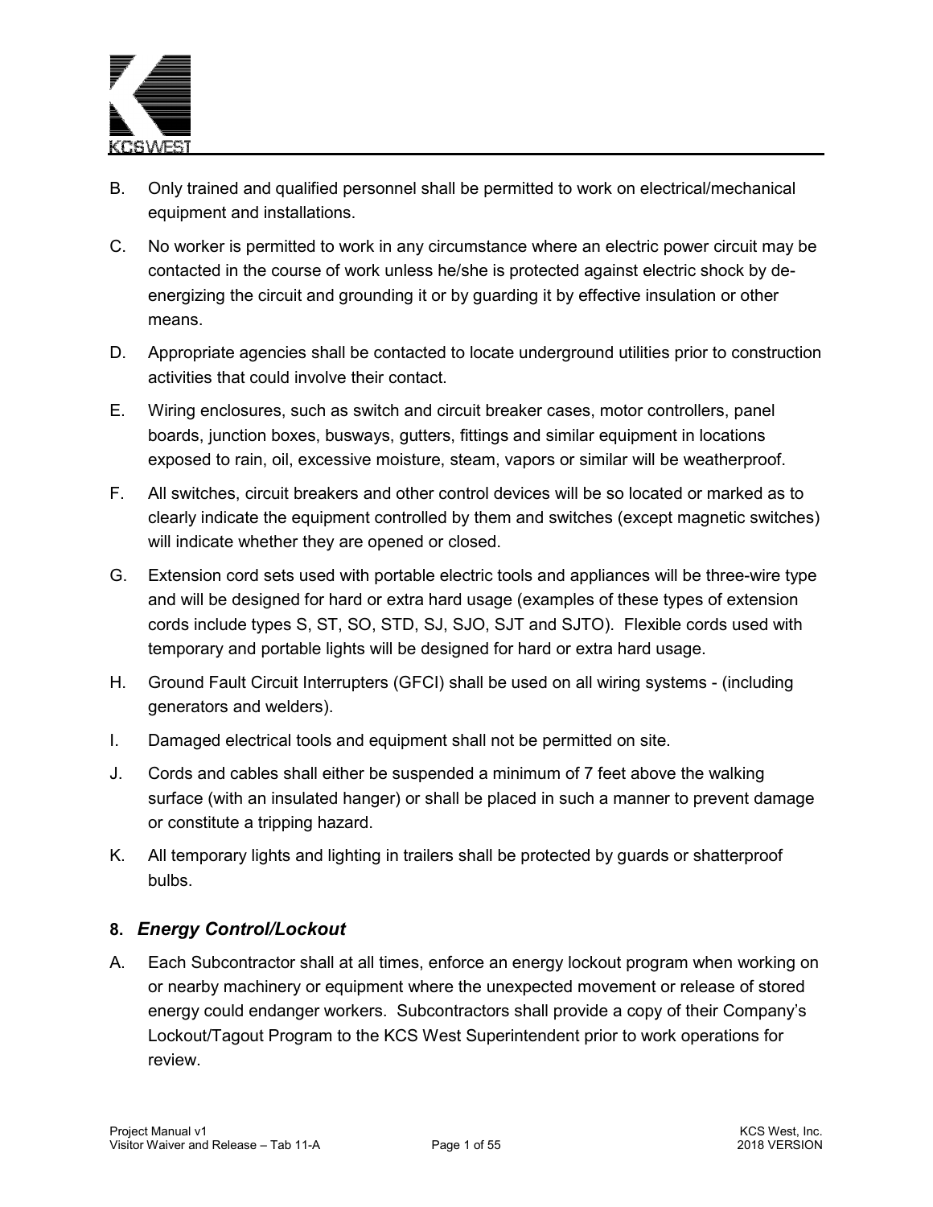B. Only trained and qualified personnel shall be permitted to work on electrical/mechanical equipment and installations.

C. No worker is permitted to work in any circumstance where an electric power circuit may be contacted in the course of work unless he/she is protected against electric shock by de-energizing the circuit and grounding it or by guarding it by effective insulation or other means.

D. Appropriate agencies shall be contacted to locate underground utilities prior to construction activities that could involve their contact.

E. Wiring enclosures, such as switch and circuit breaker cases, motor controllers, panel boards, junction boxes, busways, gutters, fittings and similar equipment in locations exposed to rain, oil, excessive moisture, steam, vapors or similar will be weatherproof.

F. All switches, circuit breakers and other control devices will be so located or marked as to clearly indicate the equipment controlled by them and switches (except magnetic switches) will indicate whether they are opened or closed.

G. Extension cord sets used with portable electric tools and appliances will be three-wire type and will be designed for hard or extra hard usage (examples of these types of extension cords include types S, ST, SO, STD, SJ, SJO, SJT and SJTO). Flexible cords used with temporary and portable lights will be designed for hard or extra hard usage.

H. Ground Fault Circuit Interrupters (GFCI) shall be used on all wiring systems - (including generators and welders).

I. Damaged electrical tools and equipment shall not be permitted on site.

J. Cords and cables shall either be suspended a minimum of 7 feet above the walking surface (with an insulated hanger) or shall be placed in such a manner to prevent damage or constitute a tripping hazard.

K. All temporary lights and lighting in trailers shall be protected by guards or shatterproof bulbs.

## 8. *Energy Control/Lockout*

A. Each Subcontractor shall at all times, enforce an energy lockout program when working on or nearby machinery or equipment where the unexpected movement or release of stored energy could endanger workers. Subcontractors shall provide a copy of their Company's Lockout/Tagout Program to the KCS West Superintendent prior to work operations for review.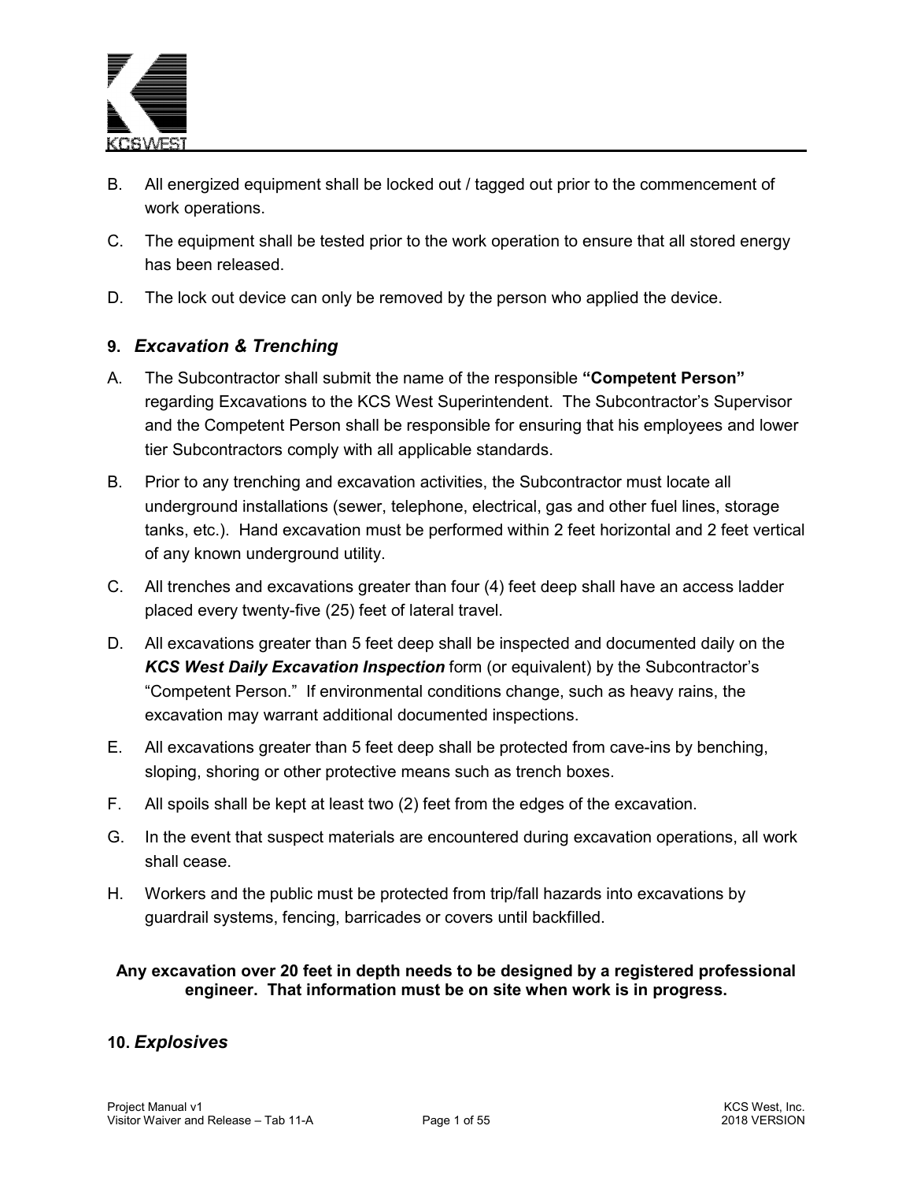B. All energized equipment shall be locked out / tagged out prior to the commencement of work operations.

C. The equipment shall be tested prior to the work operation to ensure that all stored energy has been released.

D. The lock out device can only be removed by the person who applied the device.

## 9. *Excavation & Trenching*

A. The Subcontractor shall submit the name of the responsible **"Competent Person"** regarding Excavations to the KCS West Superintendent. The Subcontractor's Supervisor and the Competent Person shall be responsible for ensuring that his employees and lower tier Subcontractors comply with all applicable standards.

B. Prior to any trenching and excavation activities, the Subcontractor must locate all underground installations (sewer, telephone, electrical, gas and other fuel lines, storage tanks, etc.). Hand excavation must be performed within 2 feet horizontal and 2 feet vertical of any known underground utility.

C. All trenches and excavations greater than four (4) feet deep shall have an access ladder placed every twenty-five (25) feet of lateral travel.

D. All excavations greater than 5 feet deep shall be inspected and documented daily on the ***KCS West Daily Excavation Inspection*** form (or equivalent) by the Subcontractor's "Competent Person." If environmental conditions change, such as heavy rains, the excavation may warrant additional documented inspections.

E. All excavations greater than 5 feet deep shall be protected from cave-ins by benching, sloping, shoring or other protective means such as trench boxes.

F. All spoils shall be kept at least two (2) feet from the edges of the excavation.

G. In the event that suspect materials are encountered during excavation operations, all work shall cease.

H. Workers and the public must be protected from trip/fall hazards into excavations by guardrail systems, fencing, barricades or covers until backfilled.

**Any excavation over 20 feet in depth needs to be designed by a registered professional engineer. That information must be on site when work is in progress.**

## 10. *Explosives*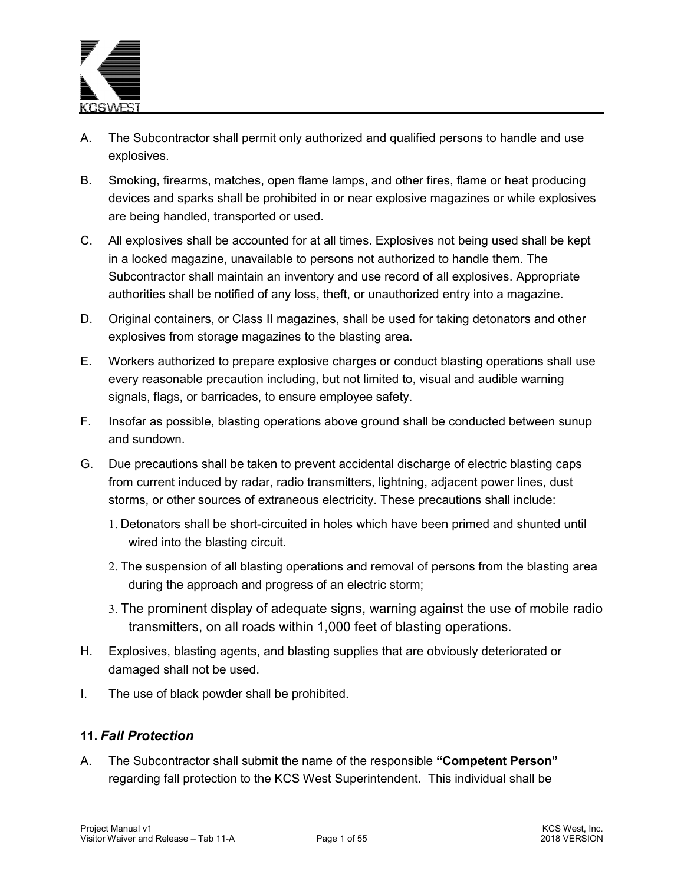A. The Subcontractor shall permit only authorized and qualified persons to handle and use explosives.

B. Smoking, firearms, matches, open flame lamps, and other fires, flame or heat producing devices and sparks shall be prohibited in or near explosive magazines or while explosives are being handled, transported or used.

C. All explosives shall be accounted for at all times. Explosives not being used shall be kept in a locked magazine, unavailable to persons not authorized to handle them. The Subcontractor shall maintain an inventory and use record of all explosives. Appropriate authorities shall be notified of any loss, theft, or unauthorized entry into a magazine.

D. Original containers, or Class II magazines, shall be used for taking detonators and other explosives from storage magazines to the blasting area.

E. Workers authorized to prepare explosive charges or conduct blasting operations shall use every reasonable precaution including, but not limited to, visual and audible warning signals, flags, or barricades, to ensure employee safety.

F. Insofar as possible, blasting operations above ground shall be conducted between sunup and sundown.

G. Due precautions shall be taken to prevent accidental discharge of electric blasting caps from current induced by radar, radio transmitters, lightning, adjacent power lines, dust storms, or other sources of extraneous electricity. These precautions shall include:

   1. Detonators shall be short-circuited in holes which have been primed and shunted until wired into the blasting circuit.
   2. The suspension of all blasting operations and removal of persons from the blasting area during the approach and progress of an electric storm;
   3. The prominent display of adequate signs, warning against the use of mobile radio transmitters, on all roads within 1,000 feet of blasting operations.

H. Explosives, blasting agents, and blasting supplies that are obviously deteriorated or damaged shall not be used.

I. The use of black powder shall be prohibited.

### 11. *Fall Protection*

A. The Subcontractor shall submit the name of the responsible **"Competent Person"** regarding fall protection to the KCS West Superintendent. This individual shall be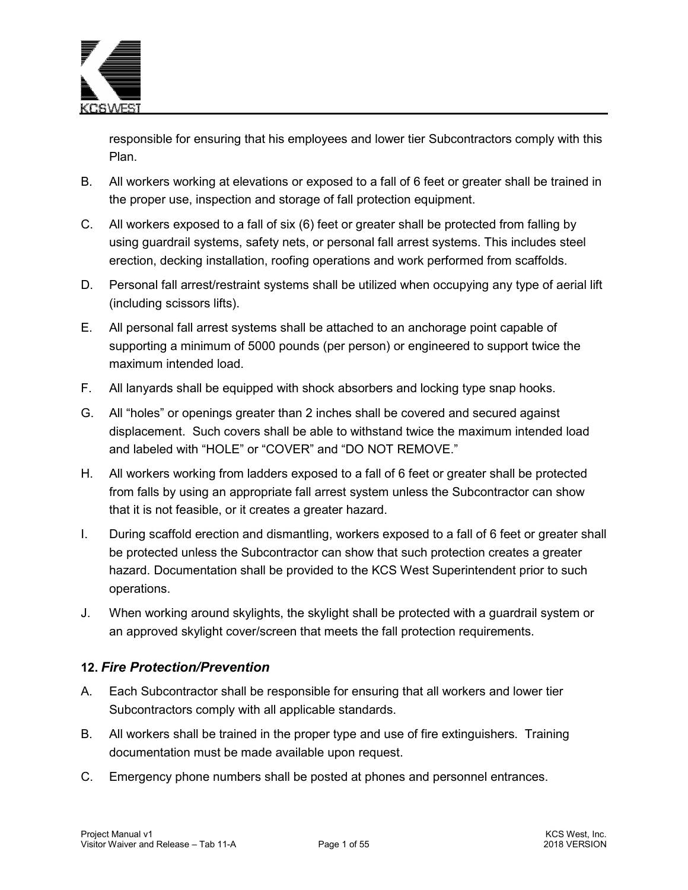responsible for ensuring that his employees and lower tier Subcontractors comply with this Plan.

B. All workers working at elevations or exposed to a fall of 6 feet or greater shall be trained in the proper use, inspection and storage of fall protection equipment.

C. All workers exposed to a fall of six (6) feet or greater shall be protected from falling by using guardrail systems, safety nets, or personal fall arrest systems. This includes steel erection, decking installation, roofing operations and work performed from scaffolds.

D. Personal fall arrest/restraint systems shall be utilized when occupying any type of aerial lift (including scissors lifts).

E. All personal fall arrest systems shall be attached to an anchorage point capable of supporting a minimum of 5000 pounds (per person) or engineered to support twice the maximum intended load.

F. All lanyards shall be equipped with shock absorbers and locking type snap hooks.

G. All "holes" or openings greater than 2 inches shall be covered and secured against displacement. Such covers shall be able to withstand twice the maximum intended load and labeled with "HOLE" or "COVER" and "DO NOT REMOVE."

H. All workers working from ladders exposed to a fall of 6 feet or greater shall be protected from falls by using an appropriate fall arrest system unless the Subcontractor can show that it is not feasible, or it creates a greater hazard.

I. During scaffold erection and dismantling, workers exposed to a fall of 6 feet or greater shall be protected unless the Subcontractor can show that such protection creates a greater hazard. Documentation shall be provided to the KCS West Superintendent prior to such operations.

J. When working around skylights, the skylight shall be protected with a guardrail system or an approved skylight cover/screen that meets the fall protection requirements.

## 12. *Fire Protection/Prevention*

A. Each Subcontractor shall be responsible for ensuring that all workers and lower tier Subcontractors comply with all applicable standards.

B. All workers shall be trained in the proper type and use of fire extinguishers. Training documentation must be made available upon request.

C. Emergency phone numbers shall be posted at phones and personnel entrances.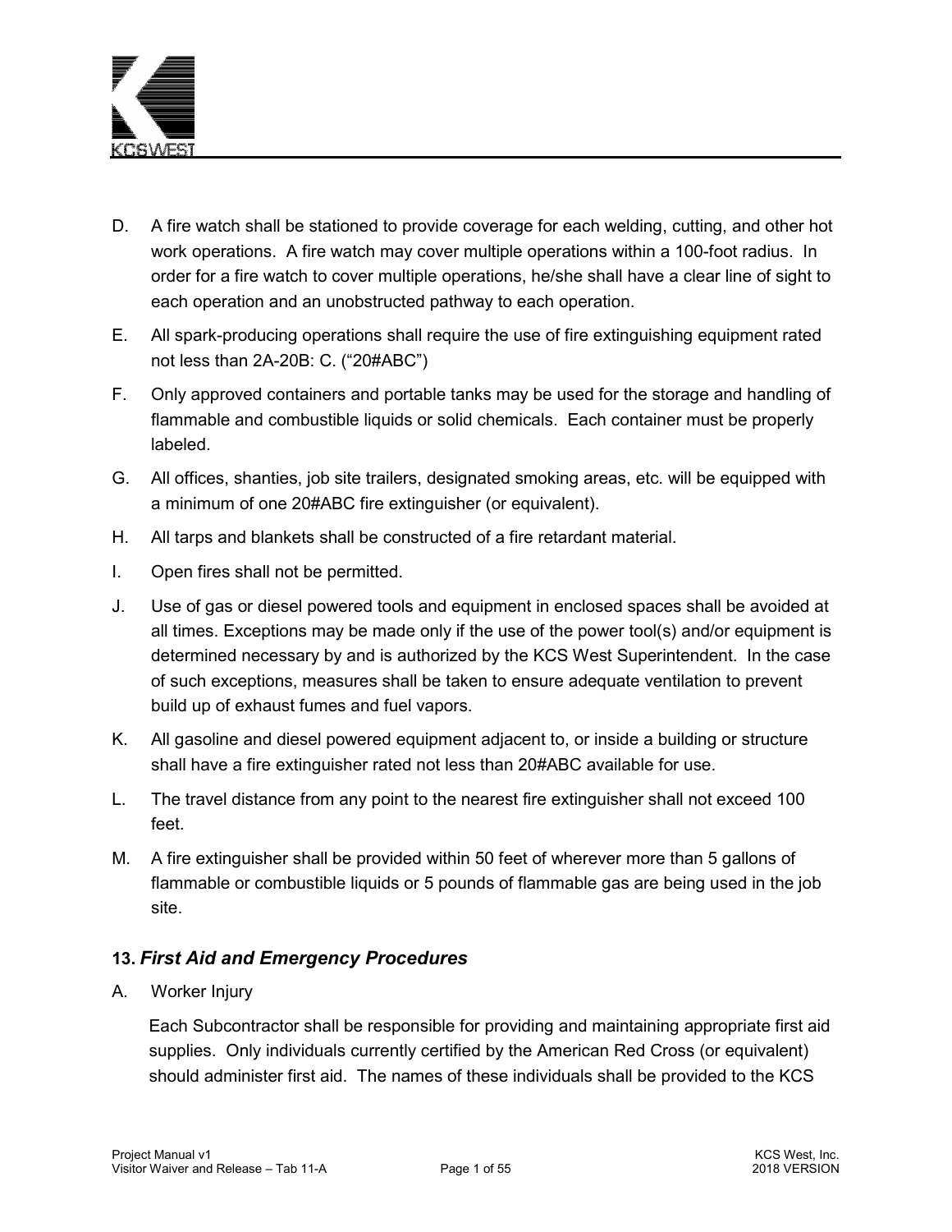D. A fire watch shall be stationed to provide coverage for each welding, cutting, and other hot work operations. A fire watch may cover multiple operations within a 100-foot radius. In order for a fire watch to cover multiple operations, he/she shall have a clear line of sight to each operation and an unobstructed pathway to each operation.

E. All spark-producing operations shall require the use of fire extinguishing equipment rated not less than 2A-20B: C. ("20#ABC")

F. Only approved containers and portable tanks may be used for the storage and handling of flammable and combustible liquids or solid chemicals. Each container must be properly labeled.

G. All offices, shanties, job site trailers, designated smoking areas, etc. will be equipped with a minimum of one 20#ABC fire extinguisher (or equivalent).

H. All tarps and blankets shall be constructed of a fire retardant material.

I. Open fires shall not be permitted.

J. Use of gas or diesel powered tools and equipment in enclosed spaces shall be avoided at all times. Exceptions may be made only if the use of the power tool(s) and/or equipment is determined necessary by and is authorized by the KCS West Superintendent. In the case of such exceptions, measures shall be taken to ensure adequate ventilation to prevent build up of exhaust fumes and fuel vapors.

K. All gasoline and diesel powered equipment adjacent to, or inside a building or structure shall have a fire extinguisher rated not less than 20#ABC available for use.

L. The travel distance from any point to the nearest fire extinguisher shall not exceed 100 feet.

M. A fire extinguisher shall be provided within 50 feet of wherever more than 5 gallons of flammable or combustible liquids or 5 pounds of flammable gas are being used in the job site.

## 13. *First Aid and Emergency Procedures*

A. Worker Injury

Each Subcontractor shall be responsible for providing and maintaining appropriate first aid supplies. Only individuals currently certified by the American Red Cross (or equivalent) should administer first aid. The names of these individuals shall be provided to the KCS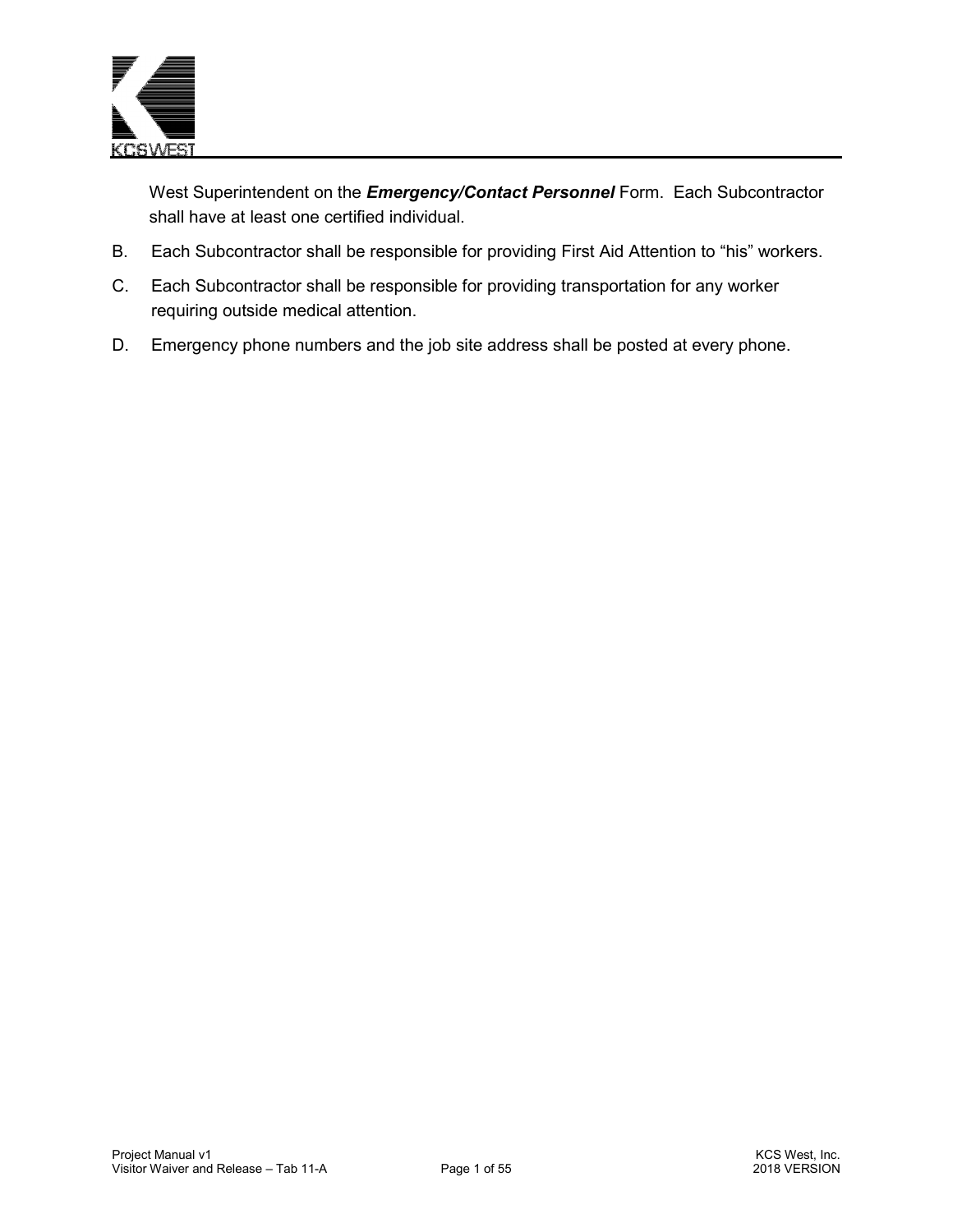West Superintendent on the ***Emergency/Contact Personnel*** Form. Each Subcontractor shall have at least one certified individual.

B. Each Subcontractor shall be responsible for providing First Aid Attention to "his" workers.

C. Each Subcontractor shall be responsible for providing transportation for any worker requiring outside medical attention.

D. Emergency phone numbers and the job site address shall be posted at every phone.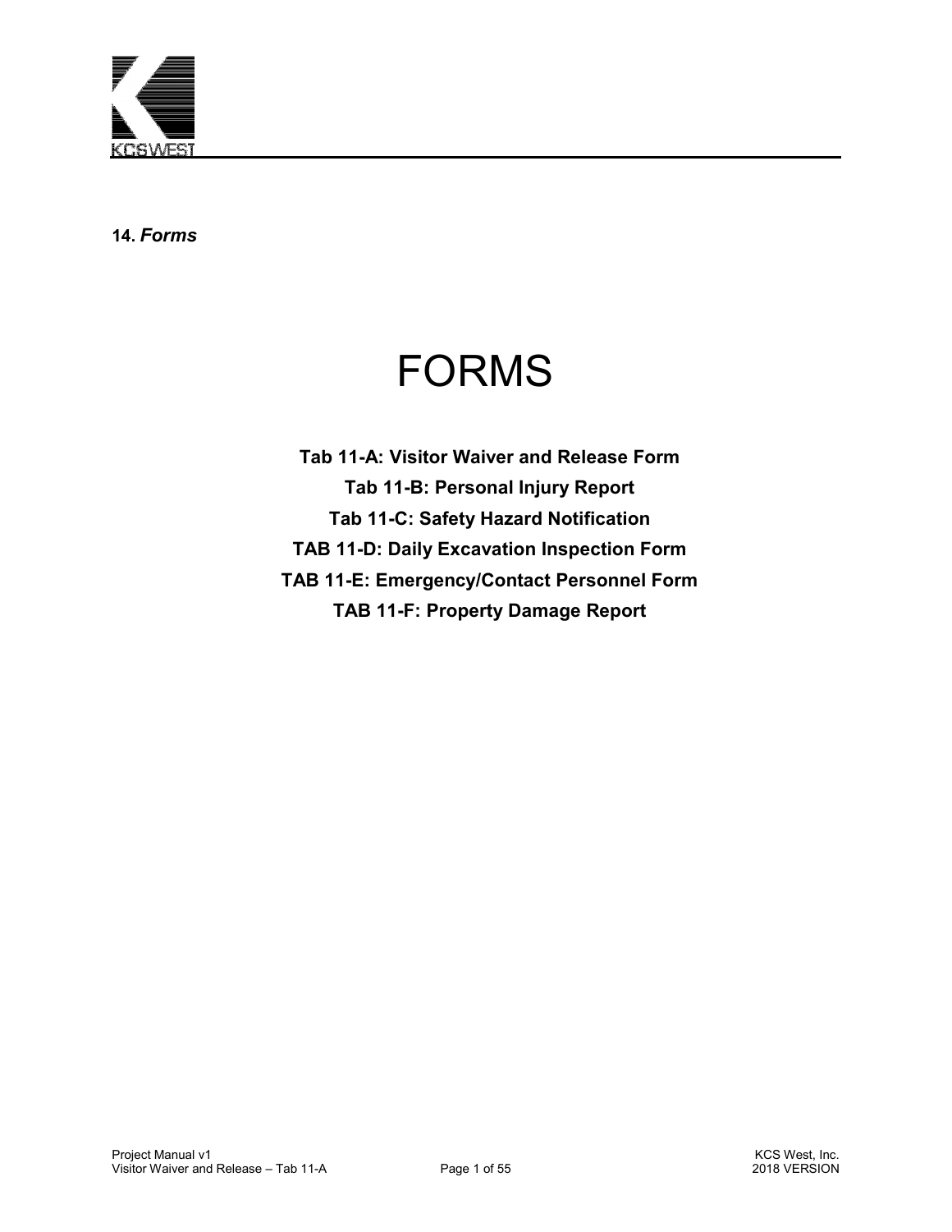**14.** ***Forms***

# FORMS

**Tab 11-A: Visitor Waiver and Release Form**

**Tab 11-B: Personal Injury Report**

**Tab 11-C: Safety Hazard Notification**

**TAB 11-D: Daily Excavation Inspection Form**

**TAB 11-E: Emergency/Contact Personnel Form**

**TAB 11-F: Property Damage Report**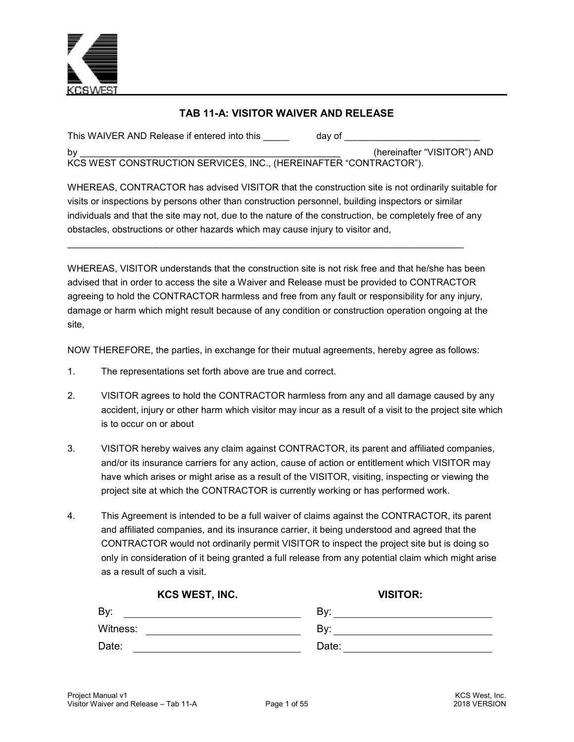KCS WEST

## TAB 11-A: VISITOR WAIVER AND RELEASE

This WAIVER AND Release if entered into this _____ day of __________________________ by __________________________________________________ (hereinafter "VISITOR") AND KCS WEST CONSTRUCTION SERVICES, INC., (HEREINAFTER "CONTRACTOR").

WHEREAS, CONTRACTOR has advised VISITOR that the construction site is not ordinarily suitable for visits or inspections by persons other than construction personnel, building inspectors or similar individuals and that the site may not, due to the nature of the construction, be completely free of any obstacles, obstructions or other hazards which may cause injury to visitor and,

_______________________________________________________________________________

WHEREAS, VISITOR understands that the construction site is not risk free and that he/she has been advised that in order to access the site a Waiver and Release must be provided to CONTRACTOR agreeing to hold the CONTRACTOR harmless and free from any fault or responsibility for any injury, damage or harm which might result because of any condition or construction operation ongoing at the site,

NOW THEREFORE, the parties, in exchange for their mutual agreements, hereby agree as follows:

1. The representations set forth above are true and correct.
2. VISITOR agrees to hold the CONTRACTOR harmless from any and all damage caused by any accident, injury or other harm which visitor may incur as a result of a visit to the project site which is to occur on or about
3. VISITOR hereby waives any claim against CONTRACTOR, its parent and affiliated companies, and/or its insurance carriers for any action, cause of action or entitlement which VISITOR may have which arises or might arise as a result of the VISITOR, visiting, inspecting or viewing the project site at which the CONTRACTOR is currently working or has performed work.
4. This Agreement is intended to be a full waiver of claims against the CONTRACTOR, its parent and affiliated companies, and its insurance carrier, it being understood and agreed that the CONTRACTOR would not ordinarily permit VISITOR to inspect the project site but is doing so only in consideration of it being granted a full release from any potential claim which might arise as a result of such a visit.

| **KCS WEST, INC.** | **VISITOR:** |
|---|---|
| By: ______________________ | By: ______________________ |
| Witness: ______________________ | By: ______________________ |
| Date: ______________________ | Date: ______________________ |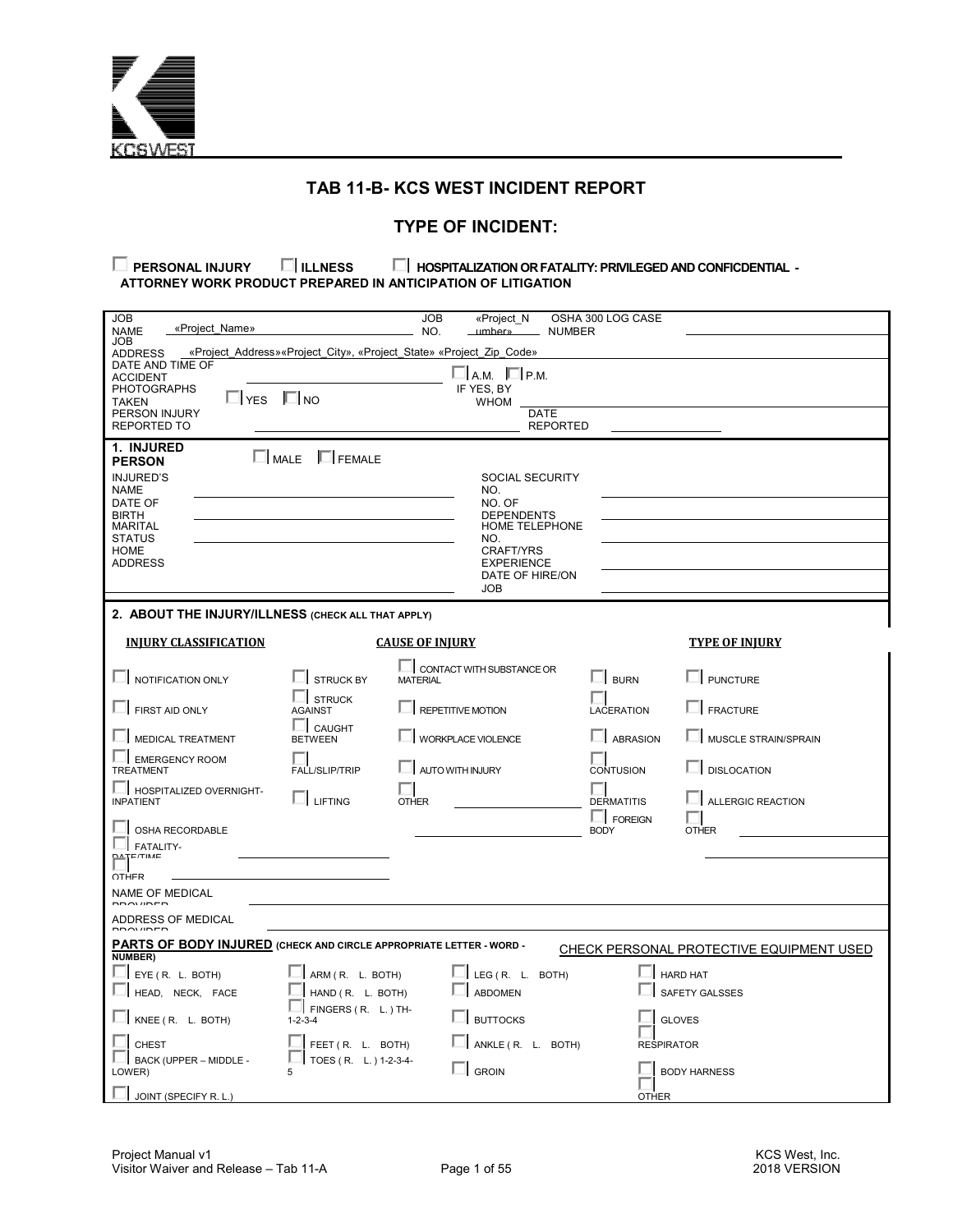# TAB 11-B- KCS WEST INCIDENT REPORT

## TYPE OF INCIDENT:

☐ **PERSONAL INJURY** ☐ **ILLNESS** ☐ **HOSPITALIZATION OR FATALITY: PRIVILEGED AND CONFICDENTIAL - ATTORNEY WORK PRODUCT PREPARED IN ANTICIPATION OF LITIGATION**

| | | | |
|---|---|---|---|
| JOB NAME «Project_Name» | JOB NO. «Project_Number» | OSHA 300 LOG CASE NUMBER | |
| JOB ADDRESS «Project_Address»«Project_City», «Project_State» «Project_Zip_Code» | | | |
| DATE AND TIME OF ACCIDENT | ☐ A.M. ☐ P.M. | | |
| PHOTOGRAPHS TAKEN ☐ YES ☐ NO | IF YES, BY WHOM | | |
| PERSON INJURY REPORTED TO | | DATE REPORTED | |

**1. INJURED PERSON** ☐ MALE ☐ FEMALE

| | | | |
|---|---|---|---|
| INJURED'S NAME | | SOCIAL SECURITY NO. | |
| DATE OF BIRTH | | NO. OF DEPENDENTS | |
| MARITAL STATUS | | HOME TELEPHONE NO. | |
| HOME ADDRESS | | CRAFT/YRS EXPERIENCE | |
| | | DATE OF HIRE/ON JOB | |

**2. ABOUT THE INJURY/ILLNESS (CHECK ALL THAT APPLY)**

| INJURY CLASSIFICATION | | CAUSE OF INJURY | | TYPE OF INJURY |
|---|---|---|---|---|
| ☐ NOTIFICATION ONLY | ☐ STRUCK BY | ☐ CONTACT WITH SUBSTANCE OR MATERIAL | ☐ BURN | ☐ PUNCTURE |
| ☐ FIRST AID ONLY | ☐ STRUCK AGAINST | ☐ REPETITIVE MOTION | ☐ LACERATION | ☐ FRACTURE |
| ☐ MEDICAL TREATMENT | ☐ CAUGHT BETWEEN | ☐ WORKPLACE VIOLENCE | ☐ ABRASION | ☐ MUSCLE STRAIN/SPRAIN |
| ☐ EMERGENCY ROOM TREATMENT | ☐ FALL/SLIP/TRIP | ☐ AUTO WITH INJURY | ☐ CONTUSION | ☐ DISLOCATION |
| ☐ HOSPITALIZED OVERNIGHT-INPATIENT | ☐ LIFTING | ☐ OTHER ______ | ☐ DERMATITIS | ☐ ALLERGIC REACTION |
| ☐ OSHA RECORDABLE | | ______ | ☐ FOREIGN BODY | ☐ OTHER ______ |
| ☐ FATALITY-DATE/TIME ______ | | | | |
| ☐ OTHER ______ | | | | |

NAME OF MEDICAL PROVIDER ______

ADDRESS OF MEDICAL PROVIDER ______

**PARTS OF BODY INJURED** **(CHECK AND CIRCLE APPROPRIATE LETTER - WORD - NUMBER)** | CHECK PERSONAL PROTECTIVE EQUIPMENT USED

| | | | |
|---|---|---|---|
| ☐ EYE ( R. L. BOTH) | ☐ ARM ( R. L. BOTH) | ☐ LEG ( R. L. BOTH) | ☐ HARD HAT |
| ☐ HEAD, NECK, FACE | ☐ HAND ( R. L. BOTH) | ☐ ABDOMEN | ☐ SAFETY GALSSES |
| ☐ KNEE ( R. L. BOTH) | ☐ FINGERS ( R. L. ) TH-1-2-3-4 | ☐ BUTTOCKS | ☐ GLOVES |
| ☐ CHEST | ☐ FEET ( R. L. BOTH) | ☐ ANKLE ( R. L. BOTH) | ☐ RESPIRATOR |
| ☐ BACK (UPPER – MIDDLE - LOWER) | ☐ TOES ( R. L. ) 1-2-3-4-5 | ☐ GROIN | ☐ BODY HARNESS |
| ☐ JOINT (SPECIFY R. L.) | | | ☐ OTHER |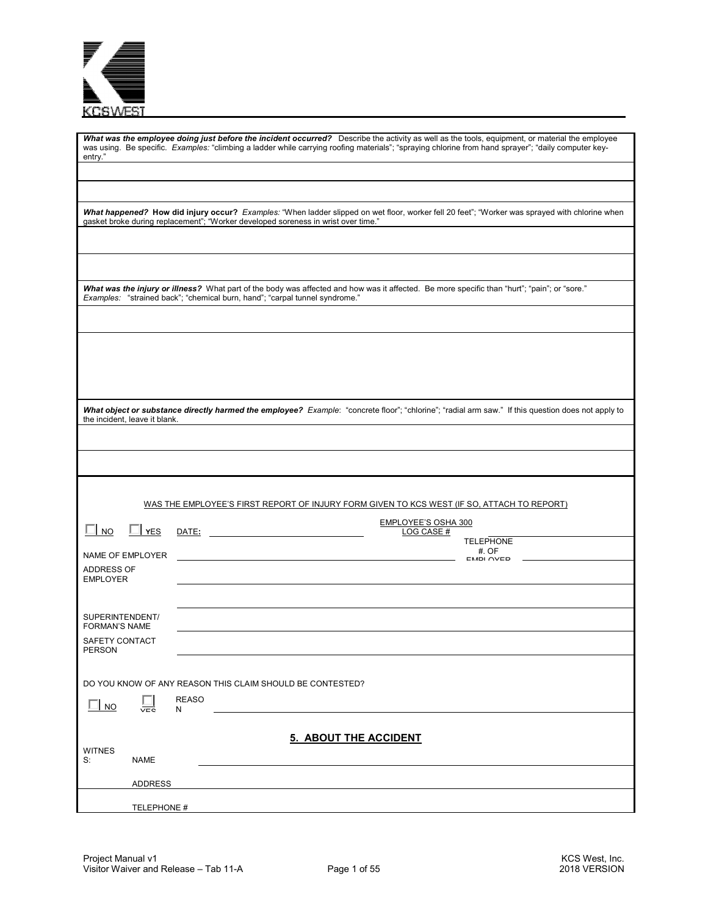KCS WEST

***What was the employee doing just before the incident occurred?*** Describe the activity as well as the tools, equipment, or material the employee was using. Be specific. *Examples:* "climbing a ladder while carrying roofing materials"; "spraying chlorine from hand sprayer"; "daily computer key-entry."

***What happened?* How did injury occur?** *Examples:* "When ladder slipped on wet floor, worker fell 20 feet"; "Worker was sprayed with chlorine when gasket broke during replacement"; "Worker developed soreness in wrist over time."

***What was the injury or illness?*** What part of the body was affected and how was it affected. Be more specific than "hurt"; "pain"; or "sore." *Examples:* "strained back"; "chemical burn, hand"; "carpal tunnel syndrome."

***What object or substance directly harmed the employee?*** *Example*: "concrete floor"; "chlorine"; "radial arm saw." If this question does not apply to the incident, leave it blank.

WAS THE EMPLOYEE'S FIRST REPORT OF INJURY FORM GIVEN TO KCS WEST (IF SO, ATTACH TO REPORT)

☐ NO ☐ YES DATE: ______________________ EMPLOYEE'S OSHA 300 LOG CASE # ______________________

NAME OF EMPLOYER ______________________ TELEPHONE #. OF EMPLOYER ______________________

ADDRESS OF EMPLOYER ______________________

SUPERINTENDENT/ FORMAN'S NAME ______________________

SAFETY CONTACT PERSON ______________________

DO YOU KNOW OF ANY REASON THIS CLAIM SHOULD BE CONTESTED?

☐ NO ☐ YES REASON ______________________

## 5. ABOUT THE ACCIDENT

WITNESS: NAME ______________________

ADDRESS ______________________

TELEPHONE # ______________________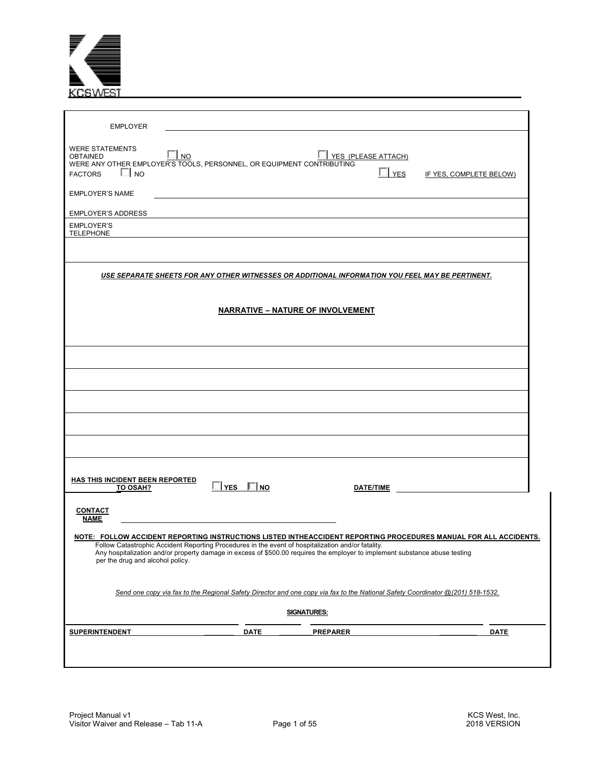KCS WEST

EMPLOYER ____________________

WERE STATEMENTS OBTAINED ☐ NO ☐ YES (PLEASE ATTACH)

WERE ANY OTHER EMPLOYER'S TOOLS, PERSONNEL, OR EQUIPMENT CONTRIBUTING FACTORS ☐ NO ☐ YES IF YES, COMPLETE BELOW)

EMPLOYER'S NAME ____________________

EMPLOYER'S ADDRESS ____________________

EMPLOYER'S TELEPHONE ____________________

*USE SEPARATE SHEETS FOR ANY OTHER WITNESSES OR ADDITIONAL INFORMATION YOU FEEL MAY BE PERTINENT.*

## NARRATIVE – NATURE OF INVOLVEMENT

____________________

____________________

____________________

____________________

____________________

**HAS THIS INCIDENT BEEN REPORTED TO OSAH?** ☐ **YES** ☐ **NO** **DATE/TIME** ____________________

**CONTACT NAME** ____________________

**NOTE: FOLLOW ACCIDENT REPORTING INSTRUCTIONS LISTED INTHEACCIDENT REPORTING PROCEDURES MANUAL FOR ALL ACCIDENTS.**
Follow Catastrophic Accident Reporting Procedures in the event of hospitalization and/or fatality.
Any hospitalization and/or property damage in excess of $500.00 requires the employer to implement substance abuse testing per the drug and alcohol policy.

*Send one copy via fax to the Regional Safety Director and one copy via fax to the National Safety Coordinator @(201) 518-1532.*

**SIGNATURES:**

| **SUPERINTENDENT** | **DATE** | **PREPARER** | **DATE** |
|---|---|---|---|
| | | | |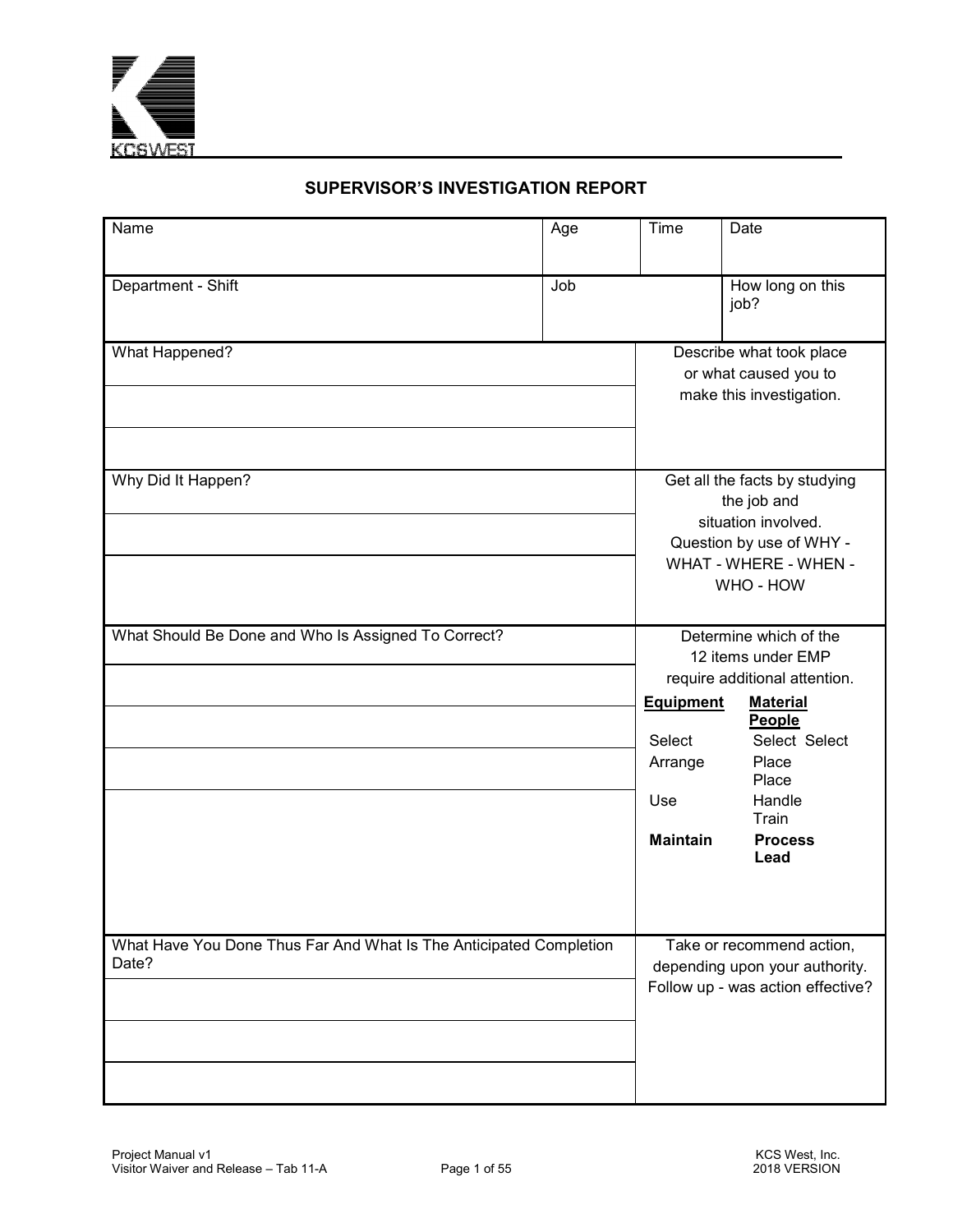# SUPERVISOR'S INVESTIGATION REPORT

| Name | Age | Time | Date |
|---|---|---|---|
| | | | |

| Department - Shift | Job | How long on this job? |
|---|---|---|
| | | |

| | |
|---|---|
| What Happened? | Describe what took place or what caused you to make this investigation. |
| | |
| | |
| Why Did It Happen? | Get all the facts by studying the job and situation involved. Question by use of WHY - WHAT - WHERE - WHEN - WHO - HOW |
| | |
| | |
| What Should Be Done and Who Is Assigned To Correct? | Determine which of the 12 items under EMP require additional attention.<br>**Equipment** — Select, Arrange, Use, **Maintain**<br>**Material** — Select, Place, Handle, **Process**<br>**People** — Select, Place, Train, **Lead** |
| | |
| | |
| | |
| | |
| What Have You Done Thus Far And What Is The Anticipated Completion Date? | Take or recommend action, depending upon your authority. Follow up - was action effective? |
| | |
| | |
| | |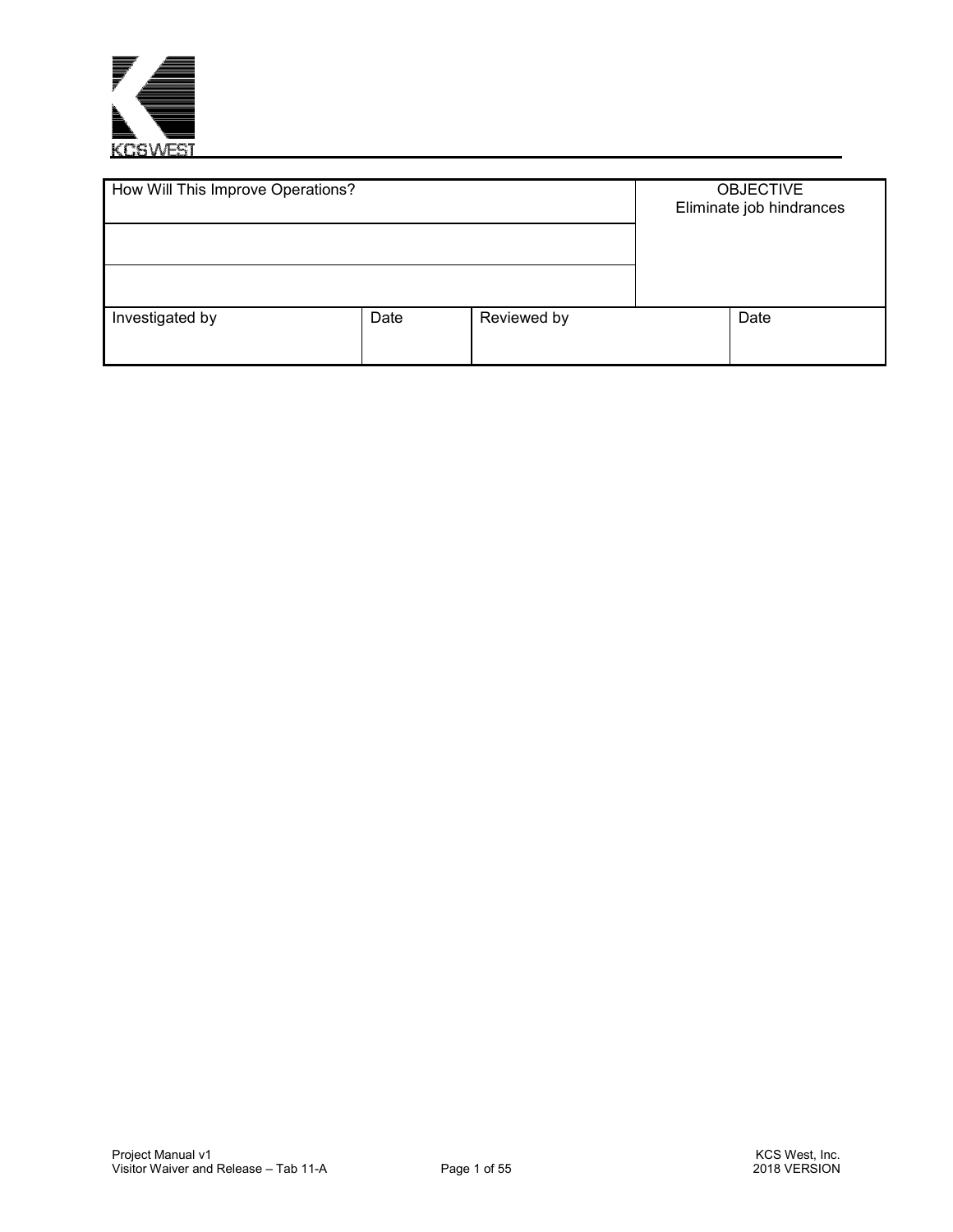| How Will This Improve Operations? | | | OBJECTIVE<br>Eliminate job hindrances |
|---|---|---|---|
| | | | |
| | | | |
| Investigated by | Date | Reviewed by | Date |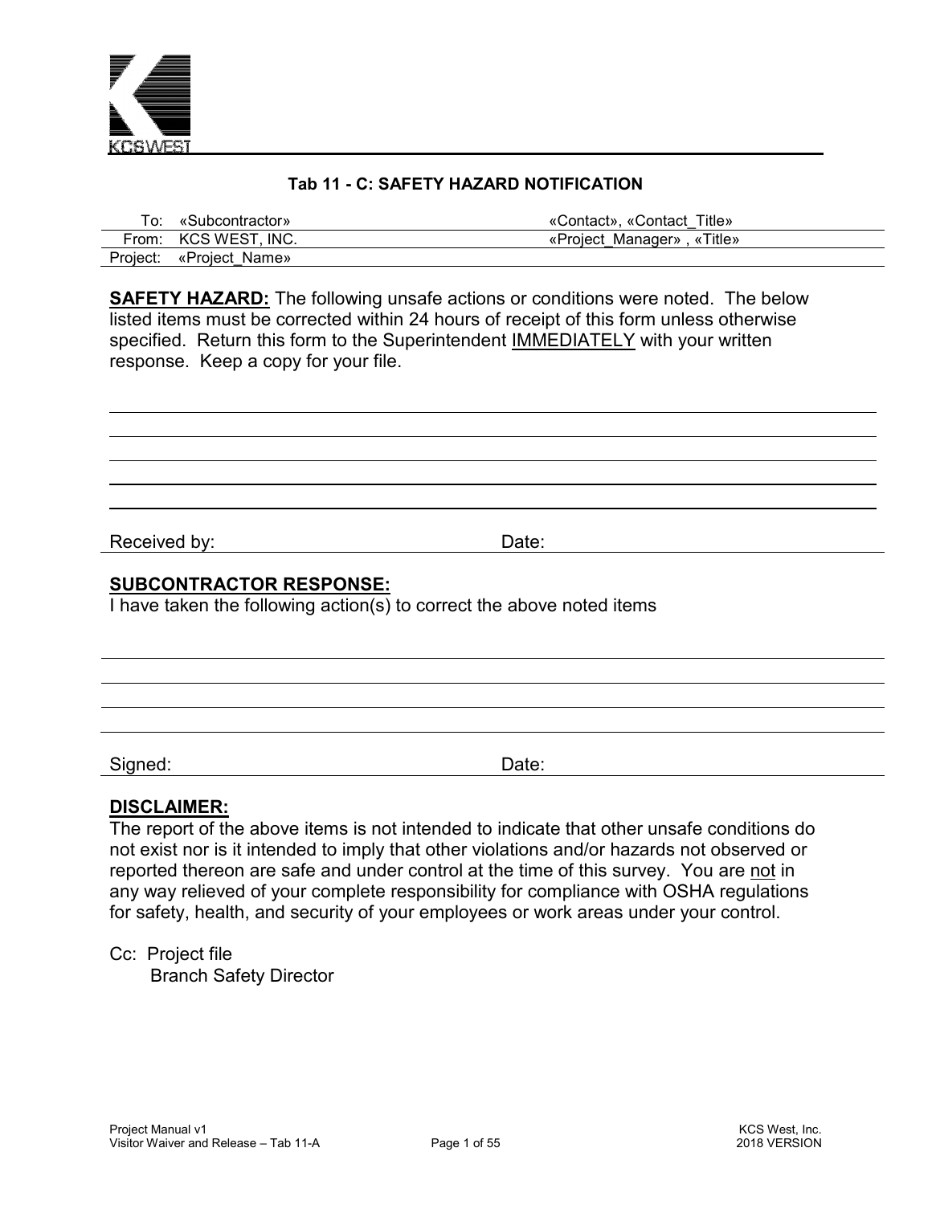KCS WEST

### Tab 11 - C: SAFETY HAZARD NOTIFICATION

| | | |
|---|---|---|
| To: | «Subcontractor» | «Contact», «Contact_Title» |
| From: | KCS WEST, INC. | «Project_Manager» , «Title» |
| Project: | «Project_Name» | |

**SAFETY HAZARD:** The following unsafe actions or conditions were noted. The below listed items must be corrected within 24 hours of receipt of this form unless otherwise specified. Return this form to the Superintendent IMMEDIATELY with your written response. Keep a copy for your file.

\_\_\_\_\_\_\_\_\_\_\_\_\_\_\_\_\_\_\_\_\_\_\_\_\_\_\_\_\_\_\_\_\_\_\_\_\_\_\_\_\_\_\_\_\_\_\_\_\_\_\_\_\_\_\_\_\_\_\_\_

\_\_\_\_\_\_\_\_\_\_\_\_\_\_\_\_\_\_\_\_\_\_\_\_\_\_\_\_\_\_\_\_\_\_\_\_\_\_\_\_\_\_\_\_\_\_\_\_\_\_\_\_\_\_\_\_\_\_\_\_

\_\_\_\_\_\_\_\_\_\_\_\_\_\_\_\_\_\_\_\_\_\_\_\_\_\_\_\_\_\_\_\_\_\_\_\_\_\_\_\_\_\_\_\_\_\_\_\_\_\_\_\_\_\_\_\_\_\_\_\_

\_\_\_\_\_\_\_\_\_\_\_\_\_\_\_\_\_\_\_\_\_\_\_\_\_\_\_\_\_\_\_\_\_\_\_\_\_\_\_\_\_\_\_\_\_\_\_\_\_\_\_\_\_\_\_\_\_\_\_\_

\_\_\_\_\_\_\_\_\_\_\_\_\_\_\_\_\_\_\_\_\_\_\_\_\_\_\_\_\_\_\_\_\_\_\_\_\_\_\_\_\_\_\_\_\_\_\_\_\_\_\_\_\_\_\_\_\_\_\_\_

Received by: \_\_\_\_\_\_\_\_\_\_\_\_\_\_\_\_\_\_\_\_\_\_\_\_ Date: \_\_\_\_\_\_\_\_\_\_\_\_\_\_\_\_\_\_\_\_\_\_\_\_

**SUBCONTRACTOR RESPONSE:**

I have taken the following action(s) to correct the above noted items

\_\_\_\_\_\_\_\_\_\_\_\_\_\_\_\_\_\_\_\_\_\_\_\_\_\_\_\_\_\_\_\_\_\_\_\_\_\_\_\_\_\_\_\_\_\_\_\_\_\_\_\_\_\_\_\_\_\_\_\_

\_\_\_\_\_\_\_\_\_\_\_\_\_\_\_\_\_\_\_\_\_\_\_\_\_\_\_\_\_\_\_\_\_\_\_\_\_\_\_\_\_\_\_\_\_\_\_\_\_\_\_\_\_\_\_\_\_\_\_\_

\_\_\_\_\_\_\_\_\_\_\_\_\_\_\_\_\_\_\_\_\_\_\_\_\_\_\_\_\_\_\_\_\_\_\_\_\_\_\_\_\_\_\_\_\_\_\_\_\_\_\_\_\_\_\_\_\_\_\_\_

\_\_\_\_\_\_\_\_\_\_\_\_\_\_\_\_\_\_\_\_\_\_\_\_\_\_\_\_\_\_\_\_\_\_\_\_\_\_\_\_\_\_\_\_\_\_\_\_\_\_\_\_\_\_\_\_\_\_\_\_

Signed: \_\_\_\_\_\_\_\_\_\_\_\_\_\_\_\_\_\_\_\_\_\_\_\_ Date: \_\_\_\_\_\_\_\_\_\_\_\_\_\_\_\_\_\_\_\_\_\_\_\_

**DISCLAIMER:**

The report of the above items is not intended to indicate that other unsafe conditions do not exist nor is it intended to imply that other violations and/or hazards not observed or reported thereon are safe and under control at the time of this survey. You are not in any way relieved of your complete responsibility for compliance with OSHA regulations for safety, health, and security of your employees or work areas under your control.

Cc: Project file
Branch Safety Director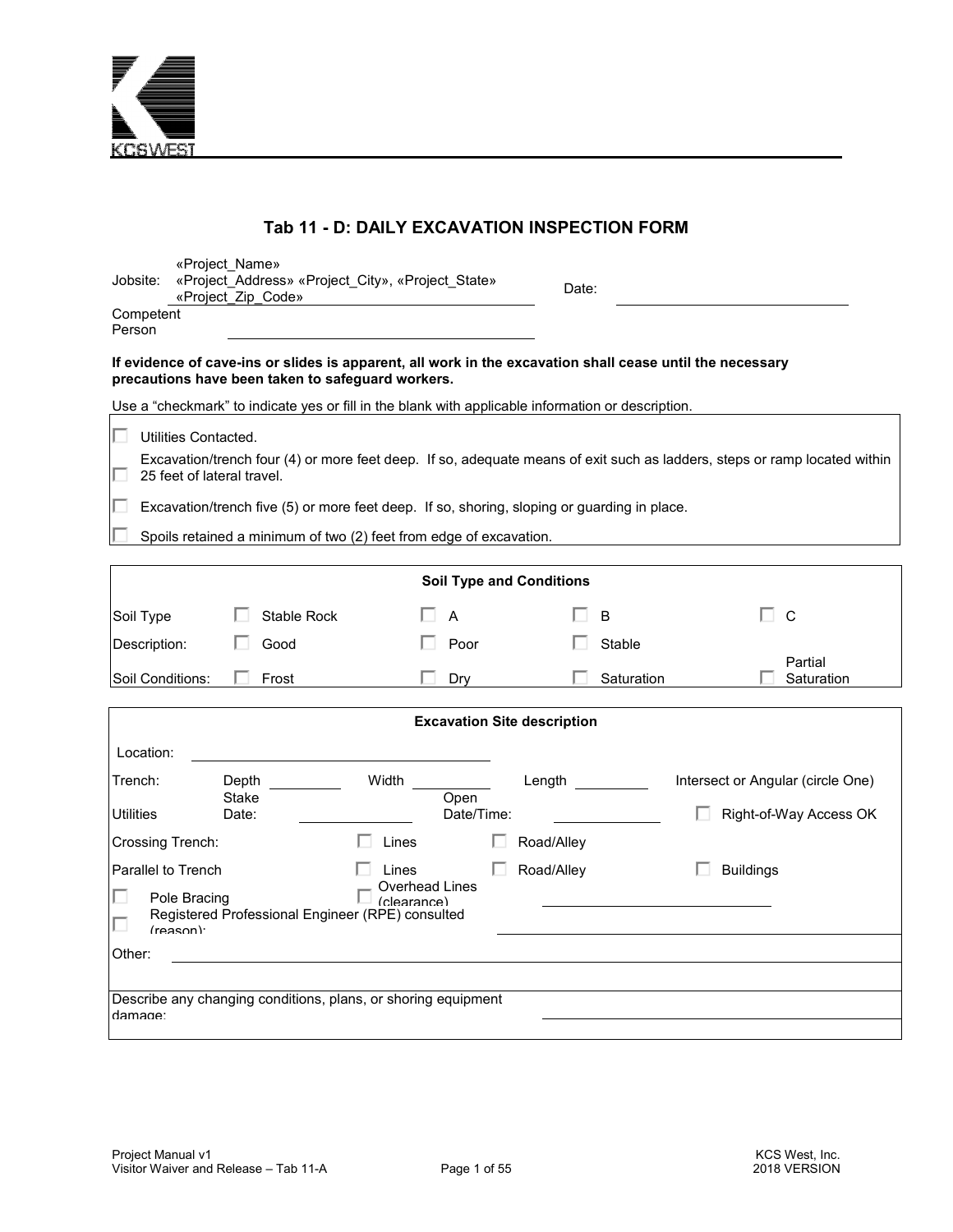# Tab 11 - D: DAILY EXCAVATION INSPECTION FORM

Jobsite: «Project_Name» «Project_Address» «Project_City», «Project_State» «Project_Zip_Code»

Date: ______________________

Competent Person ______________________

**If evidence of cave-ins or slides is apparent, all work in the excavation shall cease until the necessary precautions have been taken to safeguard workers.**

Use a "checkmark" to indicate yes or fill in the blank with applicable information or description.

- ☐ Utilities Contacted.
- ☐ Excavation/trench four (4) or more feet deep. If so, adequate means of exit such as ladders, steps or ramp located within 25 feet of lateral travel.
- ☐ Excavation/trench five (5) or more feet deep. If so, shoring, sloping or guarding in place.
- ☐ Spoils retained a minimum of two (2) feet from edge of excavation.

| Soil Type and Conditions | | | | |
|---|---|---|---|---|
| Soil Type | ☐ Stable Rock | ☐ A | ☐ B | ☐ C |
| Description: | ☐ Good | ☐ Poor | ☐ Stable | |
| Soil Conditions: | ☐ Frost | ☐ Dry | ☐ Saturation | ☐ Partial Saturation |

**Excavation Site description**

Location: ______________________

Trench: Depth ________ Width ________ Length ________ Intersect or Angular (circle One)

Utilities Stake Date: ____________ Open Date/Time: ____________ ☐ Right-of-Way Access OK

Crossing Trench: ☐ Lines ☐ Road/Alley

Parallel to Trench ☐ Lines ☐ Road/Alley ☐ Buildings

☐ Pole Bracing ☐ Overhead Lines (clearance) ______________________

☐ Registered Professional Engineer (RPE) consulted (reason): ______________________

Other: ______________________

Describe any changing conditions, plans, or shoring equipment damage: ______________________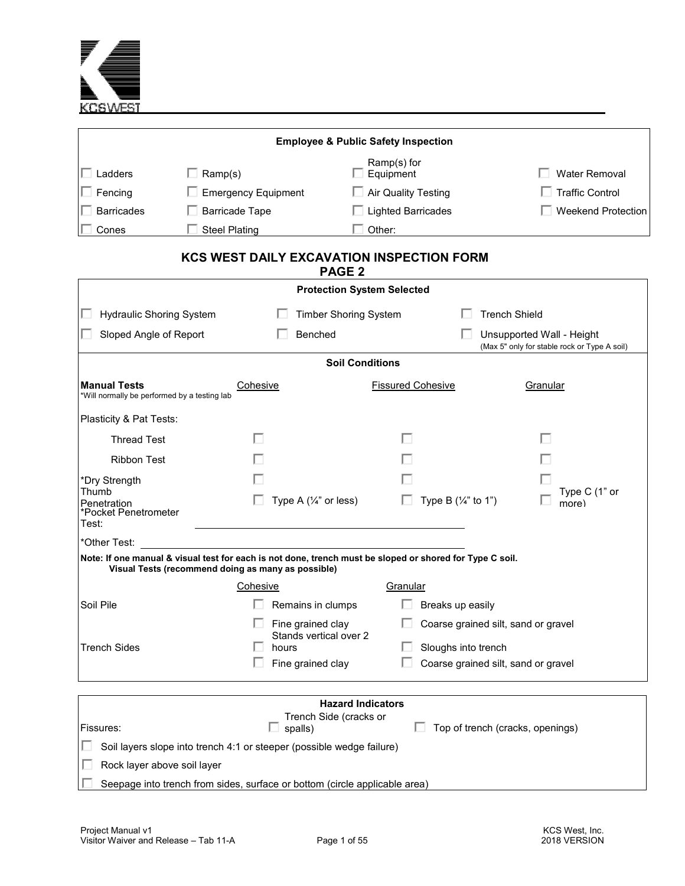KCS WEST

| Employee & Public Safety Inspection | | | |
|---|---|---|---|
| ☐ Ladders | ☐ Ramp(s) | ☐ Ramp(s) for Equipment | ☐ Water Removal |
| ☐ Fencing | ☐ Emergency Equipment | ☐ Air Quality Testing | ☐ Traffic Control |
| ☐ Barricades | ☐ Barricade Tape | ☐ Lighted Barricades | ☐ Weekend Protection |
| ☐ Cones | ☐ Steel Plating | ☐ Other: | |

# KCS WEST DAILY EXCAVATION INSPECTION FORM
## PAGE 2

| Protection System Selected | | |
|---|---|---|
| ☐ Hydraulic Shoring System | ☐ Timber Shoring System | ☐ Trench Shield |
| ☐ Sloped Angle of Report | ☐ Benched | ☐ Unsupported Wall - Height (Max 5" only for stable rock or Type A soil) |

### Soil Conditions

| **Manual Tests** *Will normally be performed by a testing lab | Cohesive | Fissured Cohesive | Granular |
|---|---|---|---|
| Plasticity & Pat Tests: | | | |
| Thread Test | ☐ | ☐ | ☐ |
| Ribbon Test | ☐ | ☐ | ☐ |
| *Dry Strength | ☐ | ☐ | ☐ |
| Thumb Penetration | ☐ Type A (¼" or less) | ☐ Type B (¼" to 1") | ☐ Type C (1" or more) |
| *Pocket Penetrometer Test: | ____________ | | |
| *Other Test: | ____________ | | |

**Note: If one manual & visual test for each is not done, trench must be sloped or shored for Type C soil.**

**Visual Tests (recommend doing as many as possible)**

| | Cohesive | Granular |
|---|---|---|
| Soil Pile | ☐ Remains in clumps | ☐ Breaks up easily |
| | ☐ Fine grained clay | ☐ Coarse grained silt, sand or gravel |
| Trench Sides | ☐ Stands vertical over 2 hours | ☐ Sloughs into trench |
| | ☐ Fine grained clay | ☐ Coarse grained silt, sand or gravel |

### Hazard Indicators

Fissures: ☐ Trench Side (cracks or spalls) ☐ Top of trench (cracks, openings)

☐ Soil layers slope into trench 4:1 or steeper (possible wedge failure)

☐ Rock layer above soil layer

☐ Seepage into trench from sides, surface or bottom (circle applicable area)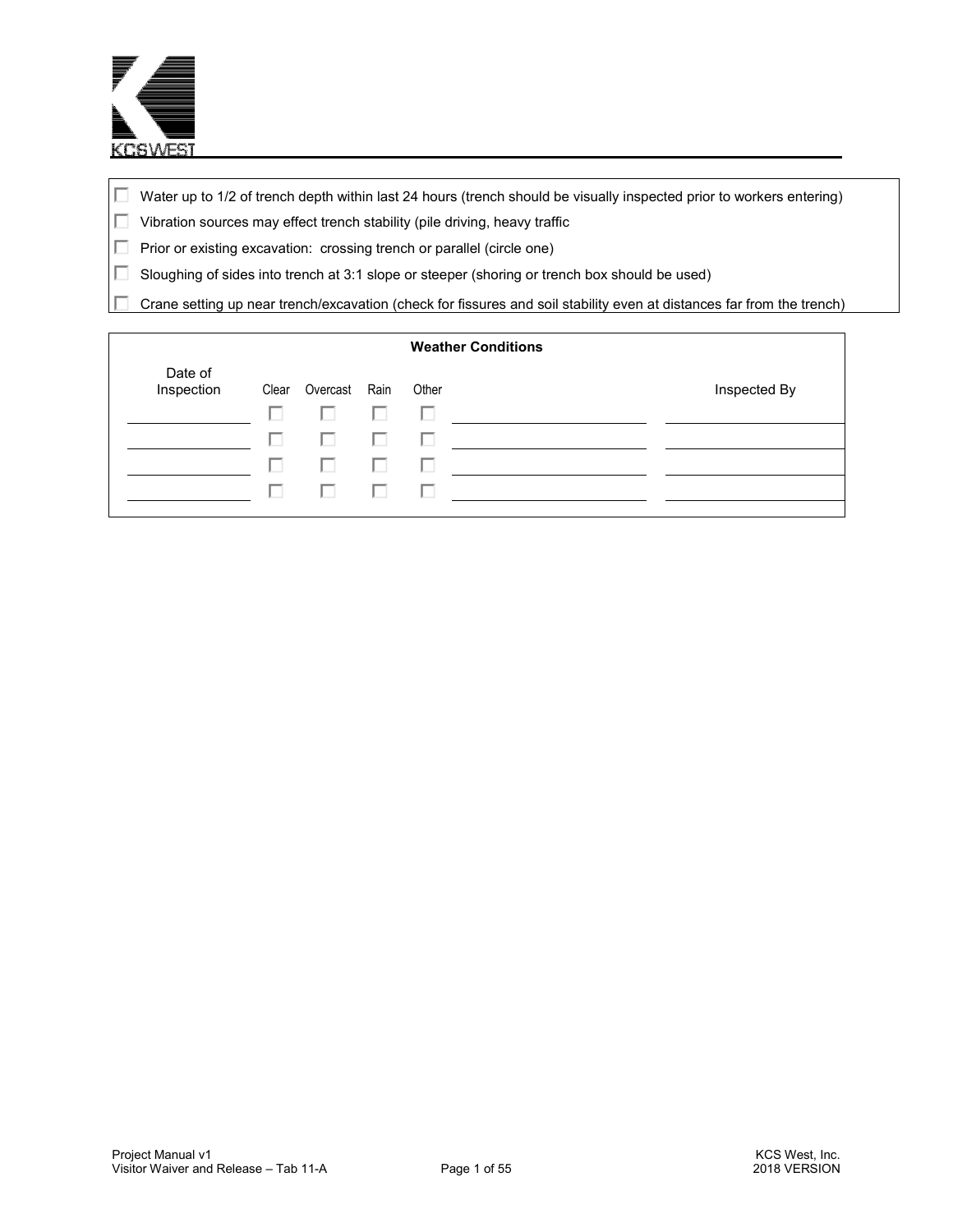- ☐ Water up to 1/2 of trench depth within last 24 hours (trench should be visually inspected prior to workers entering)
- ☐ Vibration sources may effect trench stability (pile driving, heavy traffic
- ☐ Prior or existing excavation: crossing trench or parallel (circle one)
- ☐ Sloughing of sides into trench at 3:1 slope or steeper (shoring or trench box should be used)
- ☐ Crane setting up near trench/excavation (check for fissures and soil stability even at distances far from the trench)

**Weather Conditions**

| Date of Inspection | Clear | Overcast | Rain | Other | | Inspected By |
|---|---|---|---|---|---|---|
| ______ | ☐ | ☐ | ☐ | ☐ | ______ | ______ |
| ______ | ☐ | ☐ | ☐ | ☐ | ______ | ______ |
| ______ | ☐ | ☐ | ☐ | ☐ | ______ | ______ |
| ______ | ☐ | ☐ | ☐ | ☐ | ______ | ______ |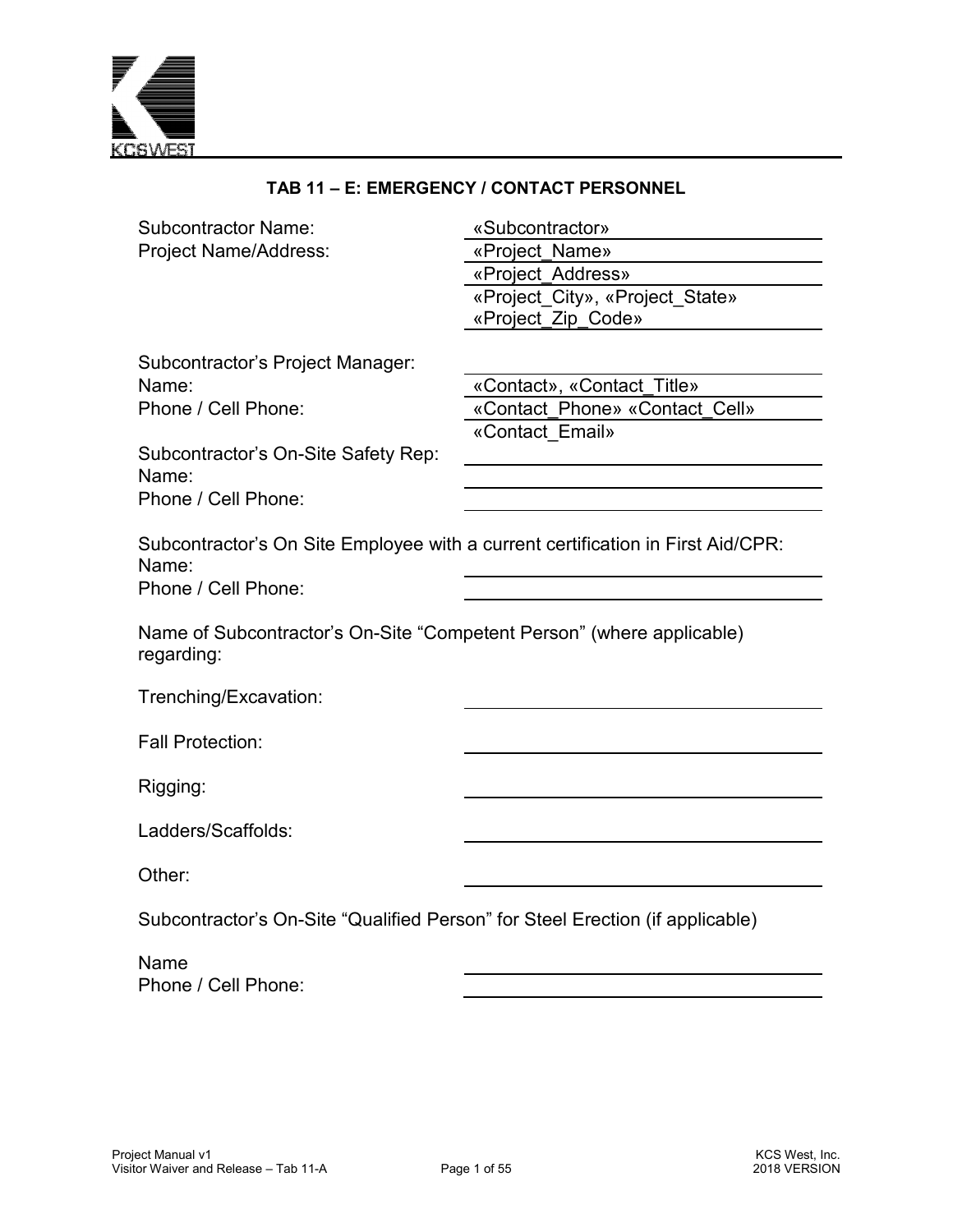## TAB 11 – E: EMERGENCY / CONTACT PERSONNEL

| | |
|---|---|
| Subcontractor Name: | «Subcontractor» |
| Project Name/Address: | «Project_Name» |
| | «Project_Address» |
| | «Project_City», «Project_State» «Project_Zip_Code» |

| | |
|---|---|
| Subcontractor's Project Manager: | |
| Name: | «Contact», «Contact_Title» |
| Phone / Cell Phone: | «Contact_Phone» «Contact_Cell» |
| | «Contact_Email» |
| Subcontractor's On-Site Safety Rep: | |
| Name: | |
| Phone / Cell Phone: | |

Subcontractor's On Site Employee with a current certification in First Aid/CPR:

| | |
|---|---|
| Name: | |
| Phone / Cell Phone: | |

Name of Subcontractor's On-Site "Competent Person" (where applicable) regarding:

| | |
|---|---|
| Trenching/Excavation: | |
| Fall Protection: | |
| Rigging: | |
| Ladders/Scaffolds: | |
| Other: | |

Subcontractor's On-Site "Qualified Person" for Steel Erection (if applicable)

| | |
|---|---|
| Name | |
| Phone / Cell Phone: | |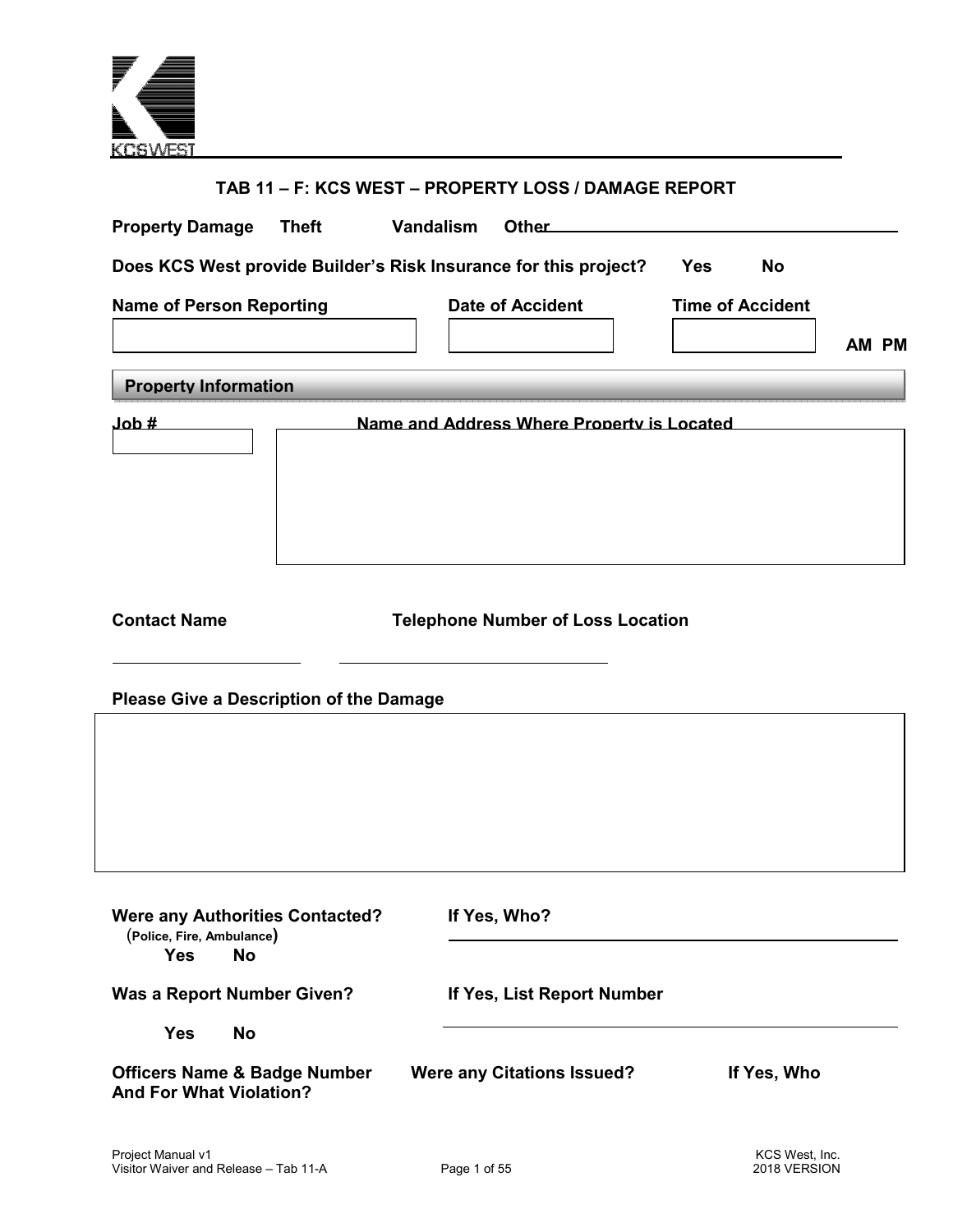# TAB 11 – F: KCS WEST – PROPERTY LOSS / DAMAGE REPORT

**Property Damage** **Theft** **Vandalism** **Other** ______________________________

**Does KCS West provide Builder's Risk Insurance for this project?** **Yes** **No**

| **Name of Person Reporting** | **Date of Accident** | **Time of Accident** | |
|---|---|---|---|
| | | | **AM PM** |

## Property Information

| **Job #** | **Name and Address Where Property is Located** |
|---|---|
| | |

**Contact Name** ______________________ **Telephone Number of Loss Location** ______________________

**Please Give a Description of the Damage**

| |
|---|
| |

**Were any Authorities Contacted?**
(**Police, Fire, Ambulance**)
**Yes** **No**

**If Yes, Who?** ______________________________

**Was a Report Number Given?**
**Yes** **No**

**If Yes, List Report Number** ______________________________

**Officers Name & Badge Number And For What Violation?** **Were any Citations Issued?** **If Yes, Who**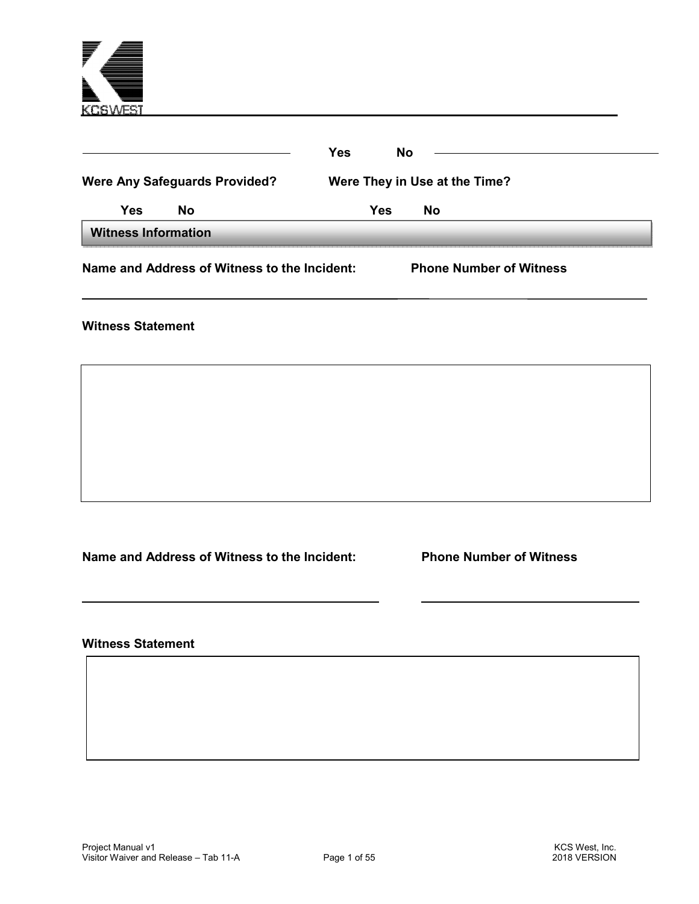KCS WEST

Yes No

Were Any Safeguards Provided? Were They in Use at the Time?

Yes No Yes No

## Witness Information

**Name and Address of Witness to the Incident:** **Phone Number of Witness**

**Witness Statement**

**Name and Address of Witness to the Incident:** **Phone Number of Witness**

**Witness Statement**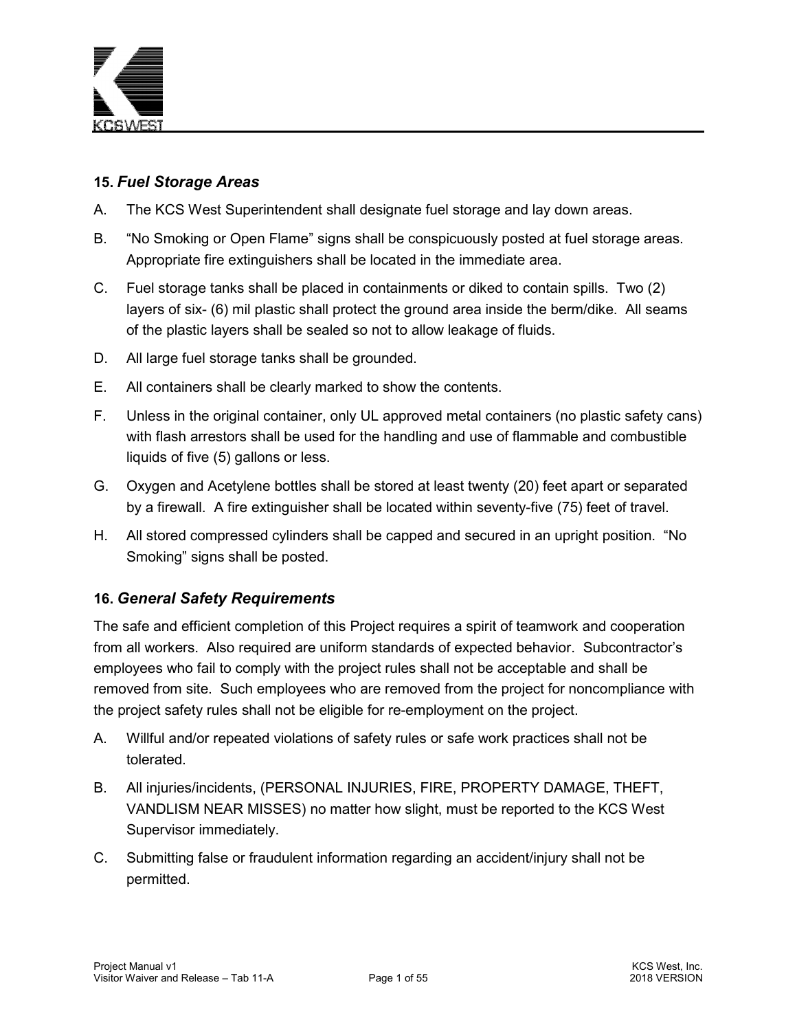## 15. *Fuel Storage Areas*

A. The KCS West Superintendent shall designate fuel storage and lay down areas.

B. "No Smoking or Open Flame" signs shall be conspicuously posted at fuel storage areas. Appropriate fire extinguishers shall be located in the immediate area.

C. Fuel storage tanks shall be placed in containments or diked to contain spills. Two (2) layers of six- (6) mil plastic shall protect the ground area inside the berm/dike. All seams of the plastic layers shall be sealed so not to allow leakage of fluids.

D. All large fuel storage tanks shall be grounded.

E. All containers shall be clearly marked to show the contents.

F. Unless in the original container, only UL approved metal containers (no plastic safety cans) with flash arrestors shall be used for the handling and use of flammable and combustible liquids of five (5) gallons or less.

G. Oxygen and Acetylene bottles shall be stored at least twenty (20) feet apart or separated by a firewall. A fire extinguisher shall be located within seventy-five (75) feet of travel.

H. All stored compressed cylinders shall be capped and secured in an upright position. "No Smoking" signs shall be posted.

## 16. *General Safety Requirements*

The safe and efficient completion of this Project requires a spirit of teamwork and cooperation from all workers. Also required are uniform standards of expected behavior. Subcontractor's employees who fail to comply with the project rules shall not be acceptable and shall be removed from site. Such employees who are removed from the project for noncompliance with the project safety rules shall not be eligible for re-employment on the project.

A. Willful and/or repeated violations of safety rules or safe work practices shall not be tolerated.

B. All injuries/incidents, (PERSONAL INJURIES, FIRE, PROPERTY DAMAGE, THEFT, VANDLISM NEAR MISSES) no matter how slight, must be reported to the KCS West Supervisor immediately.

C. Submitting false or fraudulent information regarding an accident/injury shall not be permitted.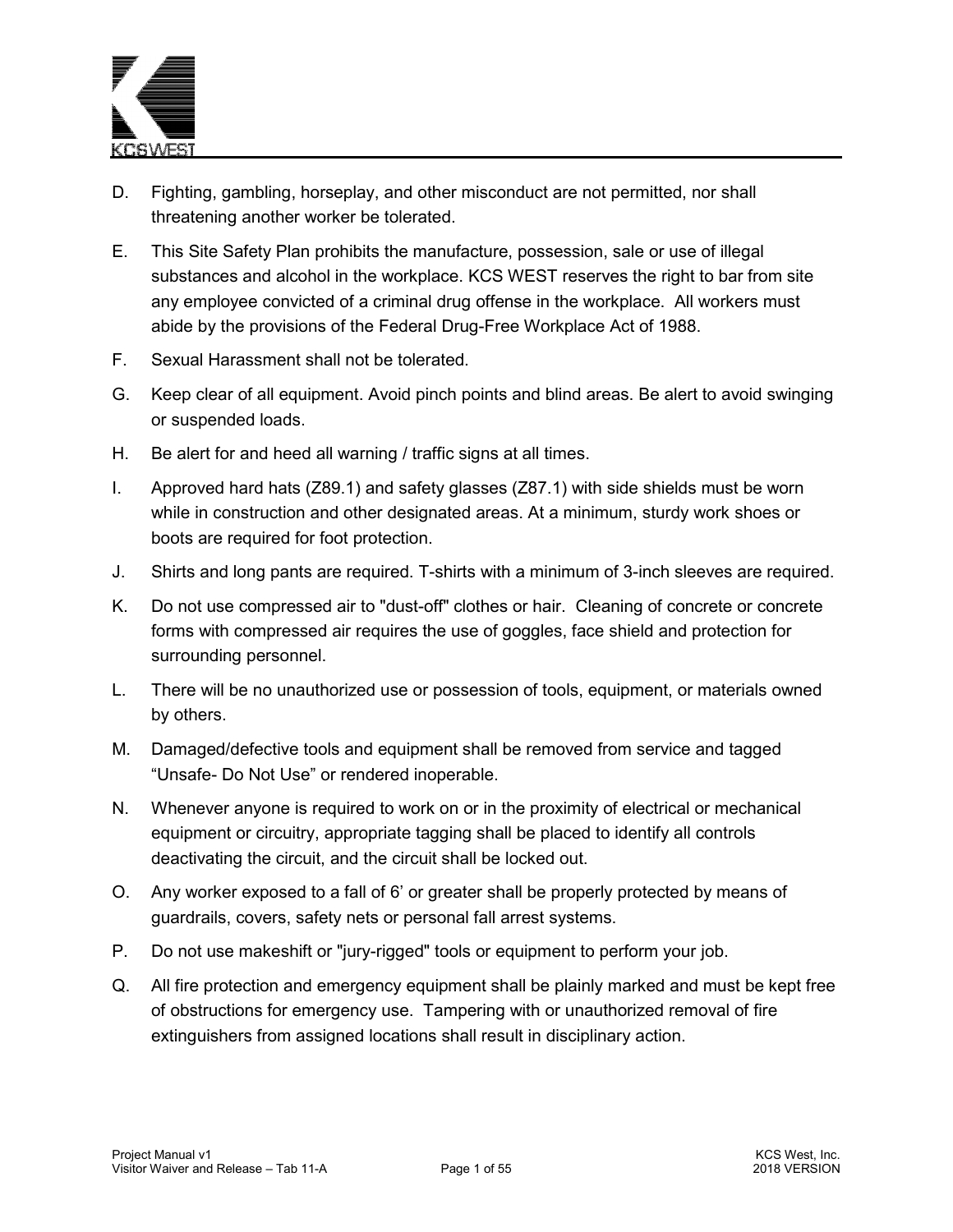D. Fighting, gambling, horseplay, and other misconduct are not permitted, nor shall threatening another worker be tolerated.

E. This Site Safety Plan prohibits the manufacture, possession, sale or use of illegal substances and alcohol in the workplace. KCS WEST reserves the right to bar from site any employee convicted of a criminal drug offense in the workplace. All workers must abide by the provisions of the Federal Drug-Free Workplace Act of 1988.

F. Sexual Harassment shall not be tolerated.

G. Keep clear of all equipment. Avoid pinch points and blind areas. Be alert to avoid swinging or suspended loads.

H. Be alert for and heed all warning / traffic signs at all times.

I. Approved hard hats (Z89.1) and safety glasses (Z87.1) with side shields must be worn while in construction and other designated areas. At a minimum, sturdy work shoes or boots are required for foot protection.

J. Shirts and long pants are required. T-shirts with a minimum of 3-inch sleeves are required.

K. Do not use compressed air to "dust-off" clothes or hair. Cleaning of concrete or concrete forms with compressed air requires the use of goggles, face shield and protection for surrounding personnel.

L. There will be no unauthorized use or possession of tools, equipment, or materials owned by others.

M. Damaged/defective tools and equipment shall be removed from service and tagged “Unsafe- Do Not Use” or rendered inoperable.

N. Whenever anyone is required to work on or in the proximity of electrical or mechanical equipment or circuitry, appropriate tagging shall be placed to identify all controls deactivating the circuit, and the circuit shall be locked out.

O. Any worker exposed to a fall of 6’ or greater shall be properly protected by means of guardrails, covers, safety nets or personal fall arrest systems.

P. Do not use makeshift or "jury-rigged" tools or equipment to perform your job.

Q. All fire protection and emergency equipment shall be plainly marked and must be kept free of obstructions for emergency use. Tampering with or unauthorized removal of fire extinguishers from assigned locations shall result in disciplinary action.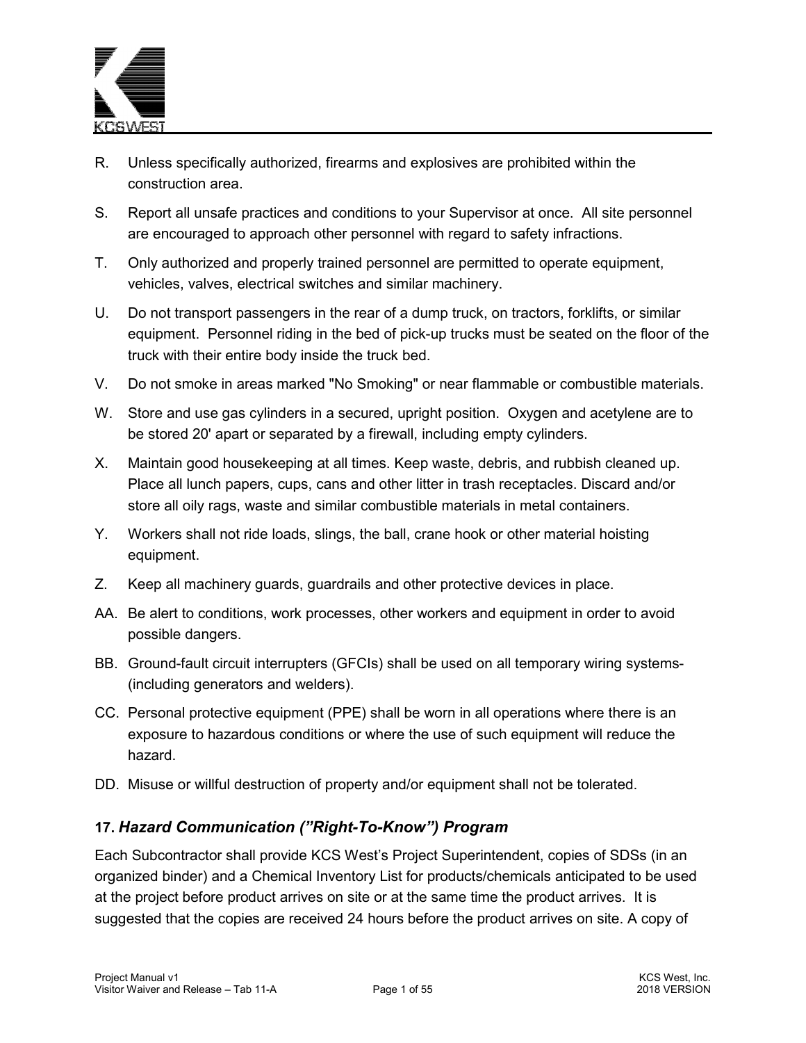R. Unless specifically authorized, firearms and explosives are prohibited within the construction area.

S. Report all unsafe practices and conditions to your Supervisor at once. All site personnel are encouraged to approach other personnel with regard to safety infractions.

T. Only authorized and properly trained personnel are permitted to operate equipment, vehicles, valves, electrical switches and similar machinery.

U. Do not transport passengers in the rear of a dump truck, on tractors, forklifts, or similar equipment. Personnel riding in the bed of pick-up trucks must be seated on the floor of the truck with their entire body inside the truck bed.

V. Do not smoke in areas marked "No Smoking" or near flammable or combustible materials.

W. Store and use gas cylinders in a secured, upright position. Oxygen and acetylene are to be stored 20' apart or separated by a firewall, including empty cylinders.

X. Maintain good housekeeping at all times. Keep waste, debris, and rubbish cleaned up. Place all lunch papers, cups, cans and other litter in trash receptacles. Discard and/or store all oily rags, waste and similar combustible materials in metal containers.

Y. Workers shall not ride loads, slings, the ball, crane hook or other material hoisting equipment.

Z. Keep all machinery guards, guardrails and other protective devices in place.

AA. Be alert to conditions, work processes, other workers and equipment in order to avoid possible dangers.

BB. Ground-fault circuit interrupters (GFCIs) shall be used on all temporary wiring systems- (including generators and welders).

CC. Personal protective equipment (PPE) shall be worn in all operations where there is an exposure to hazardous conditions or where the use of such equipment will reduce the hazard.

DD. Misuse or willful destruction of property and/or equipment shall not be tolerated.

## 17. *Hazard Communication ("Right-To-Know") Program*

Each Subcontractor shall provide KCS West's Project Superintendent, copies of SDSs (in an organized binder) and a Chemical Inventory List for products/chemicals anticipated to be used at the project before product arrives on site or at the same time the product arrives. It is suggested that the copies are received 24 hours before the product arrives on site. A copy of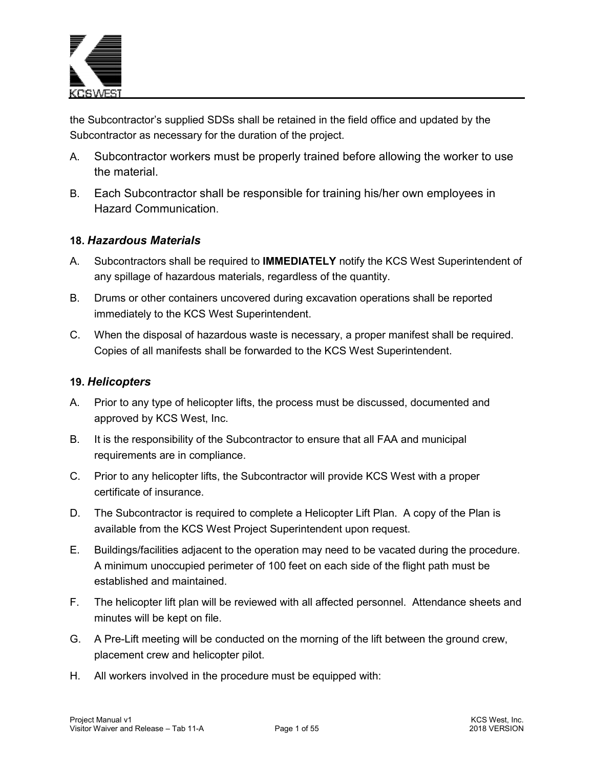the Subcontractor's supplied SDSs shall be retained in the field office and updated by the Subcontractor as necessary for the duration of the project.

A. Subcontractor workers must be properly trained before allowing the worker to use the material.

B. Each Subcontractor shall be responsible for training his/her own employees in Hazard Communication.

### 18. *Hazardous Materials*

A. Subcontractors shall be required to **IMMEDIATELY** notify the KCS West Superintendent of any spillage of hazardous materials, regardless of the quantity.

B. Drums or other containers uncovered during excavation operations shall be reported immediately to the KCS West Superintendent.

C. When the disposal of hazardous waste is necessary, a proper manifest shall be required. Copies of all manifests shall be forwarded to the KCS West Superintendent.

### 19. *Helicopters*

A. Prior to any type of helicopter lifts, the process must be discussed, documented and approved by KCS West, Inc.

B. It is the responsibility of the Subcontractor to ensure that all FAA and municipal requirements are in compliance.

C. Prior to any helicopter lifts, the Subcontractor will provide KCS West with a proper certificate of insurance.

D. The Subcontractor is required to complete a Helicopter Lift Plan. A copy of the Plan is available from the KCS West Project Superintendent upon request.

E. Buildings/facilities adjacent to the operation may need to be vacated during the procedure. A minimum unoccupied perimeter of 100 feet on each side of the flight path must be established and maintained.

F. The helicopter lift plan will be reviewed with all affected personnel. Attendance sheets and minutes will be kept on file.

G. A Pre-Lift meeting will be conducted on the morning of the lift between the ground crew, placement crew and helicopter pilot.

H. All workers involved in the procedure must be equipped with: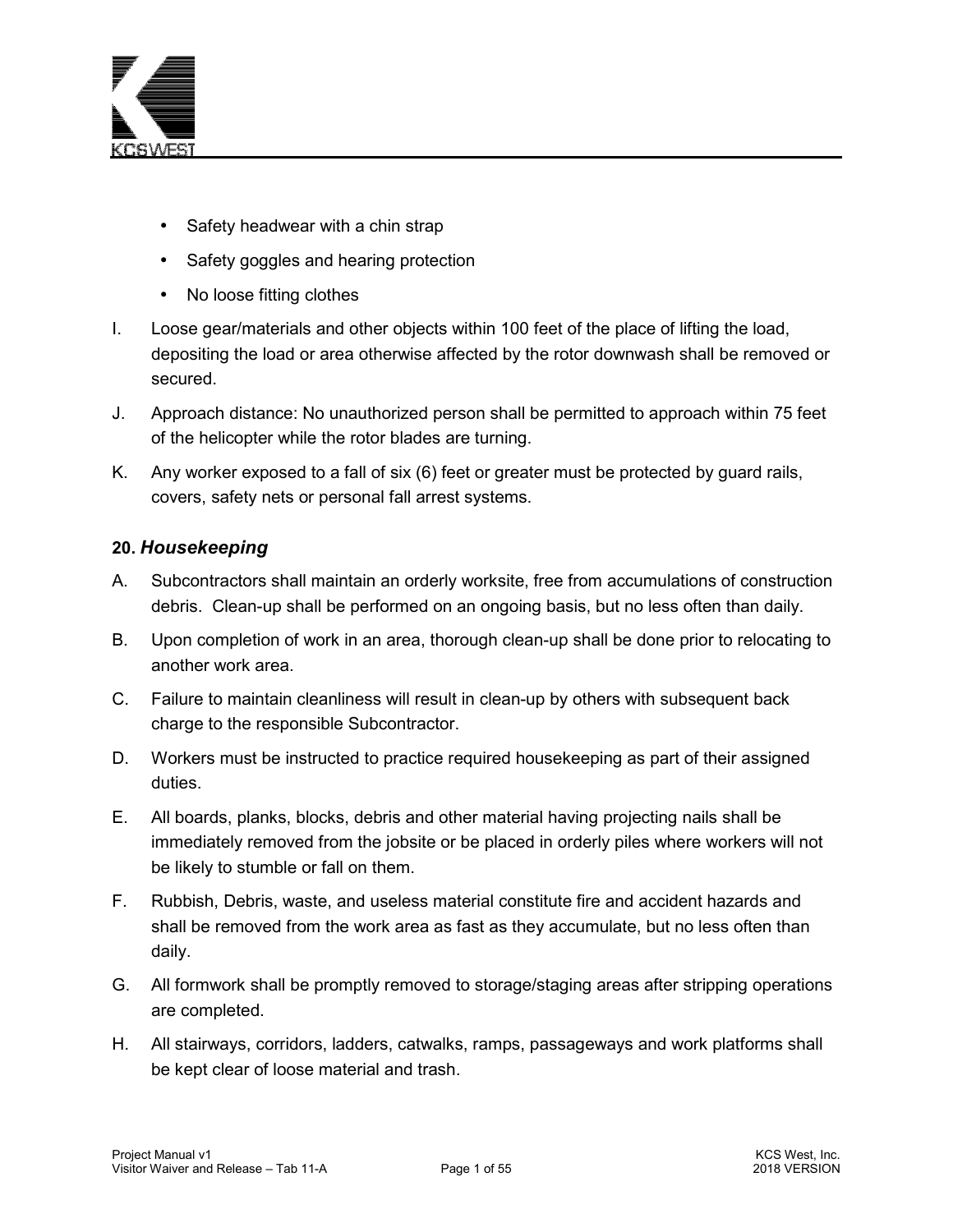- Safety headwear with a chin strap
- Safety goggles and hearing protection
- No loose fitting clothes

I. Loose gear/materials and other objects within 100 feet of the place of lifting the load, depositing the load or area otherwise affected by the rotor downwash shall be removed or secured.

J. Approach distance: No unauthorized person shall be permitted to approach within 75 feet of the helicopter while the rotor blades are turning.

K. Any worker exposed to a fall of six (6) feet or greater must be protected by guard rails, covers, safety nets or personal fall arrest systems.

## 20. *Housekeeping*

A. Subcontractors shall maintain an orderly worksite, free from accumulations of construction debris. Clean-up shall be performed on an ongoing basis, but no less often than daily.

B. Upon completion of work in an area, thorough clean-up shall be done prior to relocating to another work area.

C. Failure to maintain cleanliness will result in clean-up by others with subsequent back charge to the responsible Subcontractor.

D. Workers must be instructed to practice required housekeeping as part of their assigned duties.

E. All boards, planks, blocks, debris and other material having projecting nails shall be immediately removed from the jobsite or be placed in orderly piles where workers will not be likely to stumble or fall on them.

F. Rubbish, Debris, waste, and useless material constitute fire and accident hazards and shall be removed from the work area as fast as they accumulate, but no less often than daily.

G. All formwork shall be promptly removed to storage/staging areas after stripping operations are completed.

H. All stairways, corridors, ladders, catwalks, ramps, passageways and work platforms shall be kept clear of loose material and trash.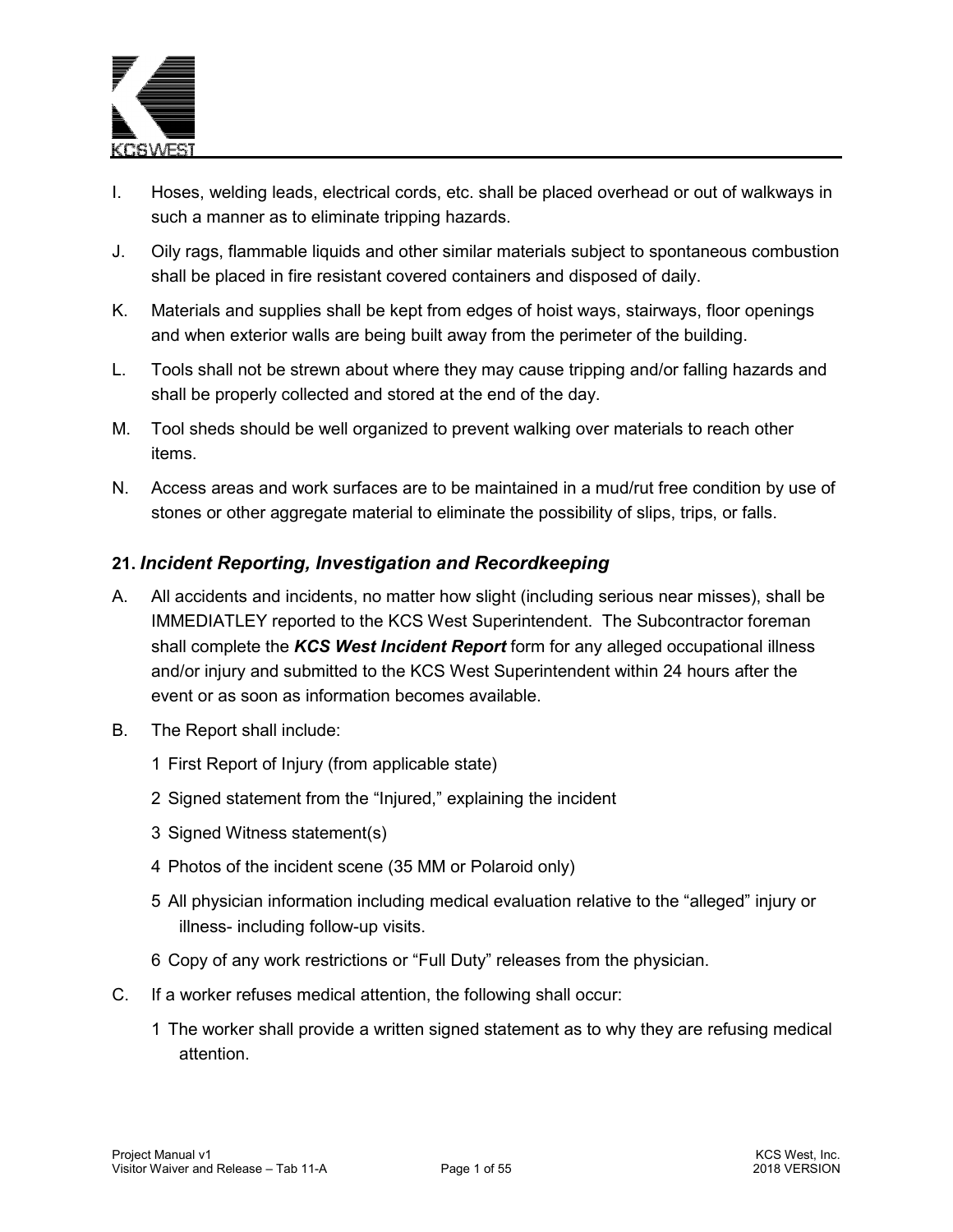I. Hoses, welding leads, electrical cords, etc. shall be placed overhead or out of walkways in such a manner as to eliminate tripping hazards.

J. Oily rags, flammable liquids and other similar materials subject to spontaneous combustion shall be placed in fire resistant covered containers and disposed of daily.

K. Materials and supplies shall be kept from edges of hoist ways, stairways, floor openings and when exterior walls are being built away from the perimeter of the building.

L. Tools shall not be strewn about where they may cause tripping and/or falling hazards and shall be properly collected and stored at the end of the day.

M. Tool sheds should be well organized to prevent walking over materials to reach other items.

N. Access areas and work surfaces are to be maintained in a mud/rut free condition by use of stones or other aggregate material to eliminate the possibility of slips, trips, or falls.

## 21. *Incident Reporting, Investigation and Recordkeeping*

A. All accidents and incidents, no matter how slight (including serious near misses), shall be IMMEDIATLEY reported to the KCS West Superintendent. The Subcontractor foreman shall complete the ***KCS West Incident Report*** form for any alleged occupational illness and/or injury and submitted to the KCS West Superintendent within 24 hours after the event or as soon as information becomes available.

B. The Report shall include:

   1 First Report of Injury (from applicable state)

   2 Signed statement from the "Injured," explaining the incident

   3 Signed Witness statement(s)

   4 Photos of the incident scene (35 MM or Polaroid only)

   5 All physician information including medical evaluation relative to the "alleged" injury or illness- including follow-up visits.

   6 Copy of any work restrictions or "Full Duty" releases from the physician.

C. If a worker refuses medical attention, the following shall occur:

   1 The worker shall provide a written signed statement as to why they are refusing medical attention.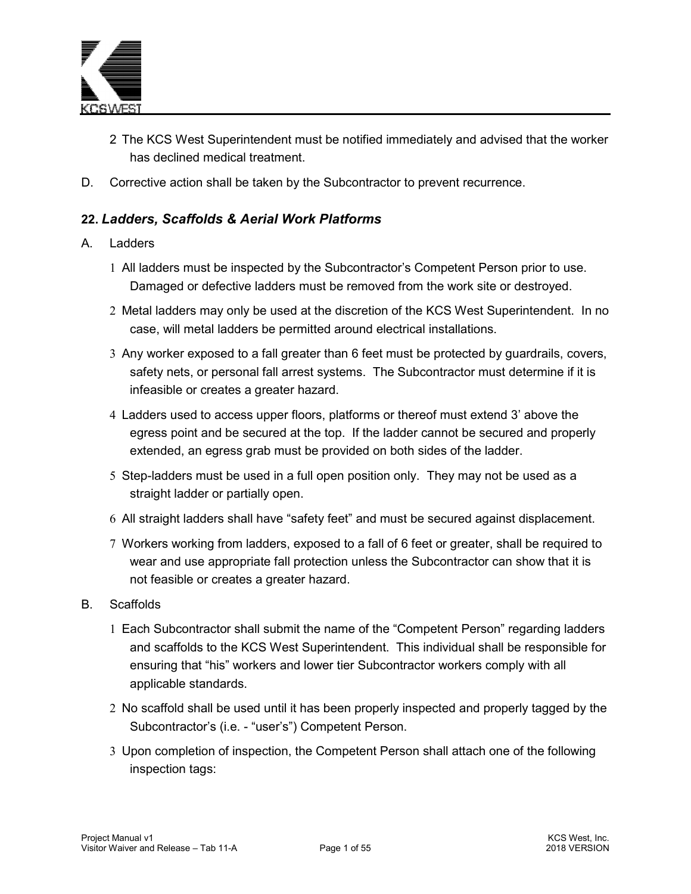2 The KCS West Superintendent must be notified immediately and advised that the worker has declined medical treatment.

D. Corrective action shall be taken by the Subcontractor to prevent recurrence.

### 22. *Ladders, Scaffolds & Aerial Work Platforms*

A. Ladders

1 All ladders must be inspected by the Subcontractor's Competent Person prior to use. Damaged or defective ladders must be removed from the work site or destroyed.

2 Metal ladders may only be used at the discretion of the KCS West Superintendent. In no case, will metal ladders be permitted around electrical installations.

3 Any worker exposed to a fall greater than 6 feet must be protected by guardrails, covers, safety nets, or personal fall arrest systems. The Subcontractor must determine if it is infeasible or creates a greater hazard.

4 Ladders used to access upper floors, platforms or thereof must extend 3' above the egress point and be secured at the top. If the ladder cannot be secured and properly extended, an egress grab must be provided on both sides of the ladder.

5 Step-ladders must be used in a full open position only. They may not be used as a straight ladder or partially open.

6 All straight ladders shall have "safety feet" and must be secured against displacement.

7 Workers working from ladders, exposed to a fall of 6 feet or greater, shall be required to wear and use appropriate fall protection unless the Subcontractor can show that it is not feasible or creates a greater hazard.

B. Scaffolds

1 Each Subcontractor shall submit the name of the "Competent Person" regarding ladders and scaffolds to the KCS West Superintendent. This individual shall be responsible for ensuring that "his" workers and lower tier Subcontractor workers comply with all applicable standards.

2 No scaffold shall be used until it has been properly inspected and properly tagged by the Subcontractor's (i.e. - "user's") Competent Person.

3 Upon completion of inspection, the Competent Person shall attach one of the following inspection tags: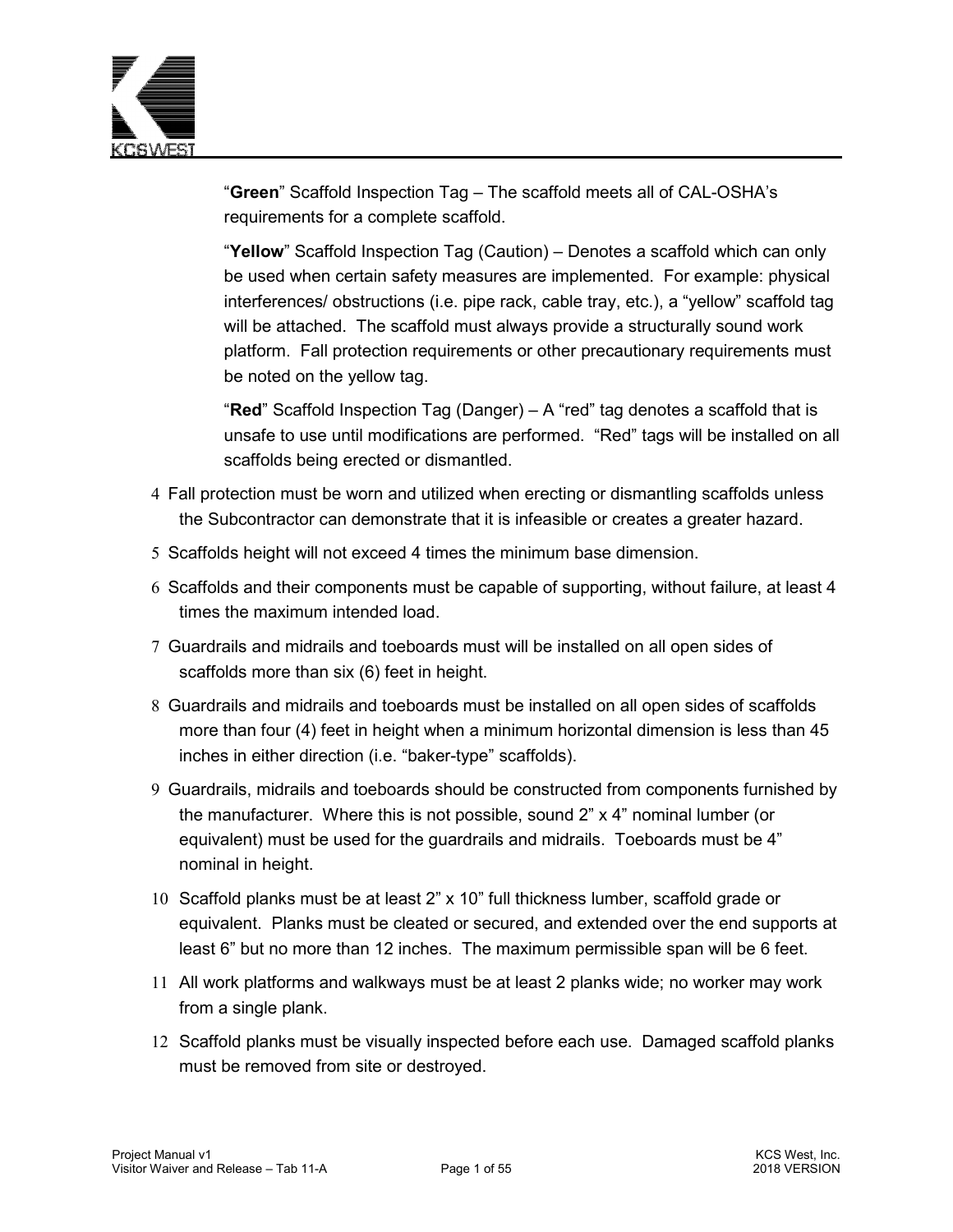"**Green**" Scaffold Inspection Tag – The scaffold meets all of CAL-OSHA's requirements for a complete scaffold.

"**Yellow**" Scaffold Inspection Tag (Caution) – Denotes a scaffold which can only be used when certain safety measures are implemented. For example: physical interferences/ obstructions (i.e. pipe rack, cable tray, etc.), a "yellow" scaffold tag will be attached. The scaffold must always provide a structurally sound work platform. Fall protection requirements or other precautionary requirements must be noted on the yellow tag.

"**Red**" Scaffold Inspection Tag (Danger) – A "red" tag denotes a scaffold that is unsafe to use until modifications are performed. "Red" tags will be installed on all scaffolds being erected or dismantled.

4 Fall protection must be worn and utilized when erecting or dismantling scaffolds unless the Subcontractor can demonstrate that it is infeasible or creates a greater hazard.

5 Scaffolds height will not exceed 4 times the minimum base dimension.

6 Scaffolds and their components must be capable of supporting, without failure, at least 4 times the maximum intended load.

7 Guardrails and midrails and toeboards must will be installed on all open sides of scaffolds more than six (6) feet in height.

8 Guardrails and midrails and toeboards must be installed on all open sides of scaffolds more than four (4) feet in height when a minimum horizontal dimension is less than 45 inches in either direction (i.e. "baker-type" scaffolds).

9 Guardrails, midrails and toeboards should be constructed from components furnished by the manufacturer. Where this is not possible, sound 2" x 4" nominal lumber (or equivalent) must be used for the guardrails and midrails. Toeboards must be 4" nominal in height.

10 Scaffold planks must be at least 2" x 10" full thickness lumber, scaffold grade or equivalent. Planks must be cleated or secured, and extended over the end supports at least 6" but no more than 12 inches. The maximum permissible span will be 6 feet.

11 All work platforms and walkways must be at least 2 planks wide; no worker may work from a single plank.

12 Scaffold planks must be visually inspected before each use. Damaged scaffold planks must be removed from site or destroyed.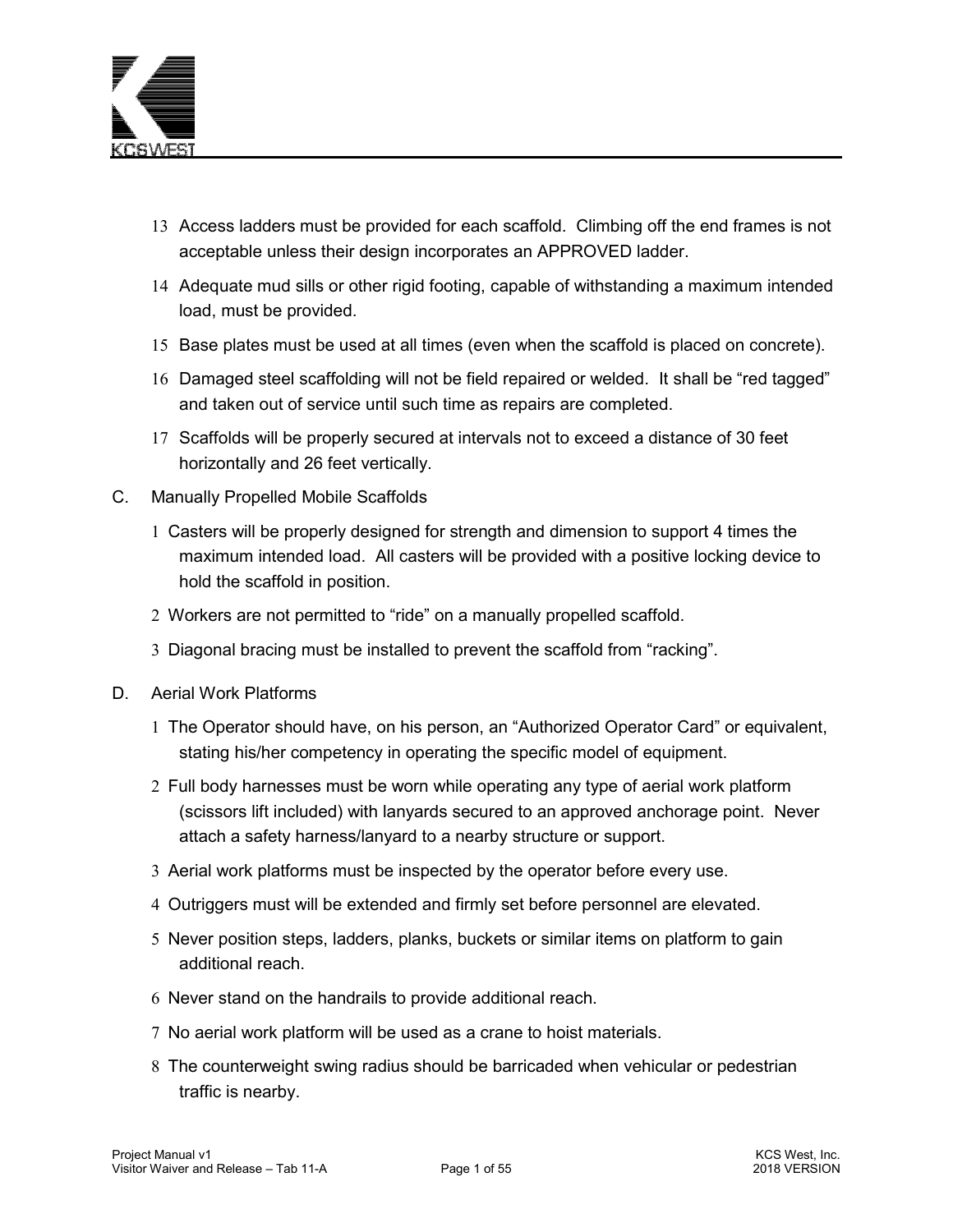13 Access ladders must be provided for each scaffold. Climbing off the end frames is not acceptable unless their design incorporates an APPROVED ladder.

14 Adequate mud sills or other rigid footing, capable of withstanding a maximum intended load, must be provided.

15 Base plates must be used at all times (even when the scaffold is placed on concrete).

16 Damaged steel scaffolding will not be field repaired or welded. It shall be "red tagged" and taken out of service until such time as repairs are completed.

17 Scaffolds will be properly secured at intervals not to exceed a distance of 30 feet horizontally and 26 feet vertically.

C. Manually Propelled Mobile Scaffolds

1 Casters will be properly designed for strength and dimension to support 4 times the maximum intended load. All casters will be provided with a positive locking device to hold the scaffold in position.

2 Workers are not permitted to "ride" on a manually propelled scaffold.

3 Diagonal bracing must be installed to prevent the scaffold from "racking".

D. Aerial Work Platforms

1 The Operator should have, on his person, an "Authorized Operator Card" or equivalent, stating his/her competency in operating the specific model of equipment.

2 Full body harnesses must be worn while operating any type of aerial work platform (scissors lift included) with lanyards secured to an approved anchorage point. Never attach a safety harness/lanyard to a nearby structure or support.

3 Aerial work platforms must be inspected by the operator before every use.

4 Outriggers must will be extended and firmly set before personnel are elevated.

5 Never position steps, ladders, planks, buckets or similar items on platform to gain additional reach.

6 Never stand on the handrails to provide additional reach.

7 No aerial work platform will be used as a crane to hoist materials.

8 The counterweight swing radius should be barricaded when vehicular or pedestrian traffic is nearby.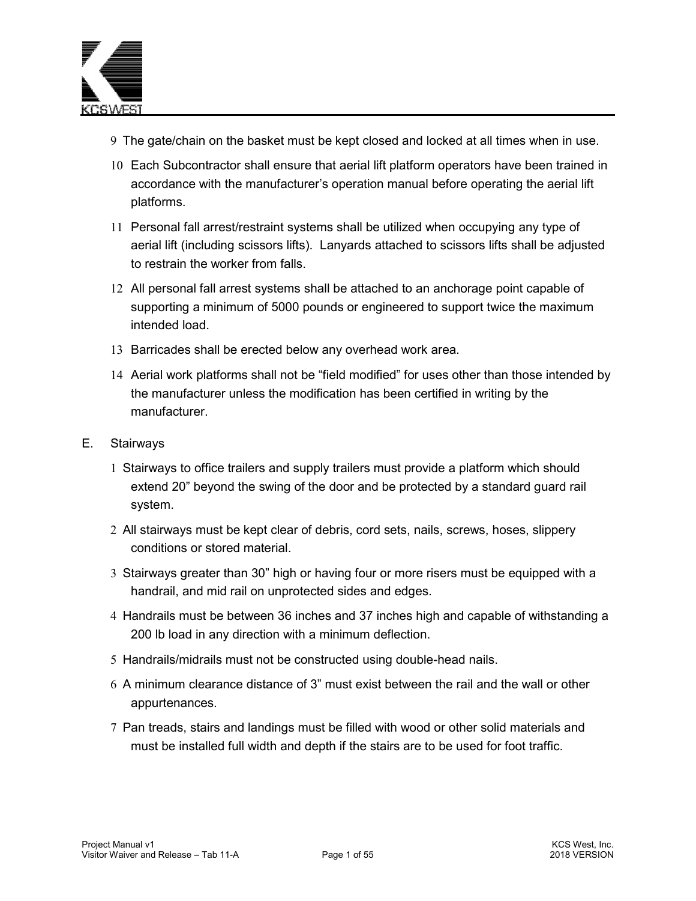9 The gate/chain on the basket must be kept closed and locked at all times when in use.

10 Each Subcontractor shall ensure that aerial lift platform operators have been trained in accordance with the manufacturer's operation manual before operating the aerial lift platforms.

11 Personal fall arrest/restraint systems shall be utilized when occupying any type of aerial lift (including scissors lifts). Lanyards attached to scissors lifts shall be adjusted to restrain the worker from falls.

12 All personal fall arrest systems shall be attached to an anchorage point capable of supporting a minimum of 5000 pounds or engineered to support twice the maximum intended load.

13 Barricades shall be erected below any overhead work area.

14 Aerial work platforms shall not be "field modified" for uses other than those intended by the manufacturer unless the modification has been certified in writing by the manufacturer.

E. Stairways

1 Stairways to office trailers and supply trailers must provide a platform which should extend 20" beyond the swing of the door and be protected by a standard guard rail system.

2 All stairways must be kept clear of debris, cord sets, nails, screws, hoses, slippery conditions or stored material.

3 Stairways greater than 30" high or having four or more risers must be equipped with a handrail, and mid rail on unprotected sides and edges.

4 Handrails must be between 36 inches and 37 inches high and capable of withstanding a 200 lb load in any direction with a minimum deflection.

5 Handrails/midrails must not be constructed using double-head nails.

6 A minimum clearance distance of 3" must exist between the rail and the wall or other appurtenances.

7 Pan treads, stairs and landings must be filled with wood or other solid materials and must be installed full width and depth if the stairs are to be used for foot traffic.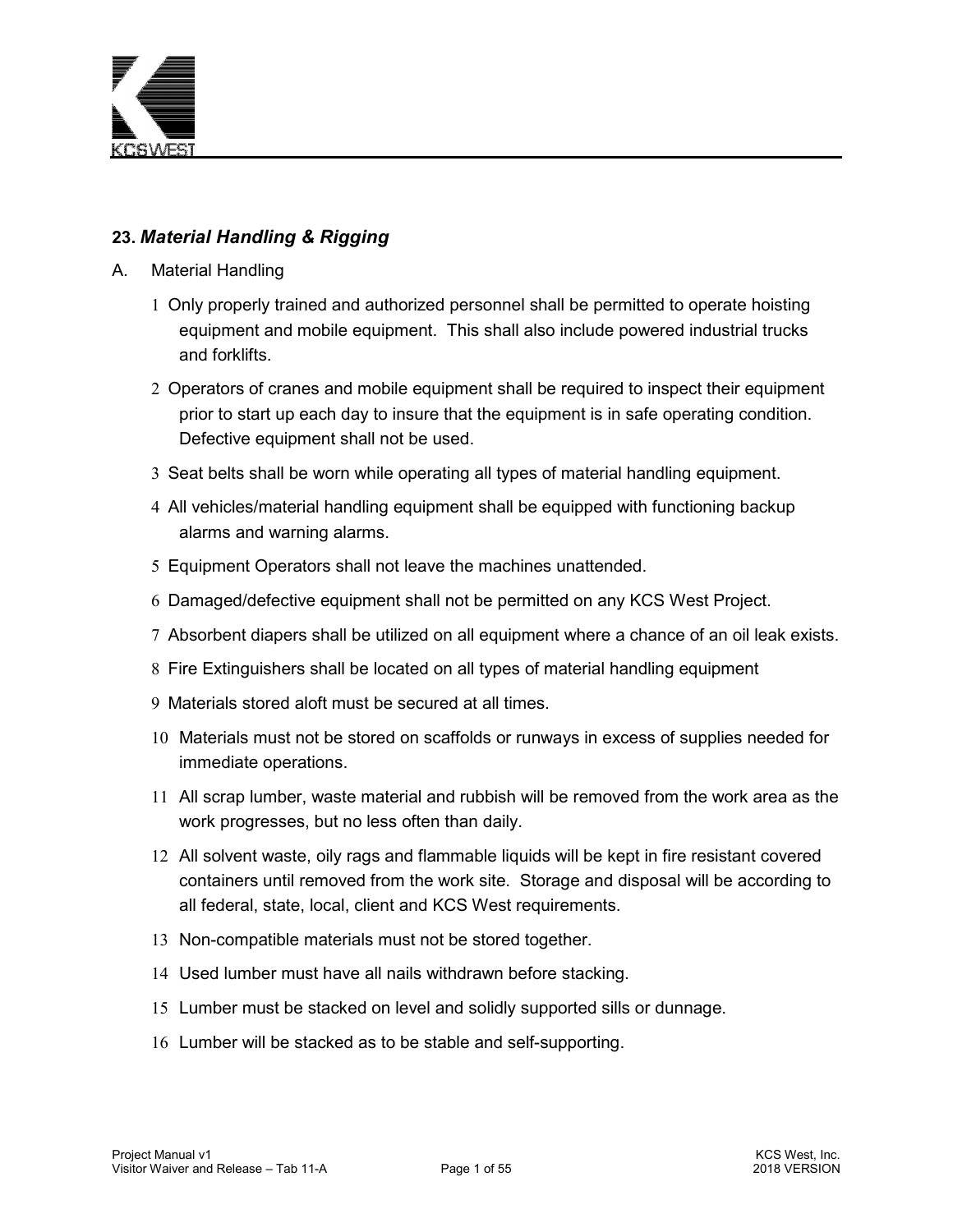## 23. *Material Handling & Rigging*

A. Material Handling

1. Only properly trained and authorized personnel shall be permitted to operate hoisting equipment and mobile equipment. This shall also include powered industrial trucks and forklifts.
2. Operators of cranes and mobile equipment shall be required to inspect their equipment prior to start up each day to insure that the equipment is in safe operating condition. Defective equipment shall not be used.
3. Seat belts shall be worn while operating all types of material handling equipment.
4. All vehicles/material handling equipment shall be equipped with functioning backup alarms and warning alarms.
5. Equipment Operators shall not leave the machines unattended.
6. Damaged/defective equipment shall not be permitted on any KCS West Project.
7. Absorbent diapers shall be utilized on all equipment where a chance of an oil leak exists.
8. Fire Extinguishers shall be located on all types of material handling equipment
9. Materials stored aloft must be secured at all times.
10. Materials must not be stored on scaffolds or runways in excess of supplies needed for immediate operations.
11. All scrap lumber, waste material and rubbish will be removed from the work area as the work progresses, but no less often than daily.
12. All solvent waste, oily rags and flammable liquids will be kept in fire resistant covered containers until removed from the work site. Storage and disposal will be according to all federal, state, local, client and KCS West requirements.
13. Non-compatible materials must not be stored together.
14. Used lumber must have all nails withdrawn before stacking.
15. Lumber must be stacked on level and solidly supported sills or dunnage.
16. Lumber will be stacked as to be stable and self-supporting.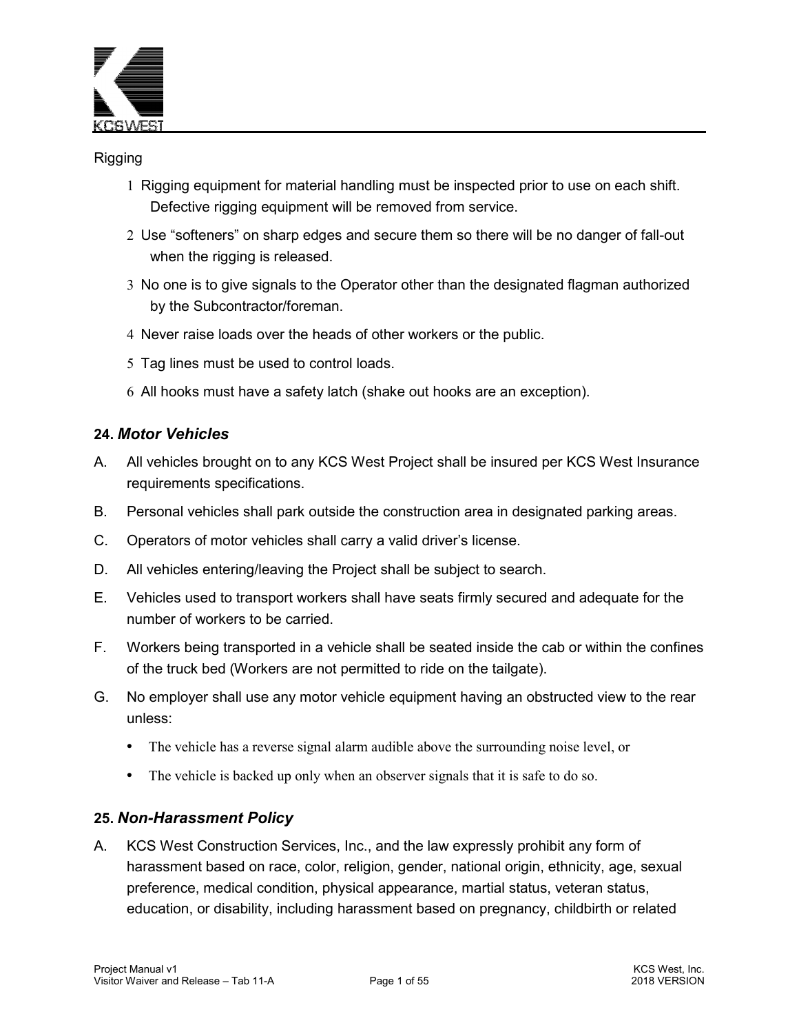Rigging

1. Rigging equipment for material handling must be inspected prior to use on each shift. Defective rigging equipment will be removed from service.
2. Use "softeners" on sharp edges and secure them so there will be no danger of fall-out when the rigging is released.
3. No one is to give signals to the Operator other than the designated flagman authorized by the Subcontractor/foreman.
4. Never raise loads over the heads of other workers or the public.
5. Tag lines must be used to control loads.
6. All hooks must have a safety latch (shake out hooks are an exception).

## 24. *Motor Vehicles*

A. All vehicles brought on to any KCS West Project shall be insured per KCS West Insurance requirements specifications.

B. Personal vehicles shall park outside the construction area in designated parking areas.

C. Operators of motor vehicles shall carry a valid driver's license.

D. All vehicles entering/leaving the Project shall be subject to search.

E. Vehicles used to transport workers shall have seats firmly secured and adequate for the number of workers to be carried.

F. Workers being transported in a vehicle shall be seated inside the cab or within the confines of the truck bed (Workers are not permitted to ride on the tailgate).

G. No employer shall use any motor vehicle equipment having an obstructed view to the rear unless:

- The vehicle has a reverse signal alarm audible above the surrounding noise level, or
- The vehicle is backed up only when an observer signals that it is safe to do so.

## 25. *Non-Harassment Policy*

A. KCS West Construction Services, Inc., and the law expressly prohibit any form of harassment based on race, color, religion, gender, national origin, ethnicity, age, sexual preference, medical condition, physical appearance, martial status, veteran status, education, or disability, including harassment based on pregnancy, childbirth or related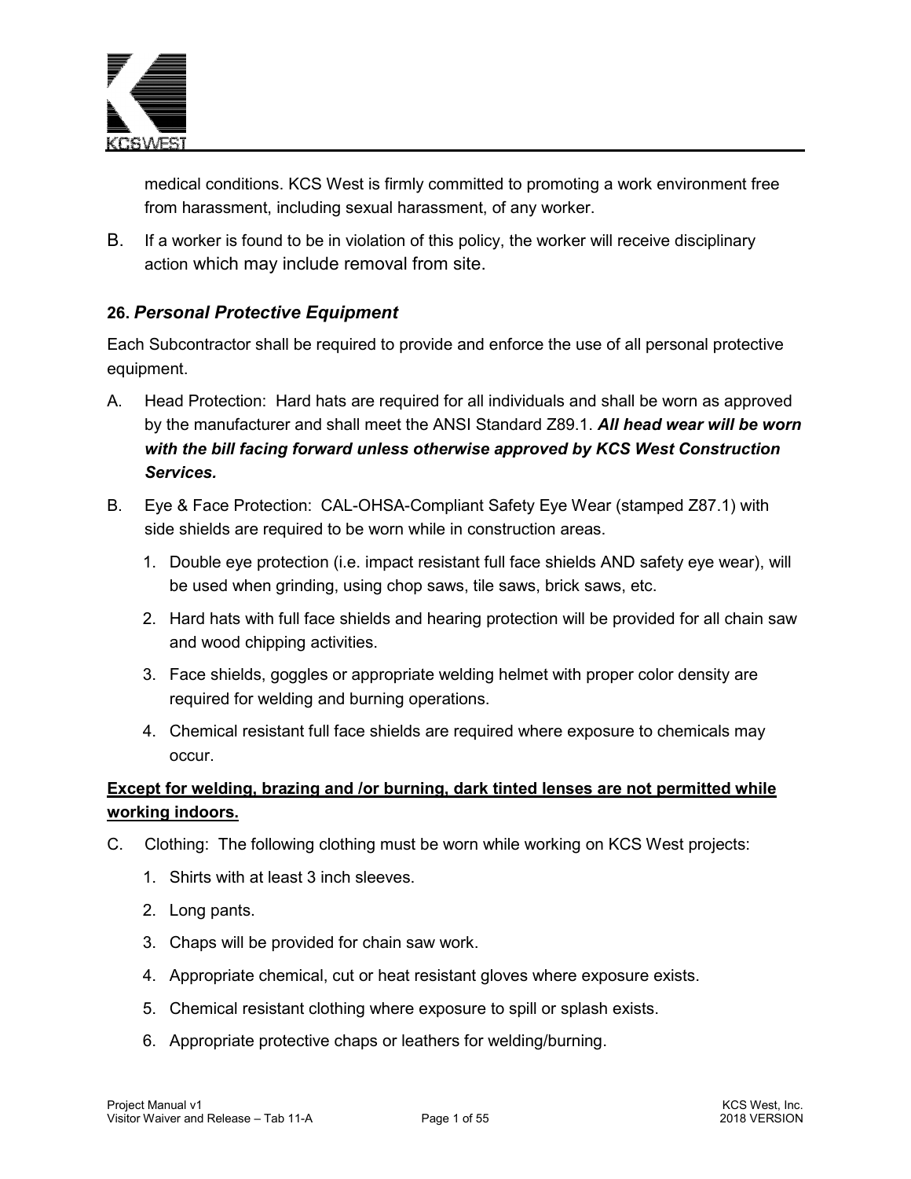medical conditions. KCS West is firmly committed to promoting a work environment free from harassment, including sexual harassment, of any worker.

B. If a worker is found to be in violation of this policy, the worker will receive disciplinary action which may include removal from site.

### 26. *Personal Protective Equipment*

Each Subcontractor shall be required to provide and enforce the use of all personal protective equipment.

A. Head Protection: Hard hats are required for all individuals and shall be worn as approved by the manufacturer and shall meet the ANSI Standard Z89.1. ***All head wear will be worn with the bill facing forward unless otherwise approved by KCS West Construction Services.***

B. Eye & Face Protection: CAL-OHSA-Compliant Safety Eye Wear (stamped Z87.1) with side shields are required to be worn while in construction areas.

   1. Double eye protection (i.e. impact resistant full face shields AND safety eye wear), will be used when grinding, using chop saws, tile saws, brick saws, etc.
   2. Hard hats with full face shields and hearing protection will be provided for all chain saw and wood chipping activities.
   3. Face shields, goggles or appropriate welding helmet with proper color density are required for welding and burning operations.
   4. Chemical resistant full face shields are required where exposure to chemicals may occur.

<u>**Except for welding, brazing and /or burning, dark tinted lenses are not permitted while working indoors.**</u>

C. Clothing: The following clothing must be worn while working on KCS West projects:

   1. Shirts with at least 3 inch sleeves.
   2. Long pants.
   3. Chaps will be provided for chain saw work.
   4. Appropriate chemical, cut or heat resistant gloves where exposure exists.
   5. Chemical resistant clothing where exposure to spill or splash exists.
   6. Appropriate protective chaps or leathers for welding/burning.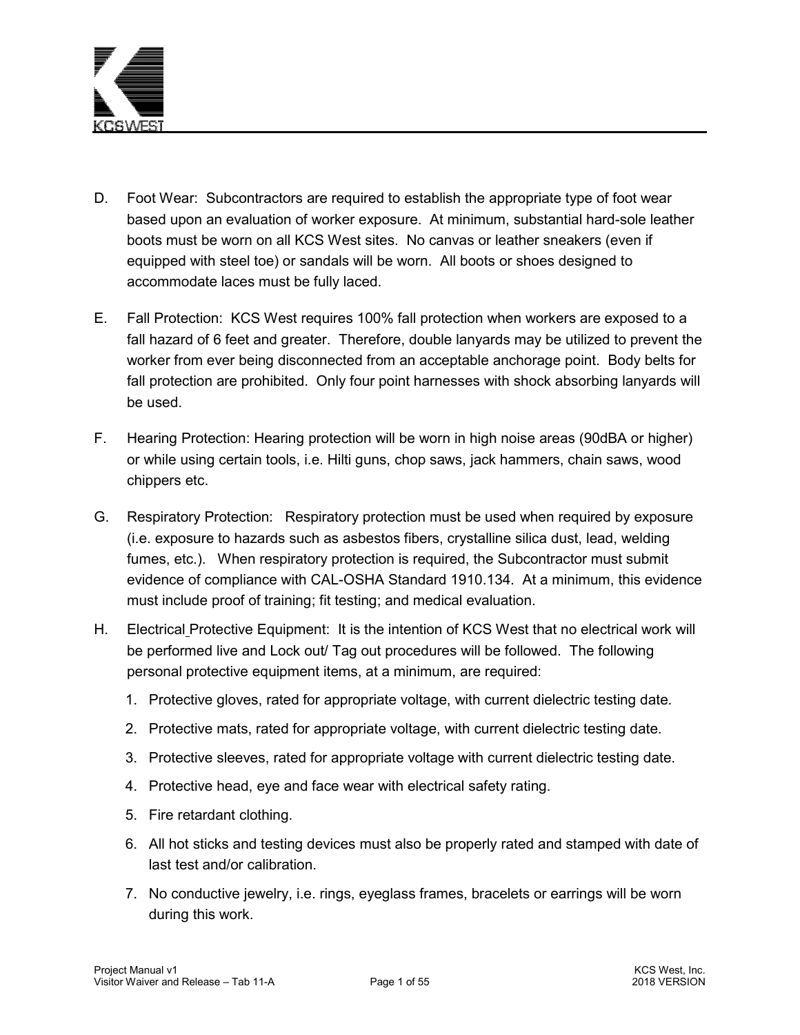D. Foot Wear: Subcontractors are required to establish the appropriate type of foot wear based upon an evaluation of worker exposure. At minimum, substantial hard-sole leather boots must be worn on all KCS West sites. No canvas or leather sneakers (even if equipped with steel toe) or sandals will be worn. All boots or shoes designed to accommodate laces must be fully laced.

E. Fall Protection: KCS West requires 100% fall protection when workers are exposed to a fall hazard of 6 feet and greater. Therefore, double lanyards may be utilized to prevent the worker from ever being disconnected from an acceptable anchorage point. Body belts for fall protection are prohibited. Only four point harnesses with shock absorbing lanyards will be used.

F. Hearing Protection: Hearing protection will be worn in high noise areas (90dBA or higher) or while using certain tools, i.e. Hilti guns, chop saws, jack hammers, chain saws, wood chippers etc.

G. Respiratory Protection: Respiratory protection must be used when required by exposure (i.e. exposure to hazards such as asbestos fibers, crystalline silica dust, lead, welding fumes, etc.). When respiratory protection is required, the Subcontractor must submit evidence of compliance with CAL-OSHA Standard 1910.134. At a minimum, this evidence must include proof of training; fit testing; and medical evaluation.

H. Electrical Protective Equipment: It is the intention of KCS West that no electrical work will be performed live and Lock out/ Tag out procedures will be followed. The following personal protective equipment items, at a minimum, are required:

1. Protective gloves, rated for appropriate voltage, with current dielectric testing date.
2. Protective mats, rated for appropriate voltage, with current dielectric testing date.
3. Protective sleeves, rated for appropriate voltage with current dielectric testing date.
4. Protective head, eye and face wear with electrical safety rating.
5. Fire retardant clothing.
6. All hot sticks and testing devices must also be properly rated and stamped with date of last test and/or calibration.
7. No conductive jewelry, i.e. rings, eyeglass frames, bracelets or earrings will be worn during this work.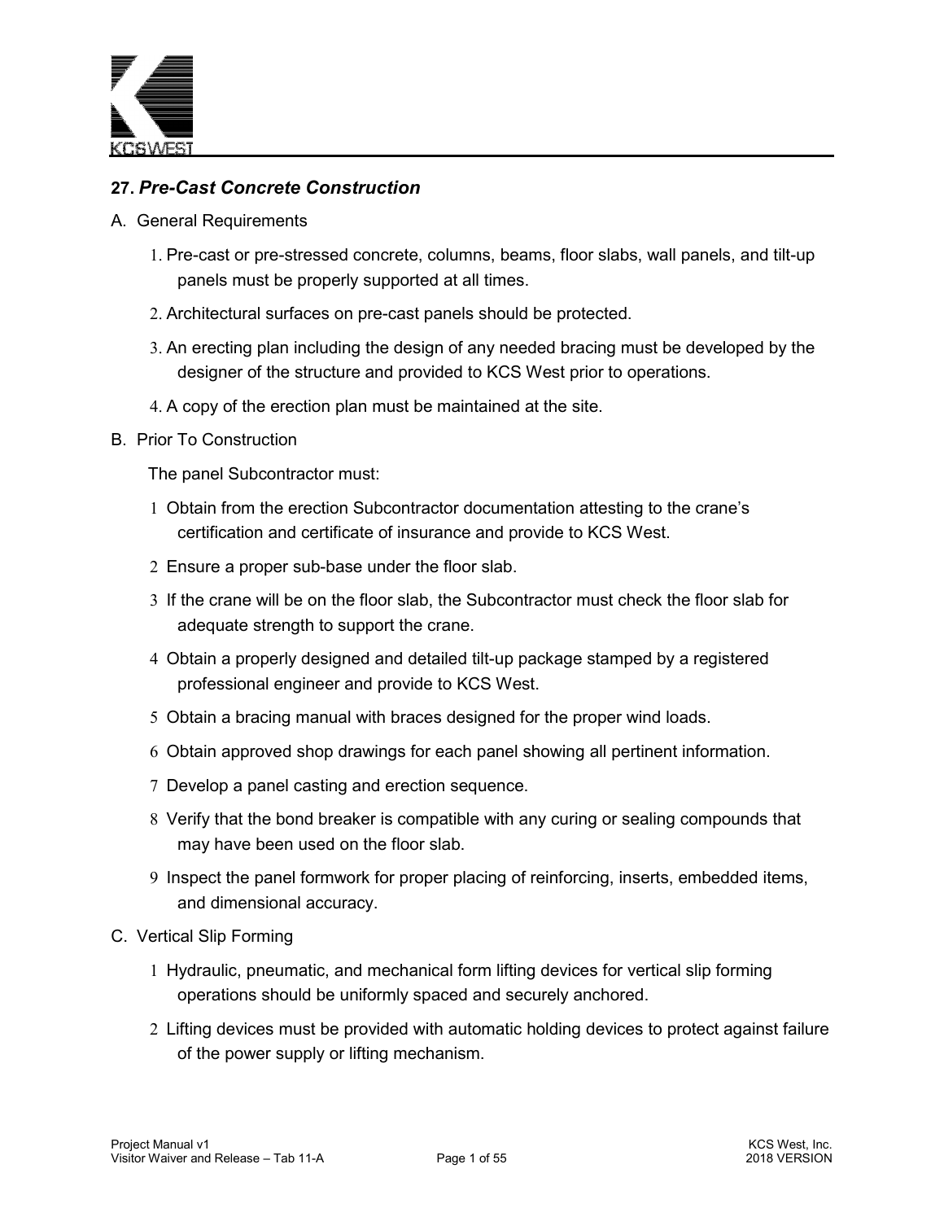## 27. *Pre-Cast Concrete Construction*

A. General Requirements

1. Pre-cast or pre-stressed concrete, columns, beams, floor slabs, wall panels, and tilt-up panels must be properly supported at all times.
2. Architectural surfaces on pre-cast panels should be protected.
3. An erecting plan including the design of any needed bracing must be developed by the designer of the structure and provided to KCS West prior to operations.
4. A copy of the erection plan must be maintained at the site.

B. Prior To Construction

The panel Subcontractor must:

1 Obtain from the erection Subcontractor documentation attesting to the crane's certification and certificate of insurance and provide to KCS West.

2 Ensure a proper sub-base under the floor slab.

3 If the crane will be on the floor slab, the Subcontractor must check the floor slab for adequate strength to support the crane.

4 Obtain a properly designed and detailed tilt-up package stamped by a registered professional engineer and provide to KCS West.

5 Obtain a bracing manual with braces designed for the proper wind loads.

6 Obtain approved shop drawings for each panel showing all pertinent information.

7 Develop a panel casting and erection sequence.

8 Verify that the bond breaker is compatible with any curing or sealing compounds that may have been used on the floor slab.

9 Inspect the panel formwork for proper placing of reinforcing, inserts, embedded items, and dimensional accuracy.

C. Vertical Slip Forming

1 Hydraulic, pneumatic, and mechanical form lifting devices for vertical slip forming operations should be uniformly spaced and securely anchored.

2 Lifting devices must be provided with automatic holding devices to protect against failure of the power supply or lifting mechanism.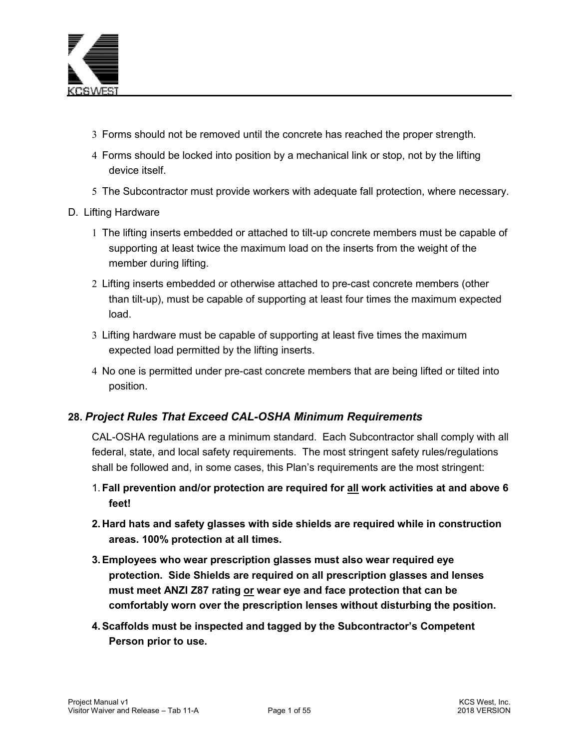3 Forms should not be removed until the concrete has reached the proper strength.

4 Forms should be locked into position by a mechanical link or stop, not by the lifting device itself.

5 The Subcontractor must provide workers with adequate fall protection, where necessary.

D. Lifting Hardware

1 The lifting inserts embedded or attached to tilt-up concrete members must be capable of supporting at least twice the maximum load on the inserts from the weight of the member during lifting.

2 Lifting inserts embedded or otherwise attached to pre-cast concrete members (other than tilt-up), must be capable of supporting at least four times the maximum expected load.

3 Lifting hardware must be capable of supporting at least five times the maximum expected load permitted by the lifting inserts.

4 No one is permitted under pre-cast concrete members that are being lifted or tilted into position.

## 28. *Project Rules That Exceed CAL-OSHA Minimum Requirements*

CAL-OSHA regulations are a minimum standard. Each Subcontractor shall comply with all federal, state, and local safety requirements. The most stringent safety rules/regulations shall be followed and, in some cases, this Plan's requirements are the most stringent:

1. **Fall prevention and/or protection are required for <u>all</u> work activities at and above 6 feet!**
2. **Hard hats and safety glasses with side shields are required while in construction areas. 100% protection at all times.**
3. **Employees who wear prescription glasses must also wear required eye protection. Side Shields are required on all prescription glasses and lenses must meet ANZI Z87 rating <u>or</u> wear eye and face protection that can be comfortably worn over the prescription lenses without disturbing the position.**
4. **Scaffolds must be inspected and tagged by the Subcontractor's Competent Person prior to use.**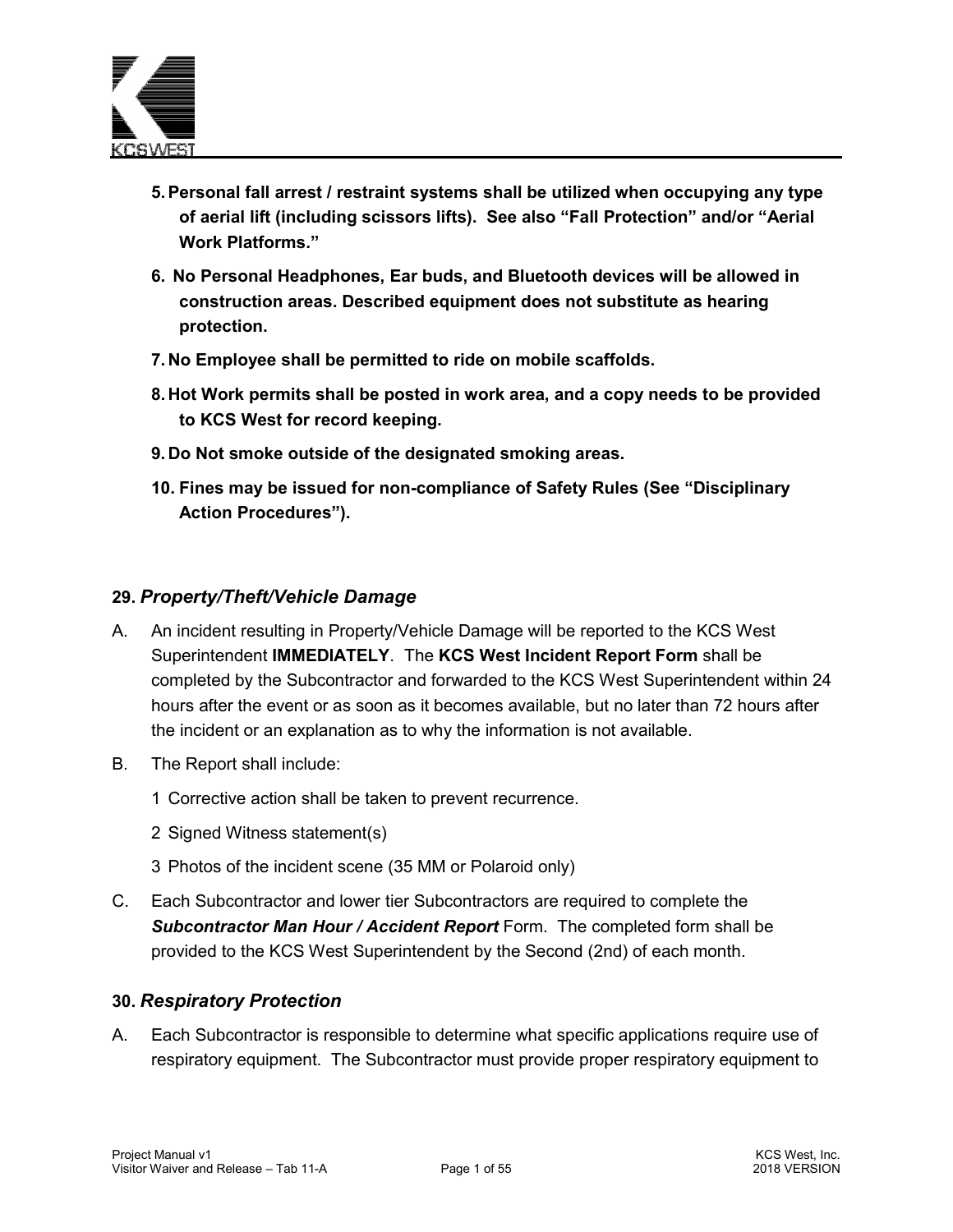5. **Personal fall arrest / restraint systems shall be utilized when occupying any type of aerial lift (including scissors lifts). See also "Fall Protection" and/or "Aerial Work Platforms."**
6. **No Personal Headphones, Ear buds, and Bluetooth devices will be allowed in construction areas. Described equipment does not substitute as hearing protection.**
7. **No Employee shall be permitted to ride on mobile scaffolds.**
8. **Hot Work permits shall be posted in work area, and a copy needs to be provided to KCS West for record keeping.**
9. **Do Not smoke outside of the designated smoking areas.**
10. **Fines may be issued for non-compliance of Safety Rules (See "Disciplinary Action Procedures").**

## 29. *Property/Theft/Vehicle Damage*

A. An incident resulting in Property/Vehicle Damage will be reported to the KCS West Superintendent **IMMEDIATELY**. The **KCS West Incident Report Form** shall be completed by the Subcontractor and forwarded to the KCS West Superintendent within 24 hours after the event or as soon as it becomes available, but no later than 72 hours after the incident or an explanation as to why the information is not available.

B. The Report shall include:

   1 Corrective action shall be taken to prevent recurrence.

   2 Signed Witness statement(s)

   3 Photos of the incident scene (35 MM or Polaroid only)

C. Each Subcontractor and lower tier Subcontractors are required to complete the ***Subcontractor Man Hour / Accident Report*** Form. The completed form shall be provided to the KCS West Superintendent by the Second (2nd) of each month.

## 30. *Respiratory Protection*

A. Each Subcontractor is responsible to determine what specific applications require use of respiratory equipment. The Subcontractor must provide proper respiratory equipment to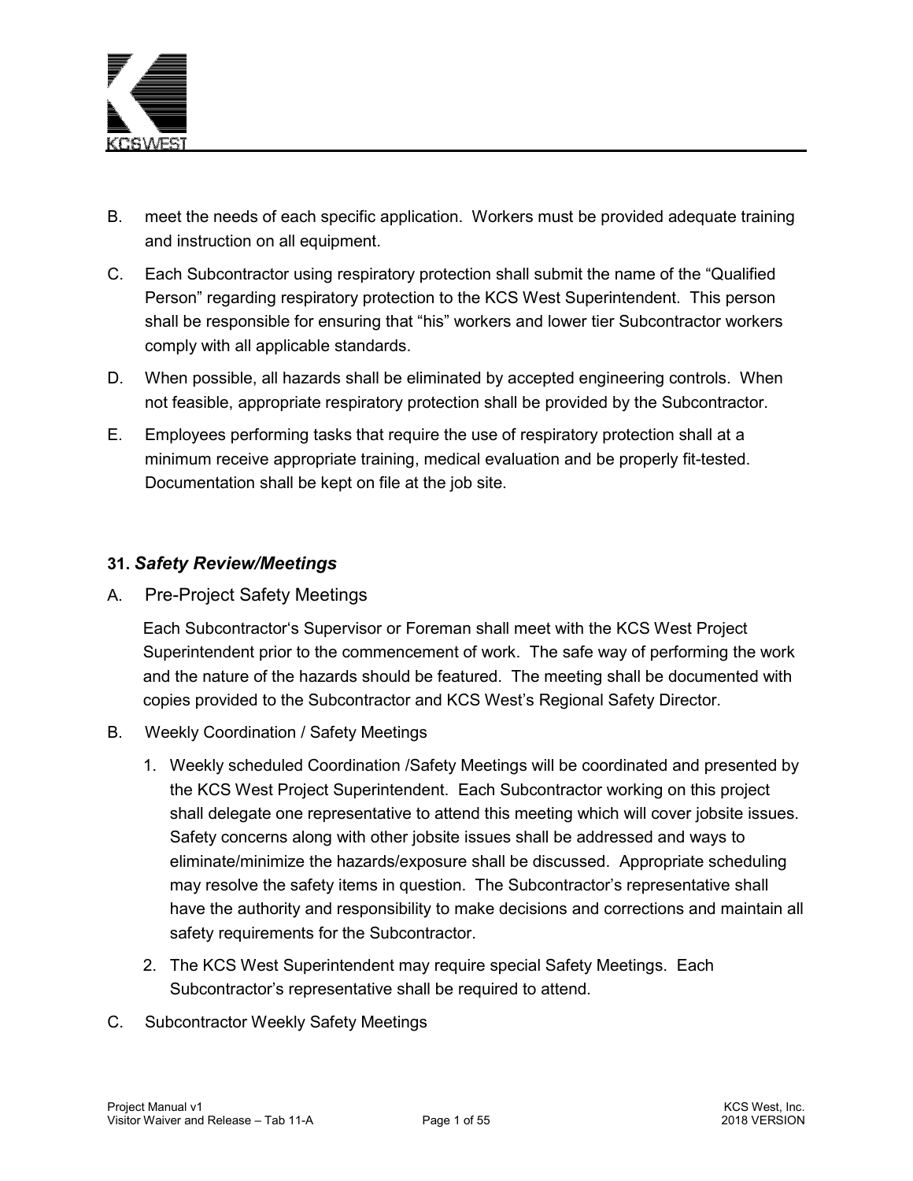B. meet the needs of each specific application. Workers must be provided adequate training and instruction on all equipment.

C. Each Subcontractor using respiratory protection shall submit the name of the "Qualified Person" regarding respiratory protection to the KCS West Superintendent. This person shall be responsible for ensuring that "his" workers and lower tier Subcontractor workers comply with all applicable standards.

D. When possible, all hazards shall be eliminated by accepted engineering controls. When not feasible, appropriate respiratory protection shall be provided by the Subcontractor.

E. Employees performing tasks that require the use of respiratory protection shall at a minimum receive appropriate training, medical evaluation and be properly fit-tested. Documentation shall be kept on file at the job site.

### 31. *Safety Review/Meetings*

A. Pre-Project Safety Meetings

Each Subcontractor's Supervisor or Foreman shall meet with the KCS West Project Superintendent prior to the commencement of work. The safe way of performing the work and the nature of the hazards should be featured. The meeting shall be documented with copies provided to the Subcontractor and KCS West's Regional Safety Director.

B. Weekly Coordination / Safety Meetings

1. Weekly scheduled Coordination /Safety Meetings will be coordinated and presented by the KCS West Project Superintendent. Each Subcontractor working on this project shall delegate one representative to attend this meeting which will cover jobsite issues. Safety concerns along with other jobsite issues shall be addressed and ways to eliminate/minimize the hazards/exposure shall be discussed. Appropriate scheduling may resolve the safety items in question. The Subcontractor's representative shall have the authority and responsibility to make decisions and corrections and maintain all safety requirements for the Subcontractor.
2. The KCS West Superintendent may require special Safety Meetings. Each Subcontractor's representative shall be required to attend.

C. Subcontractor Weekly Safety Meetings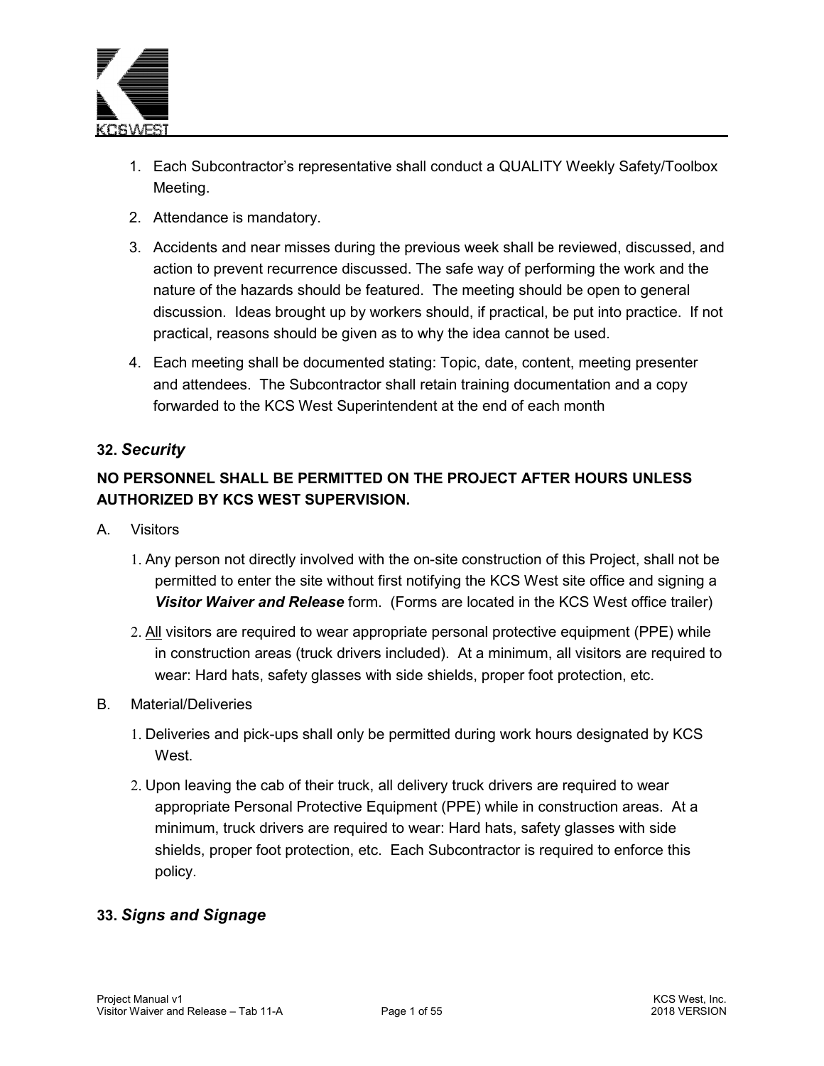1. Each Subcontractor's representative shall conduct a QUALITY Weekly Safety/Toolbox Meeting.
2. Attendance is mandatory.
3. Accidents and near misses during the previous week shall be reviewed, discussed, and action to prevent recurrence discussed. The safe way of performing the work and the nature of the hazards should be featured. The meeting should be open to general discussion. Ideas brought up by workers should, if practical, be put into practice. If not practical, reasons should be given as to why the idea cannot be used.
4. Each meeting shall be documented stating: Topic, date, content, meeting presenter and attendees. The Subcontractor shall retain training documentation and a copy forwarded to the KCS West Superintendent at the end of each month

### 32. *Security*

**NO PERSONNEL SHALL BE PERMITTED ON THE PROJECT AFTER HOURS UNLESS AUTHORIZED BY KCS WEST SUPERVISION.**

A. Visitors

1. Any person not directly involved with the on-site construction of this Project, shall not be permitted to enter the site without first notifying the KCS West site office and signing a ***Visitor Waiver and Release*** form. (Forms are located in the KCS West office trailer)
2. <u>All</u> visitors are required to wear appropriate personal protective equipment (PPE) while in construction areas (truck drivers included). At a minimum, all visitors are required to wear: Hard hats, safety glasses with side shields, proper foot protection, etc.

B. Material/Deliveries

1. Deliveries and pick-ups shall only be permitted during work hours designated by KCS West.
2. Upon leaving the cab of their truck, all delivery truck drivers are required to wear appropriate Personal Protective Equipment (PPE) while in construction areas. At a minimum, truck drivers are required to wear: Hard hats, safety glasses with side shields, proper foot protection, etc. Each Subcontractor is required to enforce this policy.

### 33. *Signs and Signage*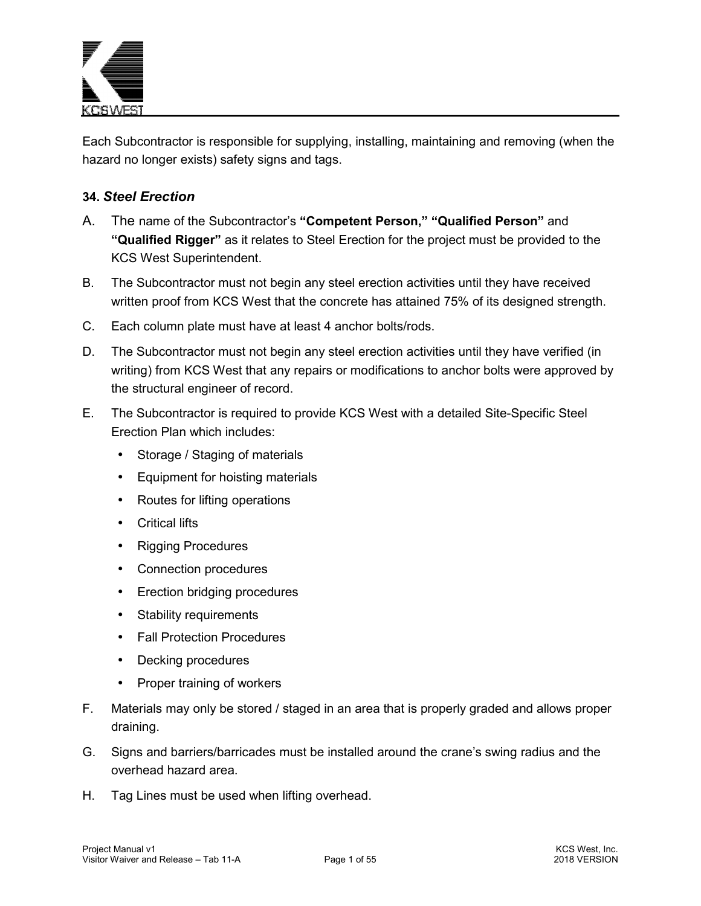Each Subcontractor is responsible for supplying, installing, maintaining and removing (when the hazard no longer exists) safety signs and tags.

### 34. *Steel Erection*

A. The name of the Subcontractor's **"Competent Person," "Qualified Person"** and **"Qualified Rigger"** as it relates to Steel Erection for the project must be provided to the KCS West Superintendent.

B. The Subcontractor must not begin any steel erection activities until they have received written proof from KCS West that the concrete has attained 75% of its designed strength.

C. Each column plate must have at least 4 anchor bolts/rods.

D. The Subcontractor must not begin any steel erection activities until they have verified (in writing) from KCS West that any repairs or modifications to anchor bolts were approved by the structural engineer of record.

E. The Subcontractor is required to provide KCS West with a detailed Site-Specific Steel Erection Plan which includes:

- Storage / Staging of materials
- Equipment for hoisting materials
- Routes for lifting operations
- Critical lifts
- Rigging Procedures
- Connection procedures
- Erection bridging procedures
- Stability requirements
- Fall Protection Procedures
- Decking procedures
- Proper training of workers

F. Materials may only be stored / staged in an area that is properly graded and allows proper draining.

G. Signs and barriers/barricades must be installed around the crane's swing radius and the overhead hazard area.

H. Tag Lines must be used when lifting overhead.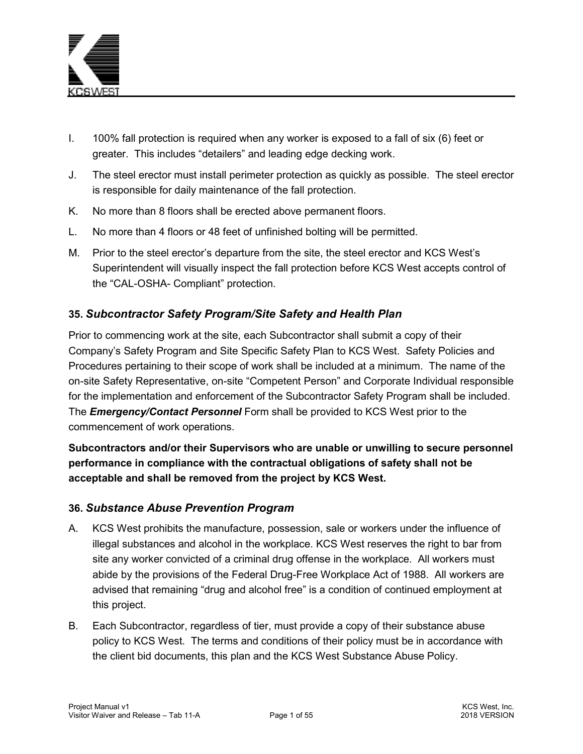I. 100% fall protection is required when any worker is exposed to a fall of six (6) feet or greater. This includes "detailers" and leading edge decking work.

J. The steel erector must install perimeter protection as quickly as possible. The steel erector is responsible for daily maintenance of the fall protection.

K. No more than 8 floors shall be erected above permanent floors.

L. No more than 4 floors or 48 feet of unfinished bolting will be permitted.

M. Prior to the steel erector's departure from the site, the steel erector and KCS West's Superintendent will visually inspect the fall protection before KCS West accepts control of the "CAL-OSHA- Compliant" protection.

### 35. *Subcontractor Safety Program/Site Safety and Health Plan*

Prior to commencing work at the site, each Subcontractor shall submit a copy of their Company's Safety Program and Site Specific Safety Plan to KCS West. Safety Policies and Procedures pertaining to their scope of work shall be included at a minimum. The name of the on-site Safety Representative, on-site "Competent Person" and Corporate Individual responsible for the implementation and enforcement of the Subcontractor Safety Program shall be included. The ***Emergency/Contact Personnel*** Form shall be provided to KCS West prior to the commencement of work operations.

**Subcontractors and/or their Supervisors who are unable or unwilling to secure personnel performance in compliance with the contractual obligations of safety shall not be acceptable and shall be removed from the project by KCS West.**

### 36. *Substance Abuse Prevention Program*

A. KCS West prohibits the manufacture, possession, sale or workers under the influence of illegal substances and alcohol in the workplace. KCS West reserves the right to bar from site any worker convicted of a criminal drug offense in the workplace. All workers must abide by the provisions of the Federal Drug-Free Workplace Act of 1988. All workers are advised that remaining "drug and alcohol free" is a condition of continued employment at this project.

B. Each Subcontractor, regardless of tier, must provide a copy of their substance abuse policy to KCS West. The terms and conditions of their policy must be in accordance with the client bid documents, this plan and the KCS West Substance Abuse Policy.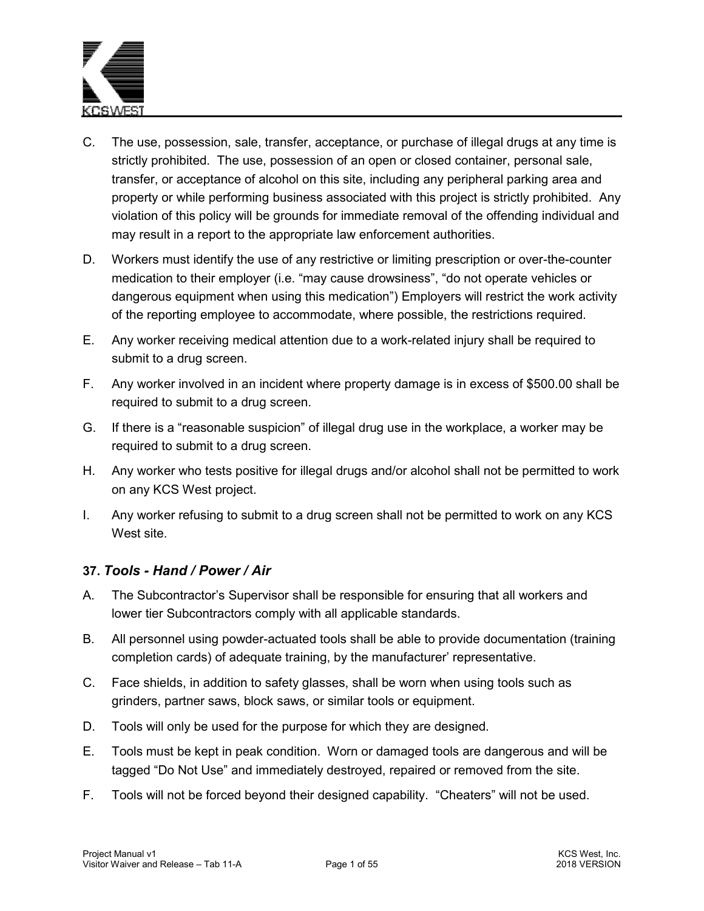C. The use, possession, sale, transfer, acceptance, or purchase of illegal drugs at any time is strictly prohibited. The use, possession of an open or closed container, personal sale, transfer, or acceptance of alcohol on this site, including any peripheral parking area and property or while performing business associated with this project is strictly prohibited. Any violation of this policy will be grounds for immediate removal of the offending individual and may result in a report to the appropriate law enforcement authorities.

D. Workers must identify the use of any restrictive or limiting prescription or over-the-counter medication to their employer (i.e. "may cause drowsiness", "do not operate vehicles or dangerous equipment when using this medication") Employers will restrict the work activity of the reporting employee to accommodate, where possible, the restrictions required.

E. Any worker receiving medical attention due to a work-related injury shall be required to submit to a drug screen.

F. Any worker involved in an incident where property damage is in excess of $500.00 shall be required to submit to a drug screen.

G. If there is a "reasonable suspicion" of illegal drug use in the workplace, a worker may be required to submit to a drug screen.

H. Any worker who tests positive for illegal drugs and/or alcohol shall not be permitted to work on any KCS West project.

I. Any worker refusing to submit to a drug screen shall not be permitted to work on any KCS West site.

### 37. *Tools - Hand / Power / Air*

A. The Subcontractor's Supervisor shall be responsible for ensuring that all workers and lower tier Subcontractors comply with all applicable standards.

B. All personnel using powder-actuated tools shall be able to provide documentation (training completion cards) of adequate training, by the manufacturer' representative.

C. Face shields, in addition to safety glasses, shall be worn when using tools such as grinders, partner saws, block saws, or similar tools or equipment.

D. Tools will only be used for the purpose for which they are designed.

E. Tools must be kept in peak condition. Worn or damaged tools are dangerous and will be tagged "Do Not Use" and immediately destroyed, repaired or removed from the site.

F. Tools will not be forced beyond their designed capability. "Cheaters" will not be used.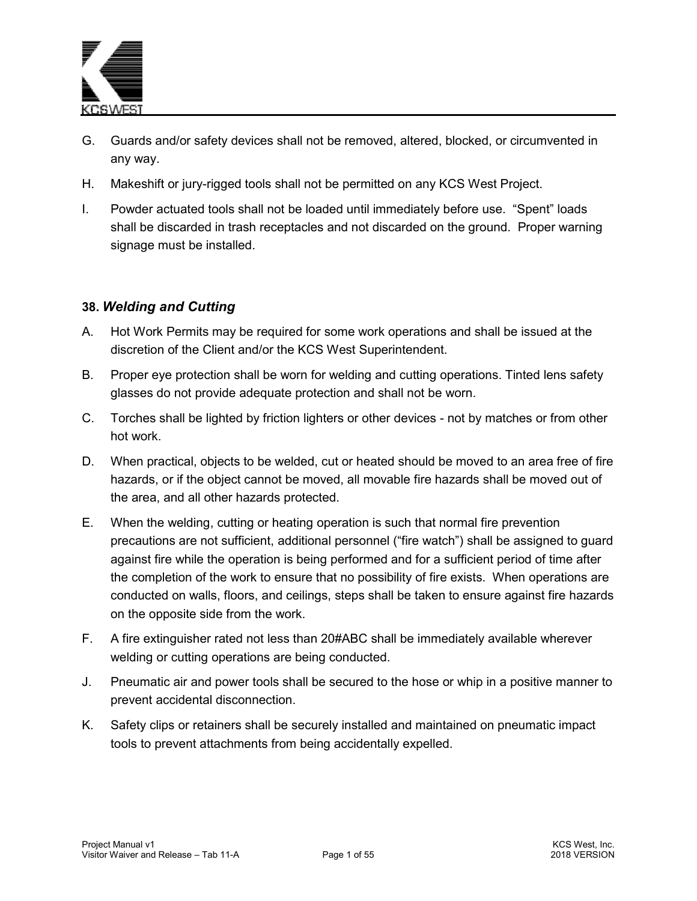G. Guards and/or safety devices shall not be removed, altered, blocked, or circumvented in any way.

H. Makeshift or jury-rigged tools shall not be permitted on any KCS West Project.

I. Powder actuated tools shall not be loaded until immediately before use. "Spent" loads shall be discarded in trash receptacles and not discarded on the ground. Proper warning signage must be installed.

### 38. *Welding and Cutting*

A. Hot Work Permits may be required for some work operations and shall be issued at the discretion of the Client and/or the KCS West Superintendent.

B. Proper eye protection shall be worn for welding and cutting operations. Tinted lens safety glasses do not provide adequate protection and shall not be worn.

C. Torches shall be lighted by friction lighters or other devices - not by matches or from other hot work.

D. When practical, objects to be welded, cut or heated should be moved to an area free of fire hazards, or if the object cannot be moved, all movable fire hazards shall be moved out of the area, and all other hazards protected.

E. When the welding, cutting or heating operation is such that normal fire prevention precautions are not sufficient, additional personnel ("fire watch") shall be assigned to guard against fire while the operation is being performed and for a sufficient period of time after the completion of the work to ensure that no possibility of fire exists. When operations are conducted on walls, floors, and ceilings, steps shall be taken to ensure against fire hazards on the opposite side from the work.

F. A fire extinguisher rated not less than 20#ABC shall be immediately available wherever welding or cutting operations are being conducted.

J. Pneumatic air and power tools shall be secured to the hose or whip in a positive manner to prevent accidental disconnection.

K. Safety clips or retainers shall be securely installed and maintained on pneumatic impact tools to prevent attachments from being accidentally expelled.